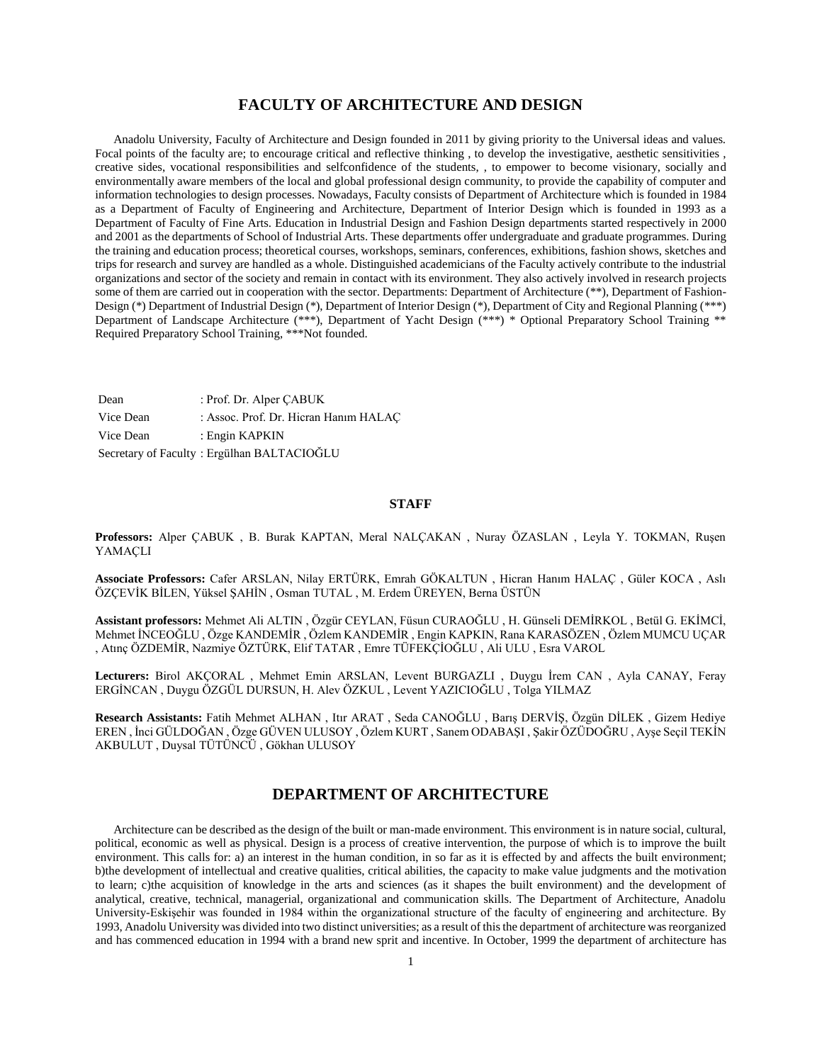# FACULTY OF ARCHITECTURE AND DESIGN

Anadolu University, Faculty of Architecture and Design founded in 2011 by giving priority to the Universal ideas and values. Focal points of the faculty are; to encourage critical and reflective thinking , to develop the investigative, aesthetic sensitivities , creative sides, vocational responsibilities and selfconfidence of the students, , to empower to become visionary, socially and environmentally aware members of the local and global professional design community, to provide the capability of computer and information technologies to design processes. Nowadays, Faculty consists of Department of Architecture which is founded in 1984 as a Department of Faculty of Engineering and Architecture, Department of Interior Design which is founded in 1993 as a Department of Faculty of Fine Arts. Education in Industrial Design and Fashion Design departments started respectively in 2000 and 2001 as the departments of School of Industrial Arts. These departments offer undergraduate and graduate programmes. During the training and education process; theoretical courses, workshops, seminars, conferences, exhibitions, fashion shows, sketches and trips for research and survey are handled as a whole. Distinguished academicians of the Faculty actively contribute to the industrial organizations and sector of the society and remain in contact with its environment. They also actively involved in research projects some of them are carried out in cooperation with the sector. Departments: Department of Architecture (**), Department of Fashion-Design (*) Department of Industrial Design (*), Department of Interior Design (*), Department of City and Regional Planning (***) Department of Landscape Architecture (***), Department of Yacht Design (***) * Optional Preparatory School Training ** Required Preparatory School Training, ***Not founded.

Dean : Prof. Dr. Alper ÇABUK
Vice Dean : Assoc. Prof. Dr. Hicran Hanım HALAÇ
Vice Dean : Engin KAPKIN
Secretary of Faculty : Ergülhan BALTACIOĞLU

## STAFF

**Professors:** Alper ÇABUK , B. Burak KAPTAN, Meral NALÇAKAN , Nuray ÖZASLAN , Leyla Y. TOKMAN, Ruşen YAMAÇLI

**Associate Professors:** Cafer ARSLAN, Nilay ERTÜRK, Emrah GÖKALTUN , Hicran Hanım HALAÇ , Güler KOCA , Aslı ÖZÇEVİK BİLEN, Yüksel ŞAHİN , Osman TUTAL , M. Erdem ÜREYEN, Berna ÜSTÜN

**Assistant professors:** Mehmet Ali ALTIN , Özgür CEYLAN, Füsun CURAOĞLU , H. Günseli DEMİRKOL , Betül G. EKİMCİ, Mehmet İNCEOĞLU , Özge KANDEMİR , Özlem KANDEMİR , Engin KAPKIN, Rana KARASÖZEN , Özlem MUMCU UÇAR , Atınç ÖZDEMİR, Nazmiye ÖZTÜRK, Elif TATAR , Emre TÜFEKÇİOĞLU , Ali ULU , Esra VAROL

**Lecturers:** Birol AKÇORAL , Mehmet Emin ARSLAN, Levent BURGAZLI , Duygu İrem CAN , Ayla CANAY, Feray ERGİNCAN , Duygu ÖZGÜL DURSUN, H. Alev ÖZKUL , Levent YAZICIOĞLU , Tolga YILMAZ

**Research Assistants:** Fatih Mehmet ALHAN , Itır ARAT , Seda CANOĞLU , Barış DERVİŞ, Özgün DİLEK , Gizem Hediye EREN , İnci GÜLDOĞAN , Özge GÜVEN ULUSOY , Özlem KURT , Sanem ODABAŞI , Şakir ÖZÜDOĞRU , Ayşe Seçil TEKİN AKBULUT , Duysal TÜTÜNCÜ , Gökhan ULUSOY

# DEPARTMENT OF ARCHITECTURE

Architecture can be described as the design of the built or man-made environment. This environment is in nature social, cultural, political, economic as well as physical. Design is a process of creative intervention, the purpose of which is to improve the built environment. This calls for: a) an interest in the human condition, in so far as it is effected by and affects the built environment; b)the development of intellectual and creative qualities, critical abilities, the capacity to make value judgments and the motivation to learn; c)the acquisition of knowledge in the arts and sciences (as it shapes the built environment) and the development of analytical, creative, technical, managerial, organizational and communication skills. The Department of Architecture, Anadolu University-Eskişehir was founded in 1984 within the organizational structure of the faculty of engineering and architecture. By 1993, Anadolu University was divided into two distinct universities; as a result of this the department of architecture was reorganized and has commenced education in 1994 with a brand new sprit and incentive. In October, 1999 the department of architecture has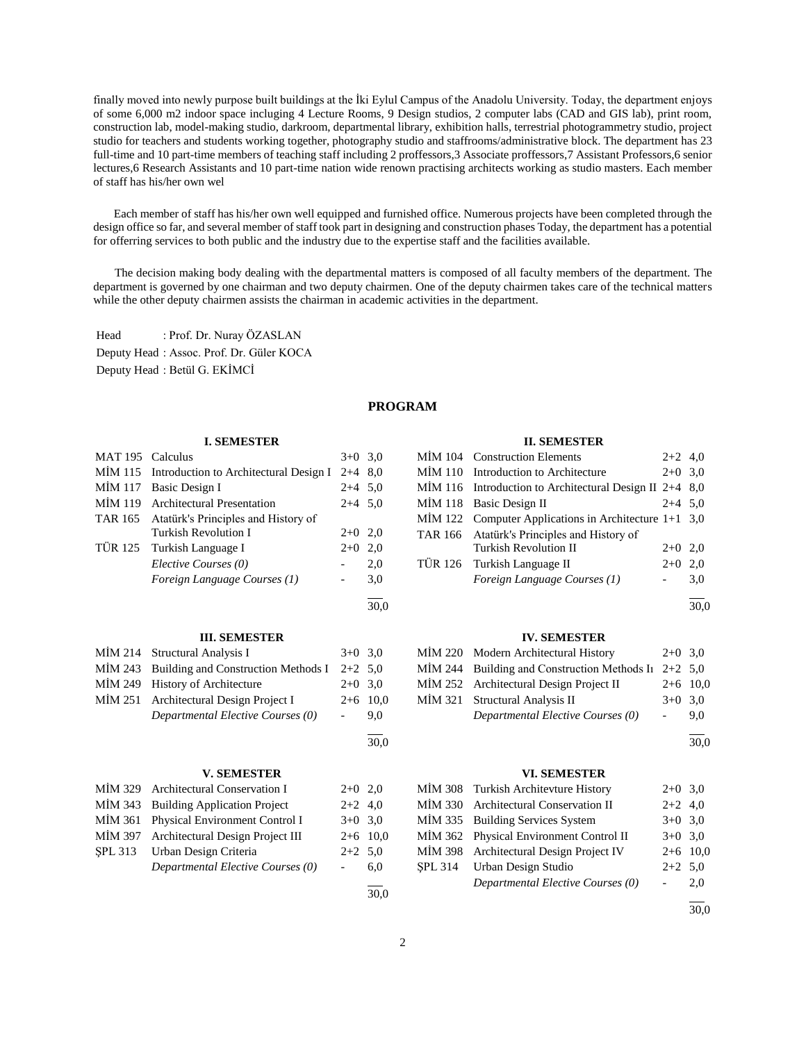finally moved into newly purpose built buildings at the İki Eylul Campus of the Anadolu University. Today, the department enjoys of some 6,000 m2 indoor space incluging 4 Lecture Rooms, 9 Design studios, 2 computer labs (CAD and GIS lab), print room, construction lab, model-making studio, darkroom, departmental library, exhibition halls, terrestrial photogrammetry studio, project studio for teachers and students working together, photography studio and staffrooms/administrative block. The department has 23 full-time and 10 part-time members of teaching staff including 2 proffessors,3 Associate proffessors,7 Assistant Professors,6 senior lectures,6 Research Assistants and 10 part-time nation wide renown practising architects working as studio masters. Each member of staff has his/her own wel

Each member of staff has his/her own well equipped and furnished office. Numerous projects have been completed through the design office so far, and several member of staff took part in designing and construction phases Today, the department has a potential for offerring services to both public and the industry due to the expertise staff and the facilities available.

The decision making body dealing with the departmental matters is composed of all faculty members of the department. The department is governed by one chairman and two deputy chairmen. One of the deputy chairmen takes care of the technical matters while the other deputy chairmen assists the chairman in academic activities in the department.

Head : Prof. Dr. Nuray ÖZASLAN
Deputy Head : Assoc. Prof. Dr. Güler KOCA
Deputy Head : Betül G. EKİMCİ

## PROGRAM

### I. SEMESTER

| | | | |
|---|---|---|---|
| MAT 195 | Calculus | 3+0 | 3,0 |
| MİM 115 | Introduction to Architectural Design I | 2+4 | 8,0 |
| MİM 117 | Basic Design I | 2+4 | 5,0 |
| MİM 119 | Architectural Presentation | 2+4 | 5,0 |
| TAR 165 | Atatürk's Principles and History of Turkish Revolution I | 2+0 | 2,0 |
| TÜR 125 | Turkish Language I | 2+0 | 2,0 |
| | *Elective Courses (0)* | - | 2,0 |
| | *Foreign Language Courses (1)* | - | 3,0 |
| | | | 30,0 |

### II. SEMESTER

| | | | |
|---|---|---|---|
| MİM 104 | Construction Elements | 2+2 | 4,0 |
| MİM 110 | Introduction to Architecture | 2+0 | 3,0 |
| MİM 116 | Introduction to Architectural Design II | 2+4 | 8,0 |
| MİM 118 | Basic Design II | 2+4 | 5,0 |
| MİM 122 | Computer Applications in Architecture | 1+1 | 3,0 |
| TAR 166 | Atatürk's Principles and History of Turkish Revolution II | 2+0 | 2,0 |
| TÜR 126 | Turkish Language II | 2+0 | 2,0 |
| | *Foreign Language Courses (1)* | - | 3,0 |
| | | | 30,0 |

### III. SEMESTER

| | | | |
|---|---|---|---|
| MİM 214 | Structural Analysis I | 3+0 | 3,0 |
| MİM 243 | Building and Construction Methods I | 2+2 | 5,0 |
| MİM 249 | History of Architecture | 2+0 | 3,0 |
| MİM 251 | Architectural Design Project I | 2+6 | 10,0 |
| | *Departmental Elective Courses (0)* | - | 9,0 |
| | | | 30,0 |

### IV. SEMESTER

| | | | |
|---|---|---|---|
| MİM 220 | Modern Architectural History | 2+0 | 3,0 |
| MİM 244 | Building and Construction Methods Iı | 2+2 | 5,0 |
| MİM 252 | Architectural Design Project II | 2+6 | 10,0 |
| MİM 321 | Structural Analysis II | 3+0 | 3,0 |
| | *Departmental Elective Courses (0)* | - | 9,0 |
| | | | 30,0 |

### V. SEMESTER

| | | | |
|---|---|---|---|
| MİM 329 | Architectural Conservation I | 2+0 | 2,0 |
| MİM 343 | Building Application Project | 2+2 | 4,0 |
| MİM 361 | Physical Environment Control I | 3+0 | 3,0 |
| MİM 397 | Architectural Design Project III | 2+6 | 10,0 |
| ŞPL 313 | Urban Design Criteria | 2+2 | 5,0 |
| | *Departmental Elective Courses (0)* | - | 6,0 |
| | | | 30,0 |

### VI. SEMESTER

| | | | |
|---|---|---|---|
| MİM 308 | Turkish Architevture History | 2+0 | 3,0 |
| MİM 330 | Architectural Conservation II | 2+2 | 4,0 |
| MİM 335 | Building Services System | 3+0 | 3,0 |
| MİM 362 | Physical Environment Control II | 3+0 | 3,0 |
| MİM 398 | Architectural Design Project IV | 2+6 | 10,0 |
| ŞPL 314 | Urban Design Studio | 2+2 | 5,0 |
| | *Departmental Elective Courses (0)* | - | 2,0 |
| | | | 30,0 |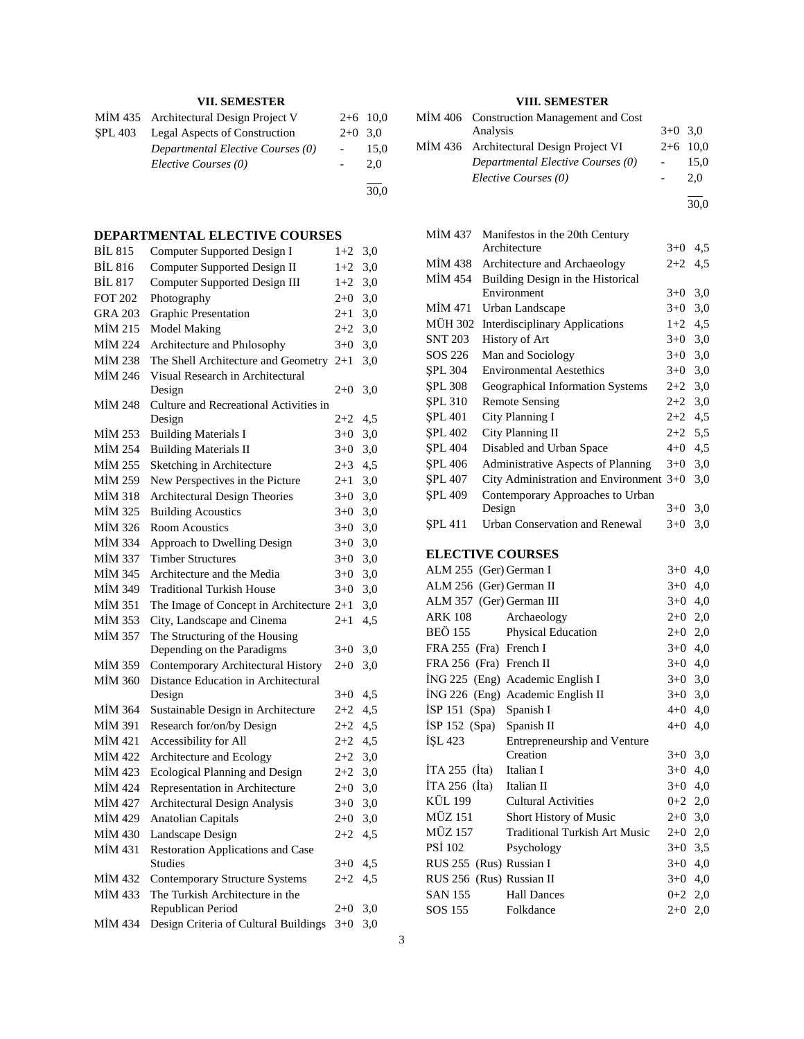### VII. SEMESTER

| | | | |
|---|---|---|---|
| MİM 435 | Architectural Design Project V | 2+6 | 10,0 |
| ŞPL 403 | Legal Aspects of Construction | 2+0 | 3,0 |
| | *Departmental Elective Courses (0)* | - | 15,0 |
| | *Elective Courses (0)* | - | 2,0 |
| | | | 30,0 |

### VIII. SEMESTER

| | | | |
|---|---|---|---|
| MİM 406 | Construction Management and Cost Analysis | 3+0 | 3,0 |
| MİM 436 | Architectural Design Project VI | 2+6 | 10,0 |
| | *Departmental Elective Courses (0)* | - | 15,0 |
| | *Elective Courses (0)* | - | 2,0 |
| | | | 30,0 |

### DEPARTMENTAL ELECTIVE COURSES

| | | | |
|---|---|---|---|
| BİL 815 | Computer Supported Design I | 1+2 | 3,0 |
| BİL 816 | Computer Supported Design II | 1+2 | 3,0 |
| BİL 817 | Computer Supported Design III | 1+2 | 3,0 |
| FOT 202 | Photography | 2+0 | 3,0 |
| GRA 203 | Graphic Presentation | 2+1 | 3,0 |
| MİM 215 | Model Making | 2+2 | 3,0 |
| MİM 224 | Architecture and Phılosophy | 3+0 | 3,0 |
| MİM 238 | The Shell Architecture and Geometry | 2+1 | 3,0 |
| MİM 246 | Visual Research in Architectural Design | 2+0 | 3,0 |
| MİM 248 | Culture and Recreational Activities in Design | 2+2 | 4,5 |
| MİM 253 | Building Materials I | 3+0 | 3,0 |
| MİM 254 | Building Materials II | 3+0 | 3,0 |
| MİM 255 | Sketching in Architecture | 2+3 | 4,5 |
| MİM 259 | New Perspectives in the Picture | 2+1 | 3,0 |
| MİM 318 | Architectural Design Theories | 3+0 | 3,0 |
| MİM 325 | Building Acoustics | 3+0 | 3,0 |
| MİM 326 | Room Acoustics | 3+0 | 3,0 |
| MİM 334 | Approach to Dwelling Design | 3+0 | 3,0 |
| MİM 337 | Timber Structures | 3+0 | 3,0 |
| MİM 345 | Architecture and the Media | 3+0 | 3,0 |
| MİM 349 | Traditional Turkish House | 3+0 | 3,0 |
| MİM 351 | The Image of Concept in Architecture | 2+1 | 3,0 |
| MİM 353 | City, Landscape and Cinema | 2+1 | 4,5 |
| MİM 357 | The Structuring of the Housing Depending on the Paradigms | 3+0 | 3,0 |
| MİM 359 | Contemporary Architectural History | 2+0 | 3,0 |
| MİM 360 | Distance Education in Architectural Design | 3+0 | 4,5 |
| MİM 364 | Sustainable Design in Architecture | 2+2 | 4,5 |
| MİM 391 | Research for/on/by Design | 2+2 | 4,5 |
| MİM 421 | Accessibility for All | 2+2 | 4,5 |
| MİM 422 | Architecture and Ecology | 2+2 | 3,0 |
| MİM 423 | Ecological Planning and Design | 2+2 | 3,0 |
| MİM 424 | Representation in Architecture | 2+0 | 3,0 |
| MİM 427 | Architectural Design Analysis | 3+0 | 3,0 |
| MİM 429 | Anatolian Capitals | 2+0 | 3,0 |
| MİM 430 | Landscape Design | 2+2 | 4,5 |
| MİM 431 | Restoration Applications and Case Studies | 3+0 | 4,5 |
| MİM 432 | Contemporary Structure Systems | 2+2 | 4,5 |
| MİM 433 | The Turkish Architecture in the Republican Period | 2+0 | 3,0 |
| MİM 434 | Design Criteria of Cultural Buildings | 3+0 | 3,0 |
| MİM 437 | Manifestos in the 20th Century Architecture | 3+0 | 4,5 |
| MİM 438 | Architecture and Archaeology | 2+2 | 4,5 |
| MİM 454 | Building Design in the Historical Environment | 3+0 | 3,0 |
| MİM 471 | Urban Landscape | 3+0 | 3,0 |
| MÜH 302 | Interdisciplinary Applications | 1+2 | 4,5 |
| SNT 203 | History of Art | 3+0 | 3,0 |
| SOS 226 | Man and Sociology | 3+0 | 3,0 |
| ŞPL 304 | Environmental Aestethics | 3+0 | 3,0 |
| ŞPL 308 | Geographical Information Systems | 2+2 | 3,0 |
| ŞPL 310 | Remote Sensing | 2+2 | 3,0 |
| ŞPL 401 | City Planning I | 2+2 | 4,5 |
| ŞPL 402 | City Planning II | 2+2 | 5,5 |
| ŞPL 404 | Disabled and Urban Space | 4+0 | 4,5 |
| ŞPL 406 | Administrative Aspects of Planning | 3+0 | 3,0 |
| ŞPL 407 | City Administration and Environment | 3+0 | 3,0 |
| ŞPL 409 | Contemporary Approaches to Urban Design | 3+0 | 3,0 |
| ŞPL 411 | Urban Conservation and Renewal | 3+0 | 3,0 |

### ELECTIVE COURSES

| | | | |
|---|---|---|---|
| ALM 255 (Ger) | German I | 3+0 | 4,0 |
| ALM 256 (Ger) | German II | 3+0 | 4,0 |
| ALM 357 (Ger) | German III | 3+0 | 4,0 |
| ARK 108 | Archaeology | 2+0 | 2,0 |
| BEÖ 155 | Physical Education | 2+0 | 2,0 |
| FRA 255 (Fra) | French I | 3+0 | 4,0 |
| FRA 256 (Fra) | French II | 3+0 | 4,0 |
| İNG 225 (Eng) | Academic English I | 3+0 | 3,0 |
| İNG 226 (Eng) | Academic English II | 3+0 | 3,0 |
| İSP 151 (Spa) | Spanish I | 4+0 | 4,0 |
| İSP 152 (Spa) | Spanish II | 4+0 | 4,0 |
| İŞL 423 | Entrepreneurship and Venture Creation | 3+0 | 3,0 |
| İTA 255 (İta) | Italian I | 3+0 | 4,0 |
| İTA 256 (İta) | Italian II | 3+0 | 4,0 |
| KÜL 199 | Cultural Activities | 0+2 | 2,0 |
| MÜZ 151 | Short History of Music | 2+0 | 3,0 |
| MÜZ 157 | Traditional Turkish Art Music | 2+0 | 2,0 |
| PSİ 102 | Psychology | 3+0 | 3,5 |
| RUS 255 (Rus) | Russian I | 3+0 | 4,0 |
| RUS 256 (Rus) | Russian II | 3+0 | 4,0 |
| SAN 155 | Hall Dances | 0+2 | 2,0 |
| SOS 155 | Folkdance | 2+0 | 2,0 |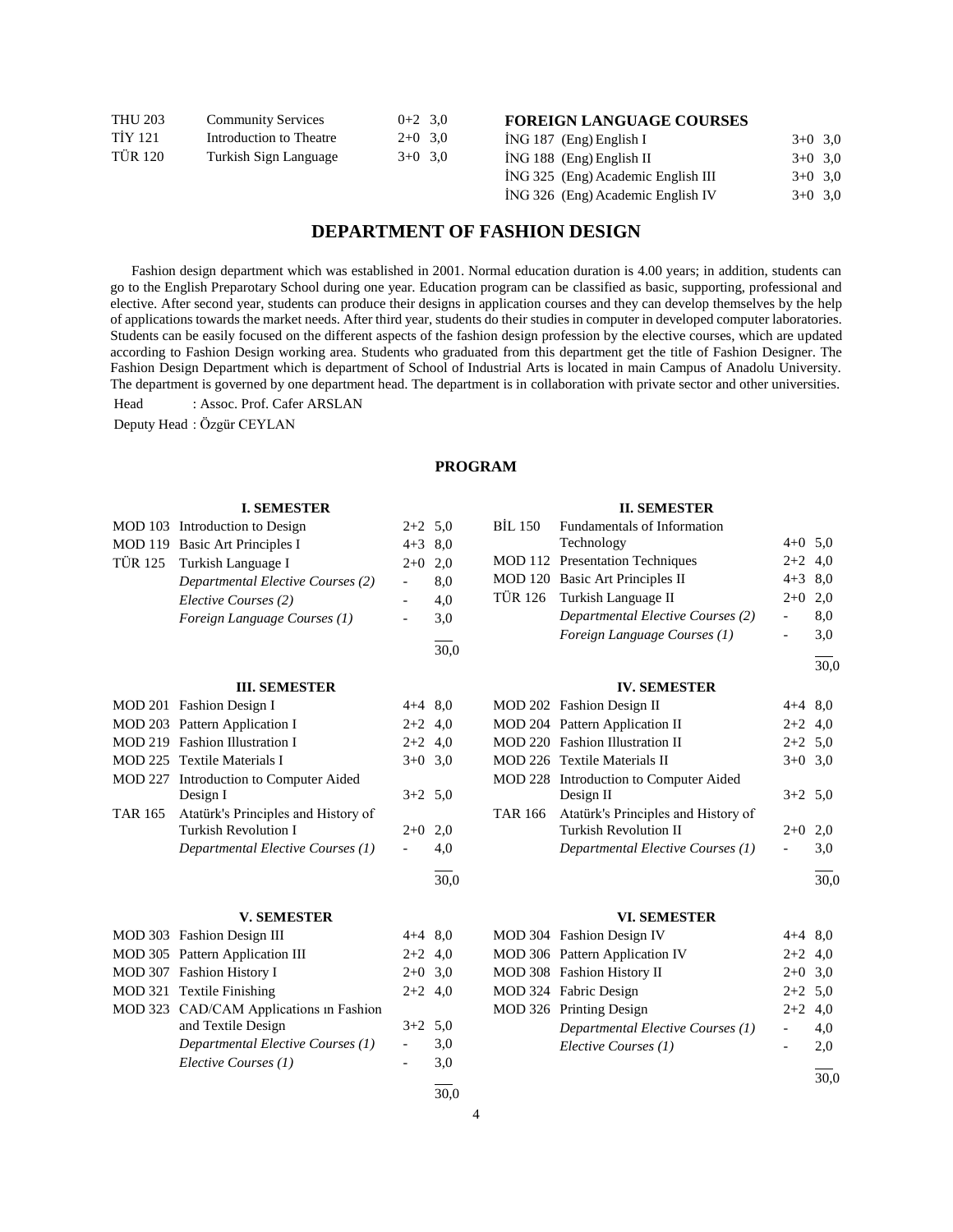| | | | |
|---|---|---|---|
| THU 203 | Community Services | 0+2 | 3,0 |
| TİY 121 | Introduction to Theatre | 2+0 | 3,0 |
| TÜR 120 | Turkish Sign Language | 3+0 | 3,0 |

**FOREIGN LANGUAGE COURSES**

| | | | |
|---|---|---|---|
| İNG 187 | (Eng) English I | 3+0 | 3,0 |
| İNG 188 | (Eng) English II | 3+0 | 3,0 |
| İNG 325 | (Eng) Academic English III | 3+0 | 3,0 |
| İNG 326 | (Eng) Academic English IV | 3+0 | 3,0 |

## DEPARTMENT OF FASHION DESIGN

Fashion design department which was established in 2001. Normal education duration is 4.00 years; in addition, students can go to the English Preparotary School during one year. Education program can be classified as basic, supporting, professional and elective. After second year, students can produce their designs in application courses and they can develop themselves by the help of applications towards the market needs. After third year, students do their studies in computer in developed computer laboratories. Students can be easily focused on the different aspects of the fashion design profession by the elective courses, which are updated according to Fashion Design working area. Students who graduated from this department get the title of Fashion Designer. The Fashion Design Department which is department of School of Industrial Arts is located in main Campus of Anadolu University. The department is governed by one department head. The department is in collaboration with private sector and other universities.

Head : Assoc. Prof. Cafer ARSLAN

Deputy Head : Özgür CEYLAN

### PROGRAM

**I. SEMESTER**

| | | | |
|---|---|---|---|
| MOD 103 | Introduction to Design | 2+2 | 5,0 |
| MOD 119 | Basic Art Principles I | 4+3 | 8,0 |
| TÜR 125 | Turkish Language I | 2+0 | 2,0 |
| | *Departmental Elective Courses (2)* | - | 8,0 |
| | *Elective Courses (2)* | - | 4,0 |
| | *Foreign Language Courses (1)* | - | 3,0 |
| | | | 30,0 |

**II. SEMESTER**

| | | | |
|---|---|---|---|
| BİL 150 | Fundamentals of Information Technology | 4+0 | 5,0 |
| MOD 112 | Presentation Techniques | 2+2 | 4,0 |
| MOD 120 | Basic Art Principles II | 4+3 | 8,0 |
| TÜR 126 | Turkish Language II | 2+0 | 2,0 |
| | *Departmental Elective Courses (2)* | - | 8,0 |
| | *Foreign Language Courses (1)* | - | 3,0 |
| | | | 30,0 |

**III. SEMESTER**

| | | | |
|---|---|---|---|
| MOD 201 | Fashion Design I | 4+4 | 8,0 |
| MOD 203 | Pattern Application I | 2+2 | 4,0 |
| MOD 219 | Fashion Illustration I | 2+2 | 4,0 |
| MOD 225 | Textile Materials I | 3+0 | 3,0 |
| MOD 227 | Introduction to Computer Aided Design I | 3+2 | 5,0 |
| TAR 165 | Atatürk's Principles and History of Turkish Revolution I | 2+0 | 2,0 |
| | *Departmental Elective Courses (1)* | - | 4,0 |
| | | | 30,0 |

**IV. SEMESTER**

| | | | |
|---|---|---|---|
| MOD 202 | Fashion Design II | 4+4 | 8,0 |
| MOD 204 | Pattern Application II | 2+2 | 4,0 |
| MOD 220 | Fashion Illustration II | 2+2 | 5,0 |
| MOD 226 | Textile Materials II | 3+0 | 3,0 |
| MOD 228 | Introduction to Computer Aided Design II | 3+2 | 5,0 |
| TAR 166 | Atatürk's Principles and History of Turkish Revolution II | 2+0 | 2,0 |
| | *Departmental Elective Courses (1)* | - | 3,0 |
| | | | 30,0 |

**V. SEMESTER**

| | | | |
|---|---|---|---|
| MOD 303 | Fashion Design III | 4+4 | 8,0 |
| MOD 305 | Pattern Application III | 2+2 | 4,0 |
| MOD 307 | Fashion History I | 2+0 | 3,0 |
| MOD 321 | Textile Finishing | 2+2 | 4,0 |
| MOD 323 | CAD/CAM Applications ın Fashion and Textile Design | 3+2 | 5,0 |
| | *Departmental Elective Courses (1)* | - | 3,0 |
| | *Elective Courses (1)* | - | 3,0 |
| | | | 30,0 |

**VI. SEMESTER**

| | | | |
|---|---|---|---|
| MOD 304 | Fashion Design IV | 4+4 | 8,0 |
| MOD 306 | Pattern Application IV | 2+2 | 4,0 |
| MOD 308 | Fashion History II | 2+0 | 3,0 |
| MOD 324 | Fabric Design | 2+2 | 5,0 |
| MOD 326 | Printing Design | 2+2 | 4,0 |
| | *Departmental Elective Courses (1)* | - | 4,0 |
| | *Elective Courses (1)* | - | 2,0 |
| | | | 30,0 |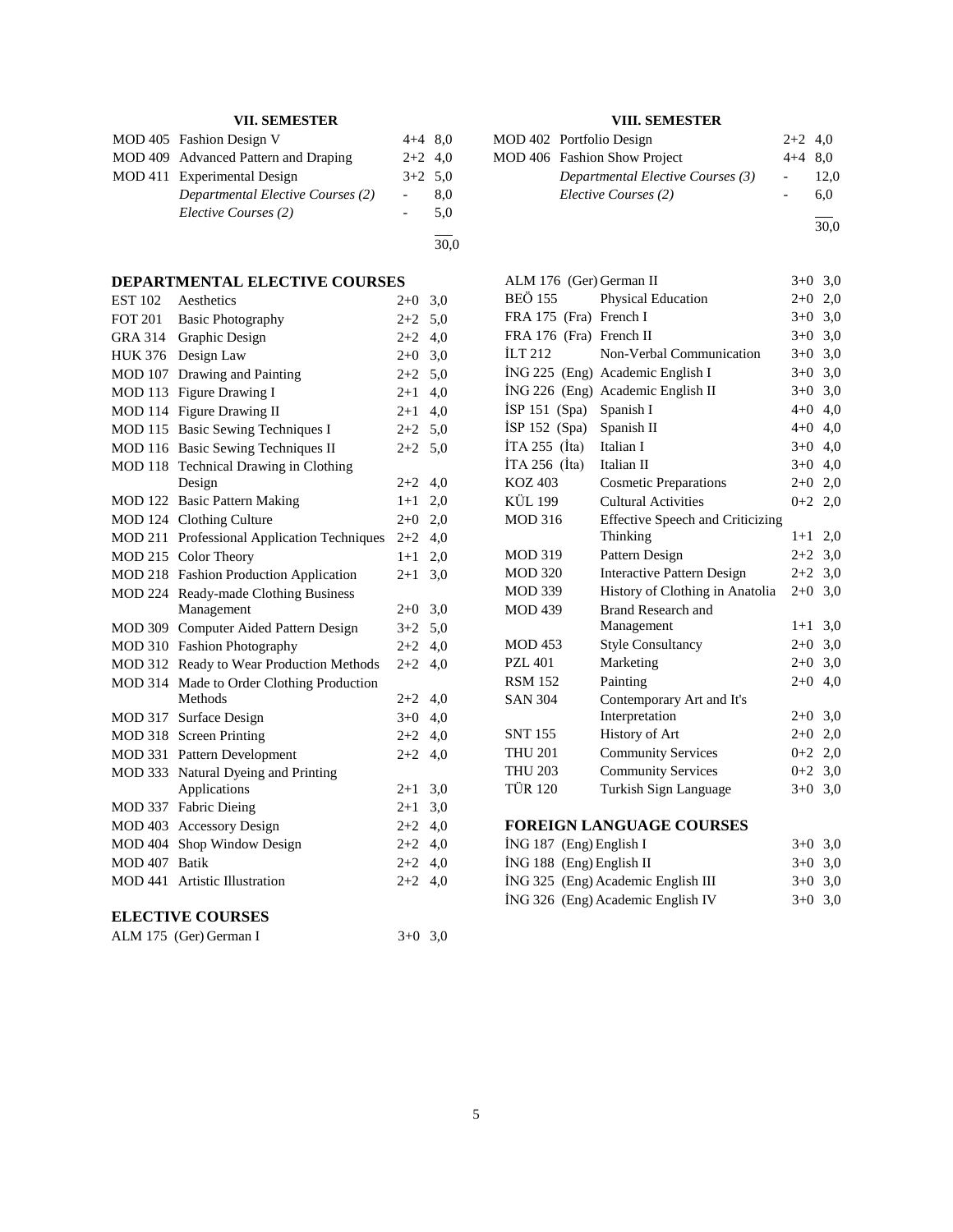### VII. SEMESTER

| | | | |
|---|---|---|---|
| MOD 405 | Fashion Design V | 4+4 | 8,0 |
| MOD 409 | Advanced Pattern and Draping | 2+2 | 4,0 |
| MOD 411 | Experimental Design | 3+2 | 5,0 |
| | *Departmental Elective Courses (2)* | - | 8,0 |
| | *Elective Courses (2)* | - | 5,0 |
| | | | 30,0 |

### VIII. SEMESTER

| | | | |
|---|---|---|---|
| MOD 402 | Portfolio Design | 2+2 | 4,0 |
| MOD 406 | Fashion Show Project | 4+4 | 8,0 |
| | *Departmental Elective Courses (3)* | - | 12,0 |
| | *Elective Courses (2)* | - | 6,0 |
| | | | 30,0 |

### DEPARTMENTAL ELECTIVE COURSES

| | | | |
|---|---|---|---|
| EST 102 | Aesthetics | 2+0 | 3,0 |
| FOT 201 | Basic Photography | 2+2 | 5,0 |
| GRA 314 | Graphic Design | 2+2 | 4,0 |
| HUK 376 | Design Law | 2+0 | 3,0 |
| MOD 107 | Drawing and Painting | 2+2 | 5,0 |
| MOD 113 | Figure Drawing I | 2+1 | 4,0 |
| MOD 114 | Figure Drawing II | 2+1 | 4,0 |
| MOD 115 | Basic Sewing Techniques I | 2+2 | 5,0 |
| MOD 116 | Basic Sewing Techniques II | 2+2 | 5,0 |
| MOD 118 | Technical Drawing in Clothing Design | 2+2 | 4,0 |
| MOD 122 | Basic Pattern Making | 1+1 | 2,0 |
| MOD 124 | Clothing Culture | 2+0 | 2,0 |
| MOD 211 | Professional Application Techniques | 2+2 | 4,0 |
| MOD 215 | Color Theory | 1+1 | 2,0 |
| MOD 218 | Fashion Production Application | 2+1 | 3,0 |
| MOD 224 | Ready-made Clothing Business Management | 2+0 | 3,0 |
| MOD 309 | Computer Aided Pattern Design | 3+2 | 5,0 |
| MOD 310 | Fashion Photography | 2+2 | 4,0 |
| MOD 312 | Ready to Wear Production Methods | 2+2 | 4,0 |
| MOD 314 | Made to Order Clothing Production Methods | 2+2 | 4,0 |
| MOD 317 | Surface Design | 3+0 | 4,0 |
| MOD 318 | Screen Printing | 2+2 | 4,0 |
| MOD 331 | Pattern Development | 2+2 | 4,0 |
| MOD 333 | Natural Dyeing and Printing Applications | 2+1 | 3,0 |
| MOD 337 | Fabric Dieing | 2+1 | 3,0 |
| MOD 403 | Accessory Design | 2+2 | 4,0 |
| MOD 404 | Shop Window Design | 2+2 | 4,0 |
| MOD 407 | Batik | 2+2 | 4,0 |
| MOD 441 | Artistic Illustration | 2+2 | 4,0 |

### ELECTIVE COURSES

| | | | |
|---|---|---|---|
| ALM 175 (Ger) | German I | 3+0 | 3,0 |
| ALM 176 (Ger) | German II | 3+0 | 3,0 |
| BEÖ 155 | Physical Education | 2+0 | 2,0 |
| FRA 175 (Fra) | French I | 3+0 | 3,0 |
| FRA 176 (Fra) | French II | 3+0 | 3,0 |
| İLT 212 | Non-Verbal Communication | 3+0 | 3,0 |
| İNG 225 (Eng) | Academic English I | 3+0 | 3,0 |
| İNG 226 (Eng) | Academic English II | 3+0 | 3,0 |
| İSP 151 (Spa) | Spanish I | 4+0 | 4,0 |
| İSP 152 (Spa) | Spanish II | 4+0 | 4,0 |
| İTA 255 (İta) | Italian I | 3+0 | 4,0 |
| İTA 256 (İta) | Italian II | 3+0 | 4,0 |
| KOZ 403 | Cosmetic Preparations | 2+0 | 2,0 |
| KÜL 199 | Cultural Activities | 0+2 | 2,0 |
| MOD 316 | Effective Speech and Criticizing Thinking | 1+1 | 2,0 |
| MOD 319 | Pattern Design | 2+2 | 3,0 |
| MOD 320 | Interactive Pattern Design | 2+2 | 3,0 |
| MOD 339 | History of Clothing in Anatolia | 2+0 | 3,0 |
| MOD 439 | Brand Research and Management | 1+1 | 3,0 |
| MOD 453 | Style Consultancy | 2+0 | 3,0 |
| PZL 401 | Marketing | 2+0 | 3,0 |
| RSM 152 | Painting | 2+0 | 4,0 |
| SAN 304 | Contemporary Art and It's Interpretation | 2+0 | 3,0 |
| SNT 155 | History of Art | 2+0 | 2,0 |
| THU 201 | Community Services | 0+2 | 2,0 |
| THU 203 | Community Services | 0+2 | 3,0 |
| TÜR 120 | Turkish Sign Language | 3+0 | 3,0 |

### FOREIGN LANGUAGE COURSES

| | | | |
|---|---|---|---|
| İNG 187 (Eng) | English I | 3+0 | 3,0 |
| İNG 188 (Eng) | English II | 3+0 | 3,0 |
| İNG 325 (Eng) | Academic English III | 3+0 | 3,0 |
| İNG 326 (Eng) | Academic English IV | 3+0 | 3,0 |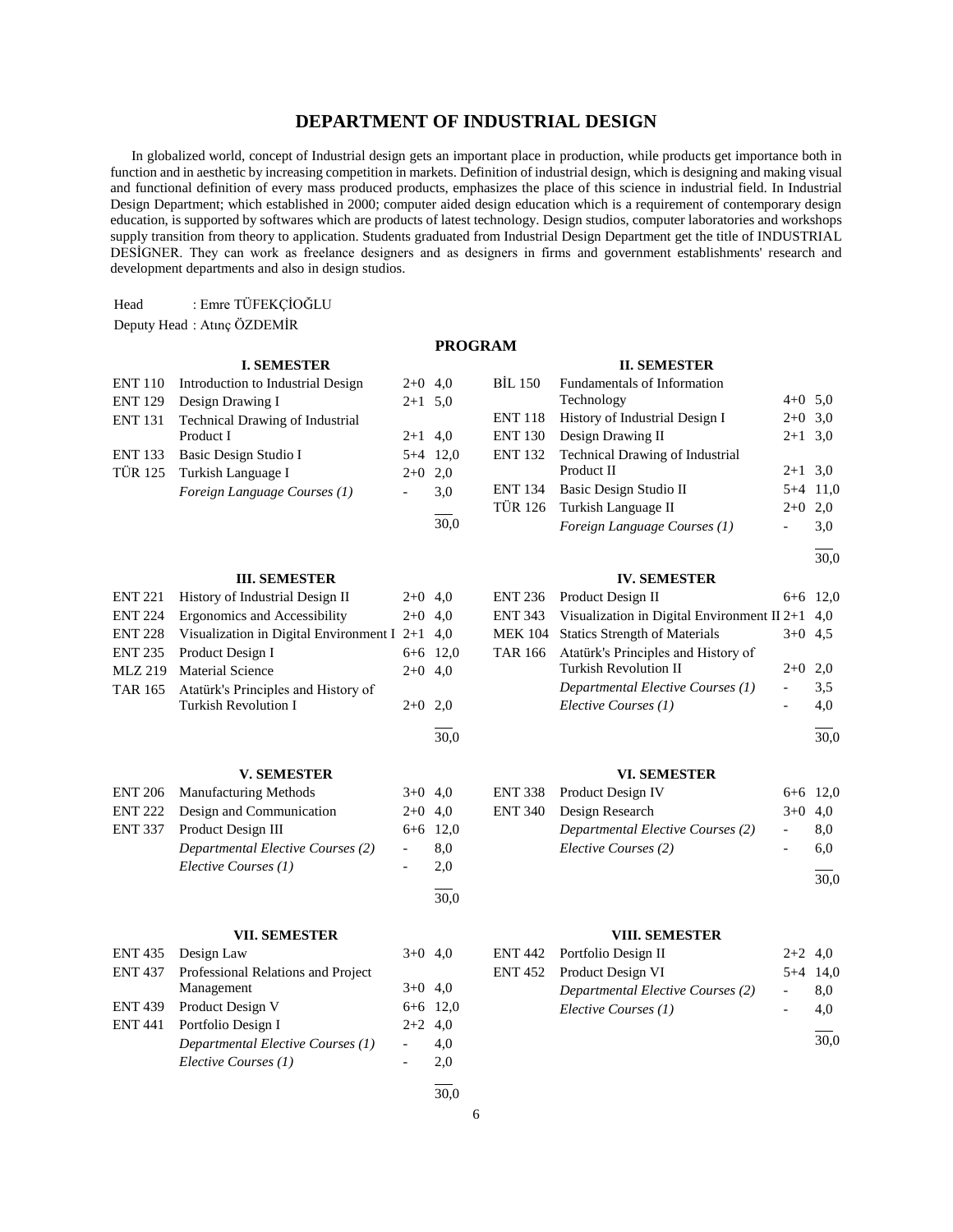# DEPARTMENT OF INDUSTRIAL DESIGN

In globalized world, concept of Industrial design gets an important place in production, while products get importance both in function and in aesthetic by increasing competition in markets. Definition of industrial design, which is designing and making visual and functional definition of every mass produced products, emphasizes the place of this science in industrial field. In Industrial Design Department; which established in 2000; computer aided design education which is a requirement of contemporary design education, is supported by softwares which are products of latest technology. Design studios, computer laboratories and workshops supply transition from theory to application. Students graduated from Industrial Design Department get the title of INDUSTRIAL DESİGNER. They can work as freelance designers and as designers in firms and government establishments' research and development departments and also in design studios.

Head : Emre TÜFEKÇİOĞLU

Deputy Head : Atınç ÖZDEMİR

## PROGRAM

### I. SEMESTER

| Code | Course | Hours | Credits |
|---|---|---|---|
| ENT 110 | Introduction to Industrial Design | 2+0 | 4,0 |
| ENT 129 | Design Drawing I | 2+1 | 5,0 |
| ENT 131 | Technical Drawing of Industrial Product I | 2+1 | 4,0 |
| ENT 133 | Basic Design Studio I | 5+4 | 12,0 |
| TÜR 125 | Turkish Language I | 2+0 | 2,0 |
| | *Foreign Language Courses (1)* | - | 3,0 |
| | | | 30,0 |

### II. SEMESTER

| Code | Course | Hours | Credits |
|---|---|---|---|
| BİL 150 | Fundamentals of Information Technology | 4+0 | 5,0 |
| ENT 118 | History of Industrial Design I | 2+0 | 3,0 |
| ENT 130 | Design Drawing II | 2+1 | 3,0 |
| ENT 132 | Technical Drawing of Industrial Product II | 2+1 | 3,0 |
| ENT 134 | Basic Design Studio II | 5+4 | 11,0 |
| TÜR 126 | Turkish Language II | 2+0 | 2,0 |
| | *Foreign Language Courses (1)* | - | 3,0 |
| | | | 30,0 |

### III. SEMESTER

| Code | Course | Hours | Credits |
|---|---|---|---|
| ENT 221 | History of Industrial Design II | 2+0 | 4,0 |
| ENT 224 | Ergonomics and Accessibility | 2+0 | 4,0 |
| ENT 228 | Visualization in Digital Environment I | 2+1 | 4,0 |
| ENT 235 | Product Design I | 6+6 | 12,0 |
| MLZ 219 | Material Science | 2+0 | 4,0 |
| TAR 165 | Atatürk's Principles and History of Turkish Revolution I | 2+0 | 2,0 |
| | | | 30,0 |

### IV. SEMESTER

| Code | Course | Hours | Credits |
|---|---|---|---|
| ENT 236 | Product Design II | 6+6 | 12,0 |
| ENT 343 | Visualization in Digital Environment II | 2+1 | 4,0 |
| MEK 104 | Statics Strength of Materials | 3+0 | 4,5 |
| TAR 166 | Atatürk's Principles and History of Turkish Revolution II | 2+0 | 2,0 |
| | *Departmental Elective Courses (1)* | - | 3,5 |
| | *Elective Courses (1)* | - | 4,0 |
| | | | 30,0 |

### V. SEMESTER

| Code | Course | Hours | Credits |
|---|---|---|---|
| ENT 206 | Manufacturing Methods | 3+0 | 4,0 |
| ENT 222 | Design and Communication | 2+0 | 4,0 |
| ENT 337 | Product Design III | 6+6 | 12,0 |
| | *Departmental Elective Courses (2)* | - | 8,0 |
| | *Elective Courses (1)* | - | 2,0 |
| | | | 30,0 |

### VI. SEMESTER

| Code | Course | Hours | Credits |
|---|---|---|---|
| ENT 338 | Product Design IV | 6+6 | 12,0 |
| ENT 340 | Design Research | 3+0 | 4,0 |
| | *Departmental Elective Courses (2)* | - | 8,0 |
| | *Elective Courses (2)* | - | 6,0 |
| | | | 30,0 |

### VII. SEMESTER

| Code | Course | Hours | Credits |
|---|---|---|---|
| ENT 435 | Design Law | 3+0 | 4,0 |
| ENT 437 | Professional Relations and Project Management | 3+0 | 4,0 |
| ENT 439 | Product Design V | 6+6 | 12,0 |
| ENT 441 | Portfolio Design I | 2+2 | 4,0 |
| | *Departmental Elective Courses (1)* | - | 4,0 |
| | *Elective Courses (1)* | - | 2,0 |
| | | | 30,0 |

### VIII. SEMESTER

| Code | Course | Hours | Credits |
|---|---|---|---|
| ENT 442 | Portfolio Design II | 2+2 | 4,0 |
| ENT 452 | Product Design VI | 5+4 | 14,0 |
| | *Departmental Elective Courses (2)* | - | 8,0 |
| | *Elective Courses (1)* | - | 4,0 |
| | | | 30,0 |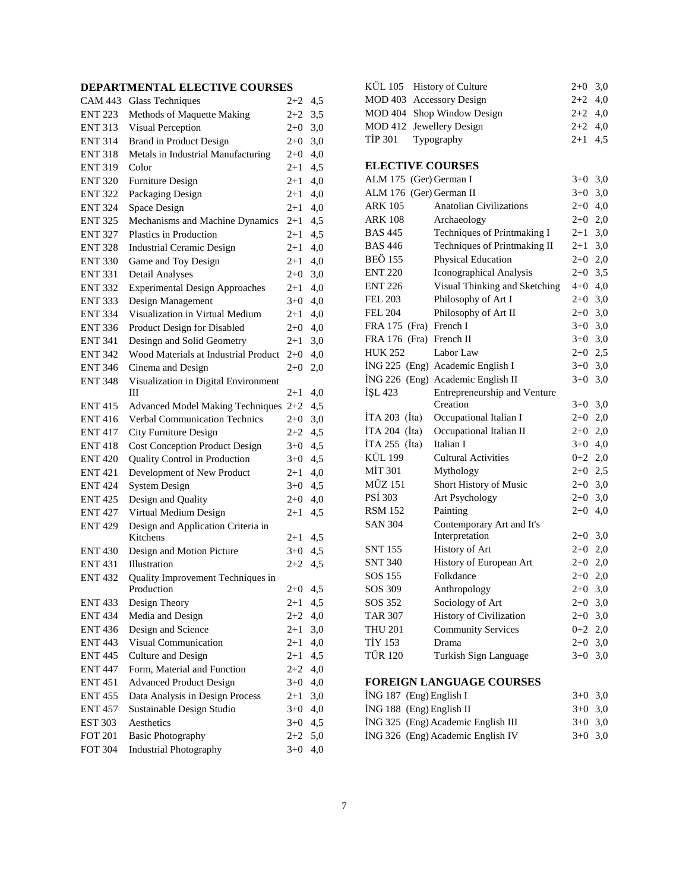## DEPARTMENTAL ELECTIVE COURSES

| Code | Course | Hours | Credit |
|---|---|---|---|
| CAM 443 | Glass Techniques | 2+2 | 4,5 |
| ENT 223 | Methods of Maquette Making | 2+2 | 3,5 |
| ENT 313 | Visual Perception | 2+0 | 3,0 |
| ENT 314 | Brand in Product Design | 2+0 | 3,0 |
| ENT 318 | Metals in Industrial Manufacturing | 2+0 | 4,0 |
| ENT 319 | Color | 2+1 | 4,5 |
| ENT 320 | Furniture Design | 2+1 | 4,0 |
| ENT 322 | Packaging Design | 2+1 | 4,0 |
| ENT 324 | Space Design | 2+1 | 4,0 |
| ENT 325 | Mechanisms and Machine Dynamics | 2+1 | 4,5 |
| ENT 327 | Plastics in Production | 2+1 | 4,5 |
| ENT 328 | Industrial Ceramic Design | 2+1 | 4,0 |
| ENT 330 | Game and Toy Design | 2+1 | 4,0 |
| ENT 331 | Detail Analyses | 2+0 | 3,0 |
| ENT 332 | Experimental Design Approaches | 2+1 | 4,0 |
| ENT 333 | Design Management | 3+0 | 4,0 |
| ENT 334 | Visualization in Virtual Medium | 2+1 | 4,0 |
| ENT 336 | Product Design for Disabled | 2+0 | 4,0 |
| ENT 341 | Desingn and Solid Geometry | 2+1 | 3,0 |
| ENT 342 | Wood Materials at Industrial Product | 2+0 | 4,0 |
| ENT 346 | Cinema and Design | 2+0 | 2,0 |
| ENT 348 | Visualization in Digital Environment III | 2+1 | 4,0 |
| ENT 415 | Advanced Model Making Techniques | 2+2 | 4,5 |
| ENT 416 | Verbal Communication Technics | 2+0 | 3,0 |
| ENT 417 | City Furniture Design | 2+2 | 4,5 |
| ENT 418 | Cost Conception Product Design | 3+0 | 4,5 |
| ENT 420 | Quality Control in Production | 3+0 | 4,5 |
| ENT 421 | Development of New Product | 2+1 | 4,0 |
| ENT 424 | System Design | 3+0 | 4,5 |
| ENT 425 | Design and Quality | 2+0 | 4,0 |
| ENT 427 | Virtual Medium Design | 2+1 | 4,5 |
| ENT 429 | Design and Application Criteria in Kitchens | 2+1 | 4,5 |
| ENT 430 | Design and Motion Picture | 3+0 | 4,5 |
| ENT 431 | Illustration | 2+2 | 4,5 |
| ENT 432 | Quality Improvement Techniques in Production | 2+0 | 4,5 |
| ENT 433 | Design Theory | 2+1 | 4,5 |
| ENT 434 | Media and Design | 2+2 | 4,0 |
| ENT 436 | Design and Science | 2+1 | 3,0 |
| ENT 443 | Visual Communication | 2+1 | 4,0 |
| ENT 445 | Culture and Design | 2+1 | 4,5 |
| ENT 447 | Form, Material and Function | 2+2 | 4,0 |
| ENT 451 | Advanced Product Design | 3+0 | 4,0 |
| ENT 455 | Data Analysis in Design Process | 2+1 | 3,0 |
| ENT 457 | Sustainable Design Studio | 3+0 | 4,0 |
| EST 303 | Aesthetics | 3+0 | 4,5 |
| FOT 201 | Basic Photography | 2+2 | 5,0 |
| FOT 304 | Industrial Photography | 3+0 | 4,0 |
| KÜL 105 | History of Culture | 2+0 | 3,0 |
| MOD 403 | Accessory Design | 2+2 | 4,0 |
| MOD 404 | Shop Window Design | 2+2 | 4,0 |
| MOD 412 | Jewellery Design | 2+2 | 4,0 |
| TİP 301 | Typography | 2+1 | 4,5 |

## ELECTIVE COURSES

| Code | Course | Hours | Credit |
|---|---|---|---|
| ALM 175 (Ger) | German I | 3+0 | 3,0 |
| ALM 176 (Ger) | German II | 3+0 | 3,0 |
| ARK 105 | Anatolian Civilizations | 2+0 | 4,0 |
| ARK 108 | Archaeology | 2+0 | 2,0 |
| BAS 445 | Techniques of Printmaking I | 2+1 | 3,0 |
| BAS 446 | Techniques of Printmaking II | 2+1 | 3,0 |
| BEÖ 155 | Physical Education | 2+0 | 2,0 |
| ENT 220 | Iconographical Analysis | 2+0 | 3,5 |
| ENT 226 | Visual Thinking and Sketching | 4+0 | 4,0 |
| FEL 203 | Philosophy of Art I | 2+0 | 3,0 |
| FEL 204 | Philosophy of Art II | 2+0 | 3,0 |
| FRA 175 (Fra) | French I | 3+0 | 3,0 |
| FRA 176 (Fra) | French II | 3+0 | 3,0 |
| HUK 252 | Labor Law | 2+0 | 2,5 |
| İNG 225 (Eng) | Academic English I | 3+0 | 3,0 |
| İNG 226 (Eng) | Academic English II | 3+0 | 3,0 |
| İŞL 423 | Entrepreneurship and Venture Creation | 3+0 | 3,0 |
| İTA 203 (İta) | Occupational Italian I | 2+0 | 2,0 |
| İTA 204 (İta) | Occupational Italian II | 2+0 | 2,0 |
| İTA 255 (İta) | Italian I | 3+0 | 4,0 |
| KÜL 199 | Cultural Activities | 0+2 | 2,0 |
| MİT 301 | Mythology | 2+0 | 2,5 |
| MÜZ 151 | Short History of Music | 2+0 | 3,0 |
| PSİ 303 | Art Psychology | 2+0 | 3,0 |
| RSM 152 | Painting | 2+0 | 4,0 |
| SAN 304 | Contemporary Art and It's Interpretation | 2+0 | 3,0 |
| SNT 155 | History of Art | 2+0 | 2,0 |
| SNT 340 | History of European Art | 2+0 | 2,0 |
| SOS 155 | Folkdance | 2+0 | 2,0 |
| SOS 309 | Anthropology | 2+0 | 3,0 |
| SOS 352 | Sociology of Art | 2+0 | 3,0 |
| TAR 307 | History of Civilization | 2+0 | 3,0 |
| THU 201 | Community Services | 0+2 | 2,0 |
| TİY 153 | Drama | 2+0 | 3,0 |
| TÜR 120 | Turkish Sign Language | 3+0 | 3,0 |

## FOREIGN LANGUAGE COURSES

| Code | Course | Hours | Credit |
|---|---|---|---|
| İNG 187 (Eng) | English I | 3+0 | 3,0 |
| İNG 188 (Eng) | English II | 3+0 | 3,0 |
| İNG 325 (Eng) | Academic English III | 3+0 | 3,0 |
| İNG 326 (Eng) | Academic English IV | 3+0 | 3,0 |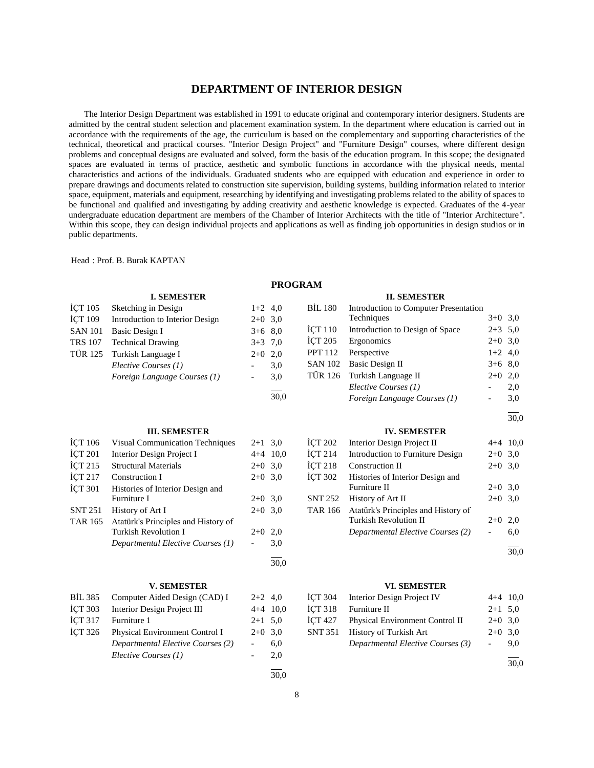# DEPARTMENT OF INTERIOR DESIGN

The Interior Design Department was established in 1991 to educate original and contemporary interior designers. Students are admitted by the central student selection and placement examination system. In the department where education is carried out in accordance with the requirements of the age, the curriculum is based on the complementary and supporting characteristics of the technical, theoretical and practical courses. "Interior Design Project" and "Furniture Design" courses, where different design problems and conceptual designs are evaluated and solved, form the basis of the education program. In this scope; the designated spaces are evaluated in terms of practice, aesthetic and symbolic functions in accordance with the physical needs, mental characteristics and actions of the individuals. Graduated students who are equipped with education and experience in order to prepare drawings and documents related to construction site supervision, building systems, building information related to interior space, equipment, materials and equipment, researching by identifying and investigating problems related to the ability of spaces to be functional and qualified and investigating by adding creativity and aesthetic knowledge is expected. Graduates of the 4-year undergraduate education department are members of the Chamber of Interior Architects with the title of "Interior Architecture". Within this scope, they can design individual projects and applications as well as finding job opportunities in design studios or in public departments.

Head : Prof. B. Burak KAPTAN

## PROGRAM

### I. SEMESTER

| Code | Course | Hours | Credits |
|---|---|---|---|
| İÇT 105 | Sketching in Design | 1+2 | 4,0 |
| İÇT 109 | Introduction to Interior Design | 2+0 | 3,0 |
| SAN 101 | Basic Design I | 3+6 | 8,0 |
| TRS 107 | Technical Drawing | 3+3 | 7,0 |
| TÜR 125 | Turkish Language I | 2+0 | 2,0 |
| | *Elective Courses (1)* | - | 3,0 |
| | *Foreign Language Courses (1)* | - | 3,0 |
| | | | 30,0 |

### II. SEMESTER

| Code | Course | Hours | Credits |
|---|---|---|---|
| BİL 180 | Introduction to Computer Presentation Techniques | 3+0 | 3,0 |
| İÇT 110 | Introduction to Design of Space | 2+3 | 5,0 |
| İÇT 205 | Ergonomics | 2+0 | 3,0 |
| PPT 112 | Perspective | 1+2 | 4,0 |
| SAN 102 | Basic Design II | 3+6 | 8,0 |
| TÜR 126 | Turkish Language II | 2+0 | 2,0 |
| | *Elective Courses (1)* | - | 2,0 |
| | *Foreign Language Courses (1)* | - | 3,0 |
| | | | 30,0 |

### III. SEMESTER

| Code | Course | Hours | Credits |
|---|---|---|---|
| İÇT 106 | Visual Communication Techniques | 2+1 | 3,0 |
| İÇT 201 | Interior Design Project I | 4+4 | 10,0 |
| İÇT 215 | Structural Materials | 2+0 | 3,0 |
| İÇT 217 | Construction I | 2+0 | 3,0 |
| İÇT 301 | Histories of Interior Design and Furniture I | 2+0 | 3,0 |
| SNT 251 | History of Art I | 2+0 | 3,0 |
| TAR 165 | Atatürk's Principles and History of Turkish Revolution I | 2+0 | 2,0 |
| | *Departmental Elective Courses (1)* | - | 3,0 |
| | | | 30,0 |

### IV. SEMESTER

| Code | Course | Hours | Credits |
|---|---|---|---|
| İÇT 202 | Interior Design Project II | 4+4 | 10,0 |
| İÇT 214 | Introduction to Furniture Design | 2+0 | 3,0 |
| İÇT 218 | Construction II | 2+0 | 3,0 |
| İÇT 302 | Histories of Interior Design and Furniture II | 2+0 | 3,0 |
| SNT 252 | History of Art II | 2+0 | 3,0 |
| TAR 166 | Atatürk's Principles and History of Turkish Revolution II | 2+0 | 2,0 |
| | *Departmental Elective Courses (2)* | - | 6,0 |
| | | | 30,0 |

### V. SEMESTER

| Code | Course | Hours | Credits |
|---|---|---|---|
| BİL 385 | Computer Aided Design (CAD) I | 2+2 | 4,0 |
| İÇT 303 | Interior Design Project III | 4+4 | 10,0 |
| İÇT 317 | Furniture 1 | 2+1 | 5,0 |
| İÇT 326 | Physical Environment Control I | 2+0 | 3,0 |
| | *Departmental Elective Courses (2)* | - | 6,0 |
| | *Elective Courses (1)* | - | 2,0 |
| | | | 30,0 |

### VI. SEMESTER

| Code | Course | Hours | Credits |
|---|---|---|---|
| İÇT 304 | Interior Design Project IV | 4+4 | 10,0 |
| İÇT 318 | Furniture II | 2+1 | 5,0 |
| İÇT 427 | Physical Environment Control II | 2+0 | 3,0 |
| SNT 351 | History of Turkish Art | 2+0 | 3,0 |
| | *Departmental Elective Courses (3)* | - | 9,0 |
| | | | 30,0 |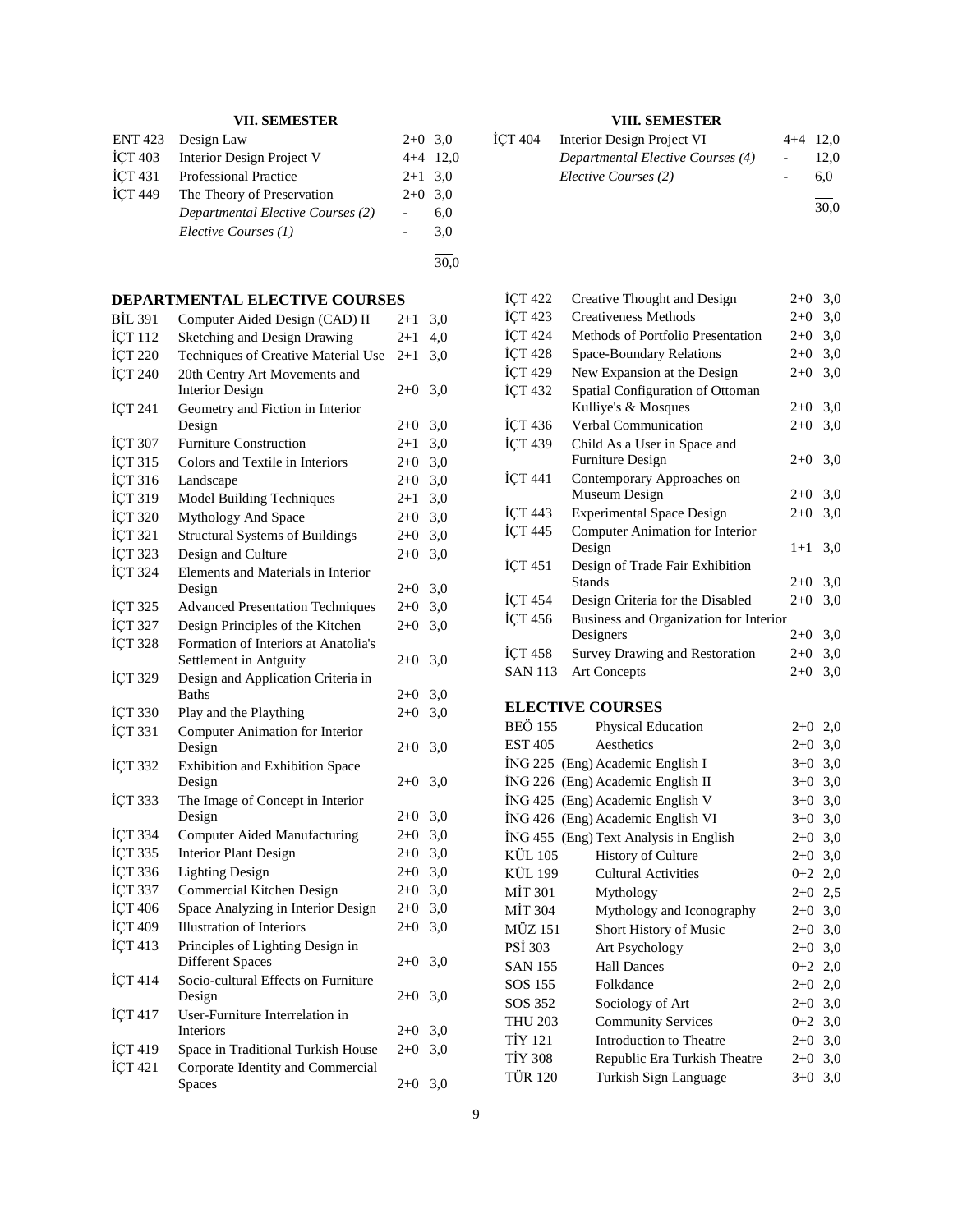### VII. SEMESTER

| | | | |
|---|---|---|---|
| ENT 423 | Design Law | 2+0 | 3,0 |
| İÇT 403 | Interior Design Project V | 4+4 | 12,0 |
| İÇT 431 | Professional Practice | 2+1 | 3,0 |
| İÇT 449 | The Theory of Preservation | 2+0 | 3,0 |
| | *Departmental Elective Courses (2)* | - | 6,0 |
| | *Elective Courses (1)* | - | 3,0 |
| | | | 30,0 |

### VIII. SEMESTER

| | | | |
|---|---|---|---|
| İÇT 404 | Interior Design Project VI | 4+4 | 12,0 |
| | *Departmental Elective Courses (4)* | - | 12,0 |
| | *Elective Courses (2)* | - | 6,0 |
| | | | 30,0 |

## DEPARTMENTAL ELECTIVE COURSES

| | | | |
|---|---|---|---|
| BİL 391 | Computer Aided Design (CAD) II | 2+1 | 3,0 |
| İÇT 112 | Sketching and Design Drawing | 2+1 | 4,0 |
| İÇT 220 | Techniques of Creative Material Use | 2+1 | 3,0 |
| İÇT 240 | 20th Centry Art Movements and Interior Design | 2+0 | 3,0 |
| İÇT 241 | Geometry and Fiction in Interior Design | 2+0 | 3,0 |
| İÇT 307 | Furniture Construction | 2+1 | 3,0 |
| İÇT 315 | Colors and Textile in Interiors | 2+0 | 3,0 |
| İÇT 316 | Landscape | 2+0 | 3,0 |
| İÇT 319 | Model Building Techniques | 2+1 | 3,0 |
| İÇT 320 | Mythology And Space | 2+0 | 3,0 |
| İÇT 321 | Structural Systems of Buildings | 2+0 | 3,0 |
| İÇT 323 | Design and Culture | 2+0 | 3,0 |
| İÇT 324 | Elements and Materials in Interior Design | 2+0 | 3,0 |
| İÇT 325 | Advanced Presentation Techniques | 2+0 | 3,0 |
| İÇT 327 | Design Principles of the Kitchen | 2+0 | 3,0 |
| İÇT 328 | Formation of Interiors at Anatolia's Settlement in Antguity | 2+0 | 3,0 |
| İÇT 329 | Design and Application Criteria in Baths | 2+0 | 3,0 |
| İÇT 330 | Play and the Plaything | 2+0 | 3,0 |
| İÇT 331 | Computer Animation for Interior Design | 2+0 | 3,0 |
| İÇT 332 | Exhibition and Exhibition Space Design | 2+0 | 3,0 |
| İÇT 333 | The Image of Concept in Interior Design | 2+0 | 3,0 |
| İÇT 334 | Computer Aided Manufacturing | 2+0 | 3,0 |
| İÇT 335 | Interior Plant Design | 2+0 | 3,0 |
| İÇT 336 | Lighting Design | 2+0 | 3,0 |
| İÇT 337 | Commercial Kitchen Design | 2+0 | 3,0 |
| İÇT 406 | Space Analyzing in Interior Design | 2+0 | 3,0 |
| İÇT 409 | Illustration of Interiors | 2+0 | 3,0 |
| İÇT 413 | Principles of Lighting Design in Different Spaces | 2+0 | 3,0 |
| İÇT 414 | Socio-cultural Effects on Furniture Design | 2+0 | 3,0 |
| İÇT 417 | User-Furniture Interrelation in Interiors | 2+0 | 3,0 |
| İÇT 419 | Space in Traditional Turkish House | 2+0 | 3,0 |
| İÇT 421 | Corporate Identity and Commercial Spaces | 2+0 | 3,0 |
| İÇT 422 | Creative Thought and Design | 2+0 | 3,0 |
| İÇT 423 | Creativeness Methods | 2+0 | 3,0 |
| İÇT 424 | Methods of Portfolio Presentation | 2+0 | 3,0 |
| İÇT 428 | Space-Boundary Relations | 2+0 | 3,0 |
| İÇT 429 | New Expansion at the Design | 2+0 | 3,0 |
| İÇT 432 | Spatial Configuration of Ottoman Kulliye's & Mosques | 2+0 | 3,0 |
| İÇT 436 | Verbal Communication | 2+0 | 3,0 |
| İÇT 439 | Child As a User in Space and Furniture Design | 2+0 | 3,0 |
| İÇT 441 | Contemporary Approaches on Museum Design | 2+0 | 3,0 |
| İÇT 443 | Experimental Space Design | 2+0 | 3,0 |
| İÇT 445 | Computer Animation for Interior Design | 1+1 | 3,0 |
| İÇT 451 | Design of Trade Fair Exhibition Stands | 2+0 | 3,0 |
| İÇT 454 | Design Criteria for the Disabled | 2+0 | 3,0 |
| İÇT 456 | Business and Organization for Interior Designers | 2+0 | 3,0 |
| İÇT 458 | Survey Drawing and Restoration | 2+0 | 3,0 |
| SAN 113 | Art Concepts | 2+0 | 3,0 |

## ELECTIVE COURSES

| | | | |
|---|---|---|---|
| BEÖ 155 | Physical Education | 2+0 | 2,0 |
| EST 405 | Aesthetics | 2+0 | 3,0 |
| İNG 225 | (Eng) Academic English I | 3+0 | 3,0 |
| İNG 226 | (Eng) Academic English II | 3+0 | 3,0 |
| İNG 425 | (Eng) Academic English V | 3+0 | 3,0 |
| İNG 426 | (Eng) Academic English VI | 3+0 | 3,0 |
| İNG 455 | (Eng) Text Analysis in English | 2+0 | 3,0 |
| KÜL 105 | History of Culture | 2+0 | 3,0 |
| KÜL 199 | Cultural Activities | 0+2 | 2,0 |
| MİT 301 | Mythology | 2+0 | 2,5 |
| MİT 304 | Mythology and Iconography | 2+0 | 3,0 |
| MÜZ 151 | Short History of Music | 2+0 | 3,0 |
| PSİ 303 | Art Psychology | 2+0 | 3,0 |
| SAN 155 | Hall Dances | 0+2 | 2,0 |
| SOS 155 | Folkdance | 2+0 | 2,0 |
| SOS 352 | Sociology of Art | 2+0 | 3,0 |
| THU 203 | Community Services | 0+2 | 3,0 |
| TİY 121 | Introduction to Theatre | 2+0 | 3,0 |
| TİY 308 | Republic Era Turkish Theatre | 2+0 | 3,0 |
| TÜR 120 | Turkish Sign Language | 3+0 | 3,0 |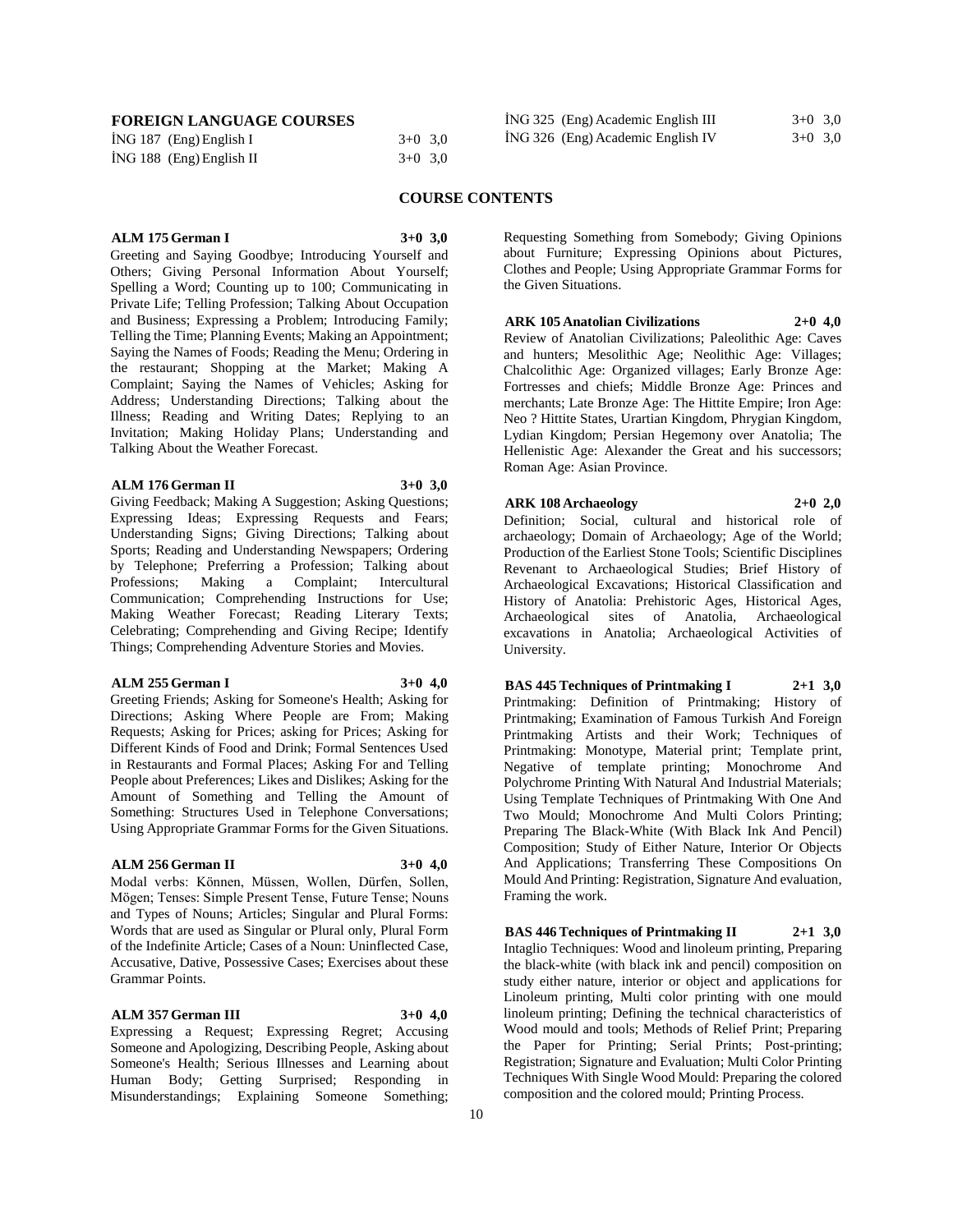## FOREIGN LANGUAGE COURSES

| | | |
|---|---|---|
| İNG 187 (Eng) English I | 3+0 | 3,0 |
| İNG 188 (Eng) English II | 3+0 | 3,0 |
| İNG 325 (Eng) Academic English III | 3+0 | 3,0 |
| İNG 326 (Eng) Academic English IV | 3+0 | 3,0 |

## COURSE CONTENTS

**ALM 175 German I 3+0 3,0**

Greeting and Saying Goodbye; Introducing Yourself and Others; Giving Personal Information About Yourself; Spelling a Word; Counting up to 100; Communicating in Private Life; Telling Profession; Talking About Occupation and Business; Expressing a Problem; Introducing Family; Telling the Time; Planning Events; Making an Appointment; Saying the Names of Foods; Reading the Menu; Ordering in the restaurant; Shopping at the Market; Making A Complaint; Saying the Names of Vehicles; Asking for Address; Understanding Directions; Talking about the Illness; Reading and Writing Dates; Replying to an Invitation; Making Holiday Plans; Understanding and Talking About the Weather Forecast.

**ALM 176 German II 3+0 3,0**

Giving Feedback; Making A Suggestion; Asking Questions; Expressing Ideas; Expressing Requests and Fears; Understanding Signs; Giving Directions; Talking about Sports; Reading and Understanding Newspapers; Ordering by Telephone; Preferring a Profession; Talking about Professions; Making a Complaint; Intercultural Communication; Comprehending Instructions for Use; Making Weather Forecast; Reading Literary Texts; Celebrating; Comprehending and Giving Recipe; Identify Things; Comprehending Adventure Stories and Movies.

**ALM 255 German I 3+0 4,0**

Greeting Friends; Asking for Someone's Health; Asking for Directions; Asking Where People are From; Making Requests; Asking for Prices; asking for Prices; Asking for Different Kinds of Food and Drink; Formal Sentences Used in Restaurants and Formal Places; Asking For and Telling People about Preferences; Likes and Dislikes; Asking for the Amount of Something and Telling the Amount of Something: Structures Used in Telephone Conversations; Using Appropriate Grammar Forms for the Given Situations.

**ALM 256 German II 3+0 4,0**

Modal verbs: Können, Müssen, Wollen, Dürfen, Sollen, Mögen; Tenses: Simple Present Tense, Future Tense; Nouns and Types of Nouns; Articles; Singular and Plural Forms: Words that are used as Singular or Plural only, Plural Form of the Indefinite Article; Cases of a Noun: Uninflected Case, Accusative, Dative, Possessive Cases; Exercises about these Grammar Points.

**ALM 357 German III 3+0 4,0**

Expressing a Request; Expressing Regret; Accusing Someone and Apologizing, Describing People, Asking about Someone's Health; Serious Illnesses and Learning about Human Body; Getting Surprised; Responding in Misunderstandings; Explaining Someone Something; Requesting Something from Somebody; Giving Opinions about Furniture; Expressing Opinions about Pictures, Clothes and People; Using Appropriate Grammar Forms for the Given Situations.

**ARK 105 Anatolian Civilizations 2+0 4,0**

Review of Anatolian Civilizations; Paleolithic Age: Caves and hunters; Mesolithic Age; Neolithic Age: Villages; Chalcolithic Age: Organized villages; Early Bronze Age: Fortresses and chiefs; Middle Bronze Age: Princes and merchants; Late Bronze Age: The Hittite Empire; Iron Age: Neo ? Hittite States, Urartian Kingdom, Phrygian Kingdom, Lydian Kingdom; Persian Hegemony over Anatolia; The Hellenistic Age: Alexander the Great and his successors; Roman Age: Asian Province.

**ARK 108 Archaeology 2+0 2,0**

Definition; Social, cultural and historical role of archaeology; Domain of Archaeology; Age of the World; Production of the Earliest Stone Tools; Scientific Disciplines Revenant to Archaeological Studies; Brief History of Archaeological Excavations; Historical Classification and History of Anatolia: Prehistoric Ages, Historical Ages, Archaeological sites of Anatolia, Archaeological excavations in Anatolia; Archaeological Activities of University.

**BAS 445 Techniques of Printmaking I 2+1 3,0**

Printmaking: Definition of Printmaking; History of Printmaking; Examination of Famous Turkish And Foreign Printmaking Artists and their Work; Techniques of Printmaking: Monotype, Material print; Template print, Negative of template printing; Monochrome And Polychrome Printing With Natural And Industrial Materials; Using Template Techniques of Printmaking With One And Two Mould; Monochrome And Multi Colors Printing; Preparing The Black-White (With Black Ink And Pencil) Composition; Study of Either Nature, Interior Or Objects And Applications; Transferring These Compositions On Mould And Printing: Registration, Signature And evaluation, Framing the work.

**BAS 446 Techniques of Printmaking II 2+1 3,0**

Intaglio Techniques: Wood and linoleum printing, Preparing the black-white (with black ink and pencil) composition on study either nature, interior or object and applications for Linoleum printing, Multi color printing with one mould linoleum printing; Defining the technical characteristics of Wood mould and tools; Methods of Relief Print; Preparing the Paper for Printing; Serial Prints; Post-printing; Registration; Signature and Evaluation; Multi Color Printing Techniques With Single Wood Mould: Preparing the colored composition and the colored mould; Printing Process.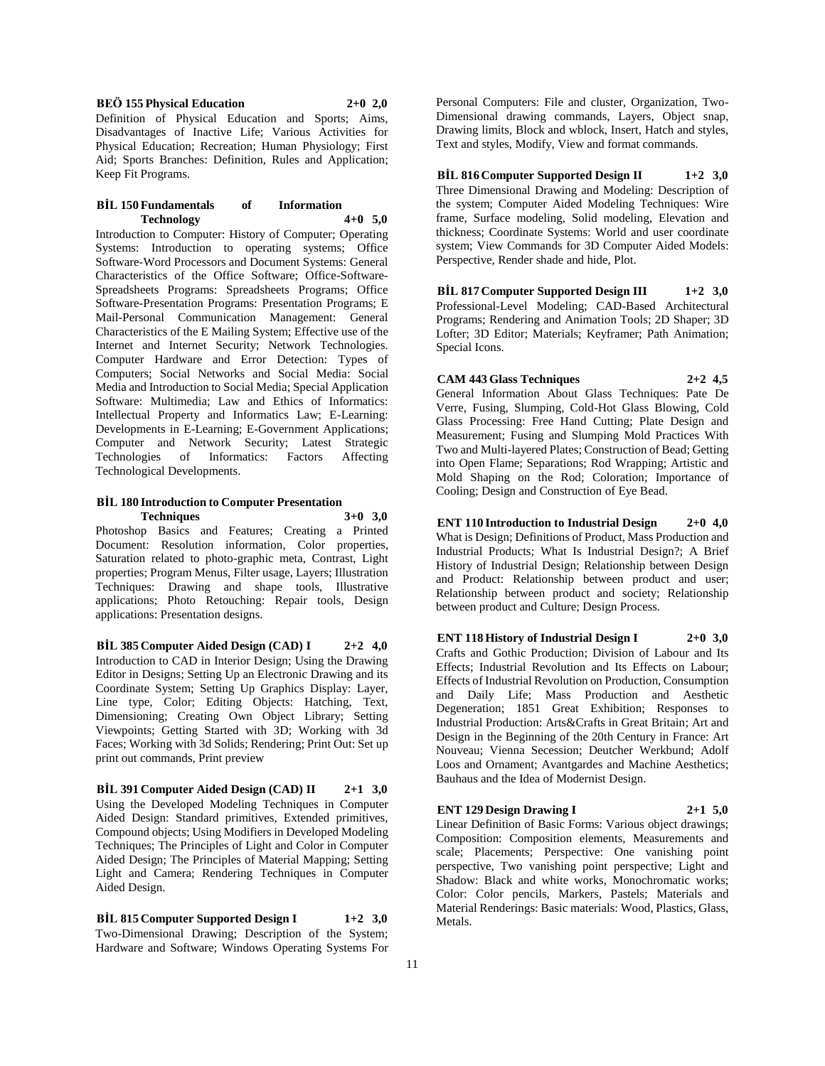**BEÖ 155 Physical Education 2+0 2,0**

Definition of Physical Education and Sports; Aims, Disadvantages of Inactive Life; Various Activities for Physical Education; Recreation; Human Physiology; First Aid; Sports Branches: Definition, Rules and Application; Keep Fit Programs.

**BİL 150 Fundamentals of Information Technology 4+0 5,0**

Introduction to Computer: History of Computer; Operating Systems: Introduction to operating systems; Office Software-Word Processors and Document Systems: General Characteristics of the Office Software; Office-Software-Spreadsheets Programs: Spreadsheets Programs; Office Software-Presentation Programs: Presentation Programs; E Mail-Personal Communication Management: General Characteristics of the E Mailing System; Effective use of the Internet and Internet Security; Network Technologies. Computer Hardware and Error Detection: Types of Computers; Social Networks and Social Media: Social Media and Introduction to Social Media; Special Application Software: Multimedia; Law and Ethics of Informatics: Intellectual Property and Informatics Law; E-Learning: Developments in E-Learning; E-Government Applications; Computer and Network Security; Latest Strategic Technologies of Informatics: Factors Affecting Technological Developments.

**BİL 180 Introduction to Computer Presentation Techniques 3+0 3,0**

Photoshop Basics and Features; Creating a Printed Document: Resolution information, Color properties, Saturation related to photo-graphic meta, Contrast, Light properties; Program Menus, Filter usage, Layers; Illustration Techniques: Drawing and shape tools, Illustrative applications; Photo Retouching: Repair tools, Design applications: Presentation designs.

**BİL 385 Computer Aided Design (CAD) I 2+2 4,0**

Introduction to CAD in Interior Design; Using the Drawing Editor in Designs; Setting Up an Electronic Drawing and its Coordinate System; Setting Up Graphics Display: Layer, Line type, Color; Editing Objects: Hatching, Text, Dimensioning; Creating Own Object Library; Setting Viewpoints; Getting Started with 3D; Working with 3d Faces; Working with 3d Solids; Rendering; Print Out: Set up print out commands, Print preview

**BİL 391 Computer Aided Design (CAD) II 2+1 3,0**

Using the Developed Modeling Techniques in Computer Aided Design: Standard primitives, Extended primitives, Compound objects; Using Modifiers in Developed Modeling Techniques; The Principles of Light and Color in Computer Aided Design; The Principles of Material Mapping; Setting Light and Camera; Rendering Techniques in Computer Aided Design.

**BİL 815 Computer Supported Design I 1+2 3,0**

Two-Dimensional Drawing; Description of the System; Hardware and Software; Windows Operating Systems For Personal Computers: File and cluster, Organization, Two-Dimensional drawing commands, Layers, Object snap, Drawing limits, Block and wblock, Insert, Hatch and styles, Text and styles, Modify, View and format commands.

**BİL 816 Computer Supported Design II 1+2 3,0**

Three Dimensional Drawing and Modeling: Description of the system; Computer Aided Modeling Techniques: Wire frame, Surface modeling, Solid modeling, Elevation and thickness; Coordinate Systems: World and user coordinate system; View Commands for 3D Computer Aided Models: Perspective, Render shade and hide, Plot.

**BİL 817 Computer Supported Design III 1+2 3,0**

Professional-Level Modeling; CAD-Based Architectural Programs; Rendering and Animation Tools; 2D Shaper; 3D Lofter; 3D Editor; Materials; Keyframer; Path Animation; Special Icons.

**CAM 443 Glass Techniques 2+2 4,5**

General Information About Glass Techniques: Pate De Verre, Fusing, Slumping, Cold-Hot Glass Blowing, Cold Glass Processing: Free Hand Cutting; Plate Design and Measurement; Fusing and Slumping Mold Practices With Two and Multi-layered Plates; Construction of Bead; Getting into Open Flame; Separations; Rod Wrapping; Artistic and Mold Shaping on the Rod; Coloration; Importance of Cooling; Design and Construction of Eye Bead.

**ENT 110 Introduction to Industrial Design 2+0 4,0**

What is Design; Definitions of Product, Mass Production and Industrial Products; What Is Industrial Design?; A Brief History of Industrial Design; Relationship between Design and Product: Relationship between product and user; Relationship between product and society; Relationship between product and Culture; Design Process.

**ENT 118 History of Industrial Design I 2+0 3,0**

Crafts and Gothic Production; Division of Labour and Its Effects; Industrial Revolution and Its Effects on Labour; Effects of Industrial Revolution on Production, Consumption and Daily Life; Mass Production and Aesthetic Degeneration; 1851 Great Exhibition; Responses to Industrial Production: Arts&Crafts in Great Britain; Art and Design in the Beginning of the 20th Century in France: Art Nouveau; Vienna Secession; Deutcher Werkbund; Adolf Loos and Ornament; Avantgardes and Machine Aesthetics; Bauhaus and the Idea of Modernist Design.

**ENT 129 Design Drawing I 2+1 5,0**

Linear Definition of Basic Forms: Various object drawings; Composition: Composition elements, Measurements and scale; Placements; Perspective: One vanishing point perspective, Two vanishing point perspective; Light and Shadow: Black and white works, Monochromatic works; Color: Color pencils, Markers, Pastels; Materials and Material Renderings: Basic materials: Wood, Plastics, Glass, Metals.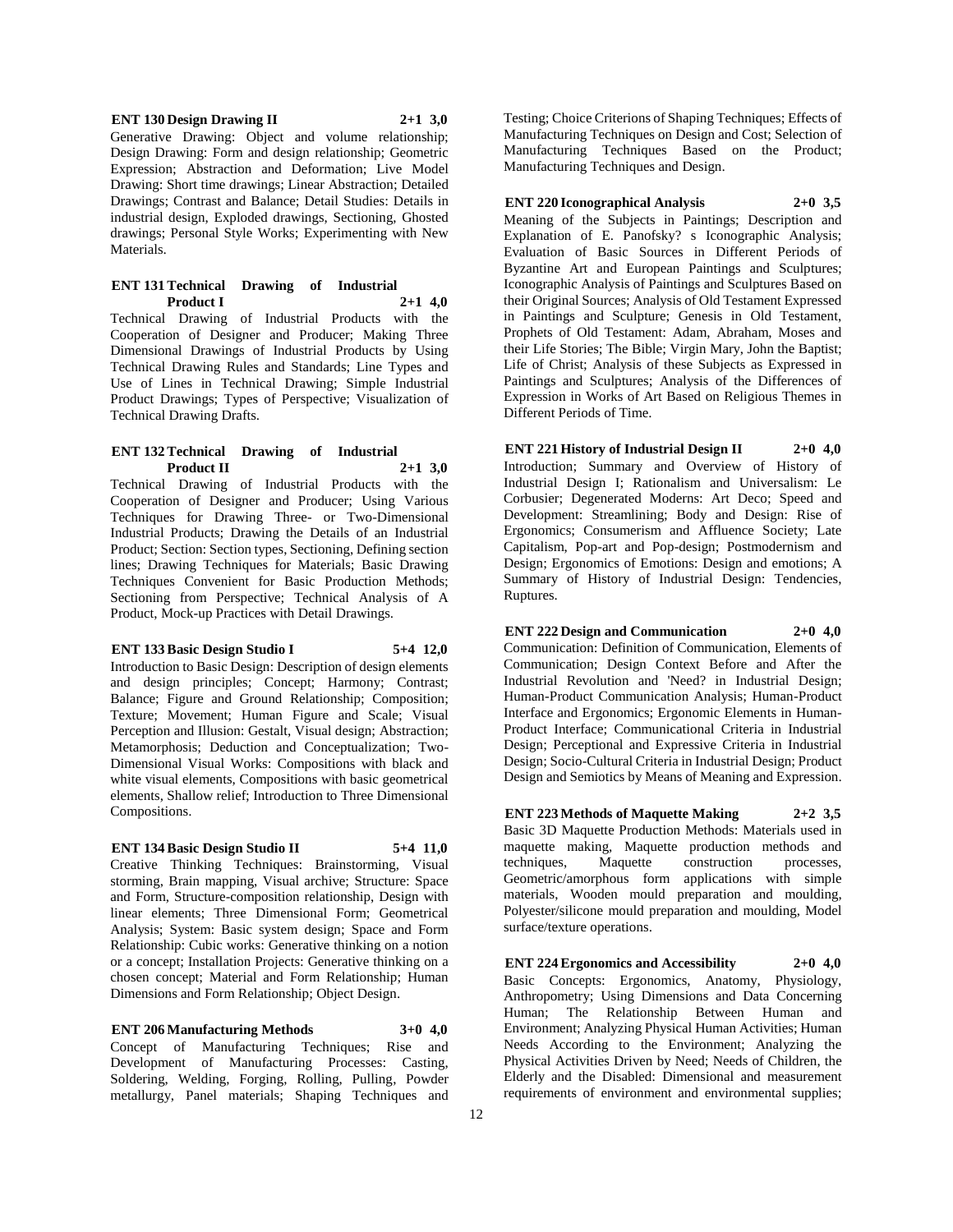**ENT 130 Design Drawing II 2+1 3,0**

Generative Drawing: Object and volume relationship; Design Drawing: Form and design relationship; Geometric Expression; Abstraction and Deformation; Live Model Drawing: Short time drawings; Linear Abstraction; Detailed Drawings; Contrast and Balance; Detail Studies: Details in industrial design, Exploded drawings, Sectioning, Ghosted drawings; Personal Style Works; Experimenting with New Materials.

**ENT 131 Technical Drawing of Industrial Product I 2+1 4,0**

Technical Drawing of Industrial Products with the Cooperation of Designer and Producer; Making Three Dimensional Drawings of Industrial Products by Using Technical Drawing Rules and Standards; Line Types and Use of Lines in Technical Drawing; Simple Industrial Product Drawings; Types of Perspective; Visualization of Technical Drawing Drafts.

**ENT 132 Technical Drawing of Industrial Product II 2+1 3,0**

Technical Drawing of Industrial Products with the Cooperation of Designer and Producer; Using Various Techniques for Drawing Three- or Two-Dimensional Industrial Products; Drawing the Details of an Industrial Product; Section: Section types, Sectioning, Defining section lines; Drawing Techniques for Materials; Basic Drawing Techniques Convenient for Basic Production Methods; Sectioning from Perspective; Technical Analysis of A Product, Mock-up Practices with Detail Drawings.

**ENT 133 Basic Design Studio I 5+4 12,0**

Introduction to Basic Design: Description of design elements and design principles; Concept; Harmony; Contrast; Balance; Figure and Ground Relationship; Composition; Texture; Movement; Human Figure and Scale; Visual Perception and Illusion: Gestalt, Visual design; Abstraction; Metamorphosis; Deduction and Conceptualization; Two-Dimensional Visual Works: Compositions with black and white visual elements, Compositions with basic geometrical elements, Shallow relief; Introduction to Three Dimensional Compositions.

**ENT 134 Basic Design Studio II 5+4 11,0**

Creative Thinking Techniques: Brainstorming, Visual storming, Brain mapping, Visual archive; Structure: Space and Form, Structure-composition relationship, Design with linear elements; Three Dimensional Form; Geometrical Analysis; System: Basic system design; Space and Form Relationship: Cubic works: Generative thinking on a notion or a concept; Installation Projects: Generative thinking on a chosen concept; Material and Form Relationship; Human Dimensions and Form Relationship; Object Design.

**ENT 206 Manufacturing Methods 3+0 4,0**

Concept of Manufacturing Techniques; Rise and Development of Manufacturing Processes: Casting, Soldering, Welding, Forging, Rolling, Pulling, Powder metallurgy, Panel materials; Shaping Techniques and Testing; Choice Criterions of Shaping Techniques; Effects of Manufacturing Techniques on Design and Cost; Selection of Manufacturing Techniques Based on the Product; Manufacturing Techniques and Design.

**ENT 220 Iconographical Analysis 2+0 3,5**

Meaning of the Subjects in Paintings; Description and Explanation of E. Panofsky? s Iconographic Analysis; Evaluation of Basic Sources in Different Periods of Byzantine Art and European Paintings and Sculptures; Iconographic Analysis of Paintings and Sculptures Based on their Original Sources; Analysis of Old Testament Expressed in Paintings and Sculpture; Genesis in Old Testament, Prophets of Old Testament: Adam, Abraham, Moses and their Life Stories; The Bible; Virgin Mary, John the Baptist; Life of Christ; Analysis of these Subjects as Expressed in Paintings and Sculptures; Analysis of the Differences of Expression in Works of Art Based on Religious Themes in Different Periods of Time.

**ENT 221 History of Industrial Design II 2+0 4,0**

Introduction; Summary and Overview of History of Industrial Design I; Rationalism and Universalism: Le Corbusier; Degenerated Moderns: Art Deco; Speed and Development: Streamlining; Body and Design: Rise of Ergonomics; Consumerism and Affluence Society; Late Capitalism, Pop-art and Pop-design; Postmodernism and Design; Ergonomics of Emotions: Design and emotions; A Summary of History of Industrial Design: Tendencies, Ruptures.

**ENT 222 Design and Communication 2+0 4,0**

Communication: Definition of Communication, Elements of Communication; Design Context Before and After the Industrial Revolution and 'Need? in Industrial Design; Human-Product Communication Analysis; Human-Product Interface and Ergonomics; Ergonomic Elements in Human-Product Interface; Communicational Criteria in Industrial Design; Perceptional and Expressive Criteria in Industrial Design; Socio-Cultural Criteria in Industrial Design; Product Design and Semiotics by Means of Meaning and Expression.

**ENT 223 Methods of Maquette Making 2+2 3,5**

Basic 3D Maquette Production Methods: Materials used in maquette making, Maquette production methods and techniques, Maquette construction processes, Geometric/amorphous form applications with simple materials, Wooden mould preparation and moulding, Polyester/silicone mould preparation and moulding, Model surface/texture operations.

**ENT 224 Ergonomics and Accessibility 2+0 4,0**

Basic Concepts: Ergonomics, Anatomy, Physiology, Anthropometry; Using Dimensions and Data Concerning Human; The Relationship Between Human and Environment; Analyzing Physical Human Activities; Human Needs According to the Environment; Analyzing the Physical Activities Driven by Need; Needs of Children, the Elderly and the Disabled: Dimensional and measurement requirements of environment and environmental supplies;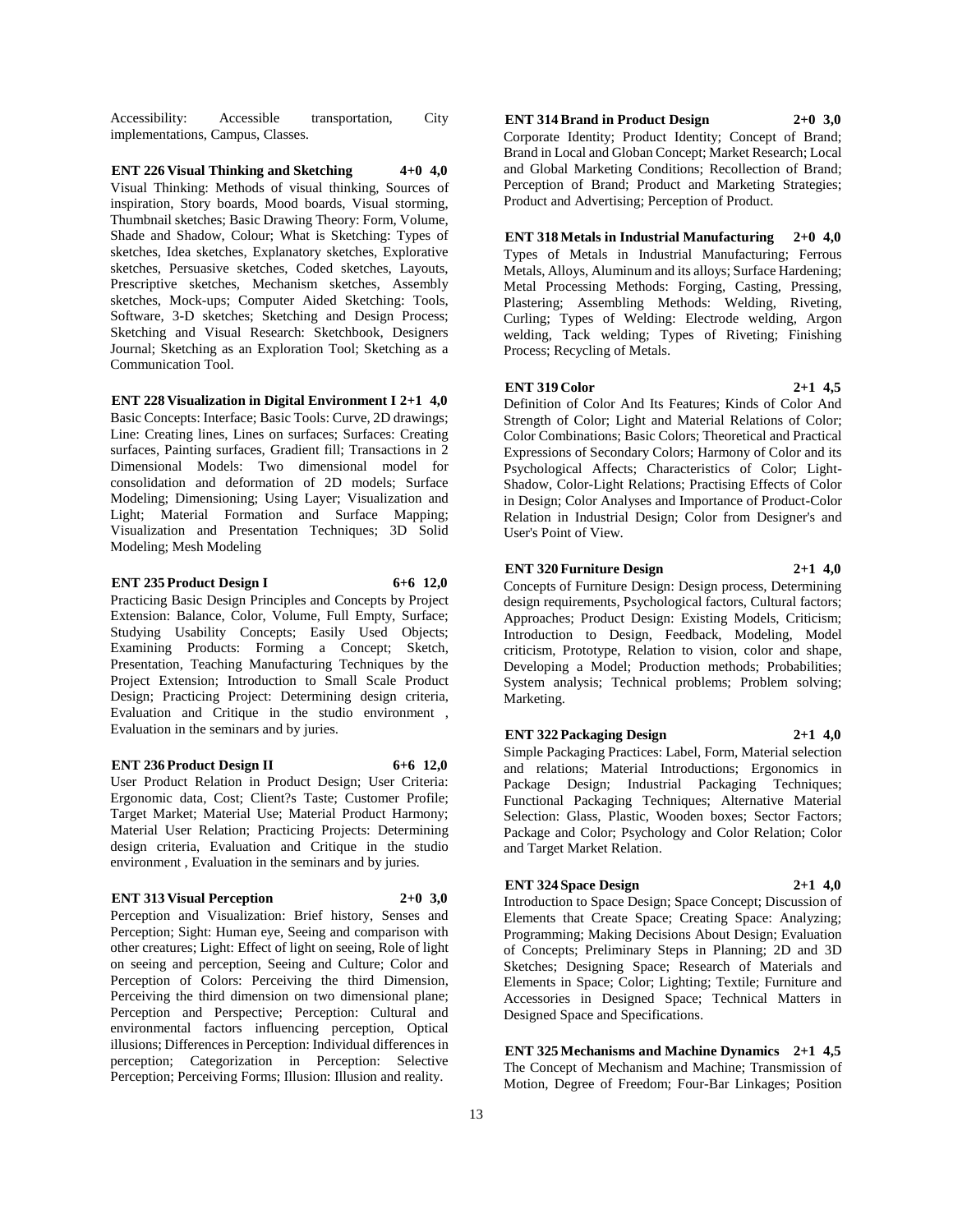Accessibility: Accessible transportation, City implementations, Campus, Classes.

**ENT 226 Visual Thinking and Sketching 4+0 4,0**
Visual Thinking: Methods of visual thinking, Sources of inspiration, Story boards, Mood boards, Visual storming, Thumbnail sketches; Basic Drawing Theory: Form, Volume, Shade and Shadow, Colour; What is Sketching: Types of sketches, Idea sketches, Explanatory sketches, Explorative sketches, Persuasive sketches, Coded sketches, Layouts, Prescriptive sketches, Mechanism sketches, Assembly sketches, Mock-ups; Computer Aided Sketching: Tools, Software, 3-D sketches; Sketching and Design Process; Sketching and Visual Research: Sketchbook, Designers Journal; Sketching as an Exploration Tool; Sketching as a Communication Tool.

**ENT 228 Visualization in Digital Environment I 2+1 4,0**
Basic Concepts: Interface; Basic Tools: Curve, 2D drawings; Line: Creating lines, Lines on surfaces; Surfaces: Creating surfaces, Painting surfaces, Gradient fill; Transactions in 2 Dimensional Models: Two dimensional model for consolidation and deformation of 2D models; Surface Modeling; Dimensioning; Using Layer; Visualization and Light; Material Formation and Surface Mapping; Visualization and Presentation Techniques; 3D Solid Modeling; Mesh Modeling

**ENT 235 Product Design I 6+6 12,0**
Practicing Basic Design Principles and Concepts by Project Extension: Balance, Color, Volume, Full Empty, Surface; Studying Usability Concepts; Easily Used Objects; Examining Products: Forming a Concept; Sketch, Presentation, Teaching Manufacturing Techniques by the Project Extension; Introduction to Small Scale Product Design; Practicing Project: Determining design criteria, Evaluation and Critique in the studio environment , Evaluation in the seminars and by juries.

**ENT 236 Product Design II 6+6 12,0**
User Product Relation in Product Design; User Criteria: Ergonomic data, Cost; Client?s Taste; Customer Profile; Target Market; Material Use; Material Product Harmony; Material User Relation; Practicing Projects: Determining design criteria, Evaluation and Critique in the studio environment , Evaluation in the seminars and by juries.

**ENT 313 Visual Perception 2+0 3,0**
Perception and Visualization: Brief history, Senses and Perception; Sight: Human eye, Seeing and comparison with other creatures; Light: Effect of light on seeing, Role of light on seeing and perception, Seeing and Culture; Color and Perception of Colors: Perceiving the third Dimension, Perceiving the third dimension on two dimensional plane; Perception and Perspective; Perception: Cultural and environmental factors influencing perception, Optical illusions; Differences in Perception: Individual differences in perception; Categorization in Perception: Selective Perception; Perceiving Forms; Illusion: Illusion and reality.

**ENT 314 Brand in Product Design 2+0 3,0**
Corporate Identity; Product Identity; Concept of Brand; Brand in Local and Globan Concept; Market Research; Local and Global Marketing Conditions; Recollection of Brand; Perception of Brand; Product and Marketing Strategies; Product and Advertising; Perception of Product.

**ENT 318 Metals in Industrial Manufacturing 2+0 4,0**
Types of Metals in Industrial Manufacturing; Ferrous Metals, Alloys, Aluminum and its alloys; Surface Hardening; Metal Processing Methods: Forging, Casting, Pressing, Plastering; Assembling Methods: Welding, Riveting, Curling; Types of Welding: Electrode welding, Argon welding, Tack welding; Types of Riveting; Finishing Process; Recycling of Metals.

**ENT 319 Color 2+1 4,5**
Definition of Color And Its Features; Kinds of Color And Strength of Color; Light and Material Relations of Color; Color Combinations; Basic Colors; Theoretical and Practical Expressions of Secondary Colors; Harmony of Color and its Psychological Affects; Characteristics of Color; Light-Shadow, Color-Light Relations; Practising Effects of Color in Design; Color Analyses and Importance of Product-Color Relation in Industrial Design; Color from Designer's and User's Point of View.

**ENT 320 Furniture Design 2+1 4,0**
Concepts of Furniture Design: Design process, Determining design requirements, Psychological factors, Cultural factors; Approaches; Product Design: Existing Models, Criticism; Introduction to Design, Feedback, Modeling, Model criticism, Prototype, Relation to vision, color and shape, Developing a Model; Production methods; Probabilities; System analysis; Technical problems; Problem solving; Marketing.

**ENT 322 Packaging Design 2+1 4,0**
Simple Packaging Practices: Label, Form, Material selection and relations; Material Introductions; Ergonomics in Package Design; Industrial Packaging Techniques; Functional Packaging Techniques; Alternative Material Selection: Glass, Plastic, Wooden boxes; Sector Factors; Package and Color; Psychology and Color Relation; Color and Target Market Relation.

**ENT 324 Space Design 2+1 4,0**
Introduction to Space Design; Space Concept; Discussion of Elements that Create Space; Creating Space: Analyzing; Programming; Making Decisions About Design; Evaluation of Concepts; Preliminary Steps in Planning; 2D and 3D Sketches; Designing Space; Research of Materials and Elements in Space; Color; Lighting; Textile; Furniture and Accessories in Designed Space; Technical Matters in Designed Space and Specifications.

**ENT 325 Mechanisms and Machine Dynamics 2+1 4,5**
The Concept of Mechanism and Machine; Transmission of Motion, Degree of Freedom; Four-Bar Linkages; Position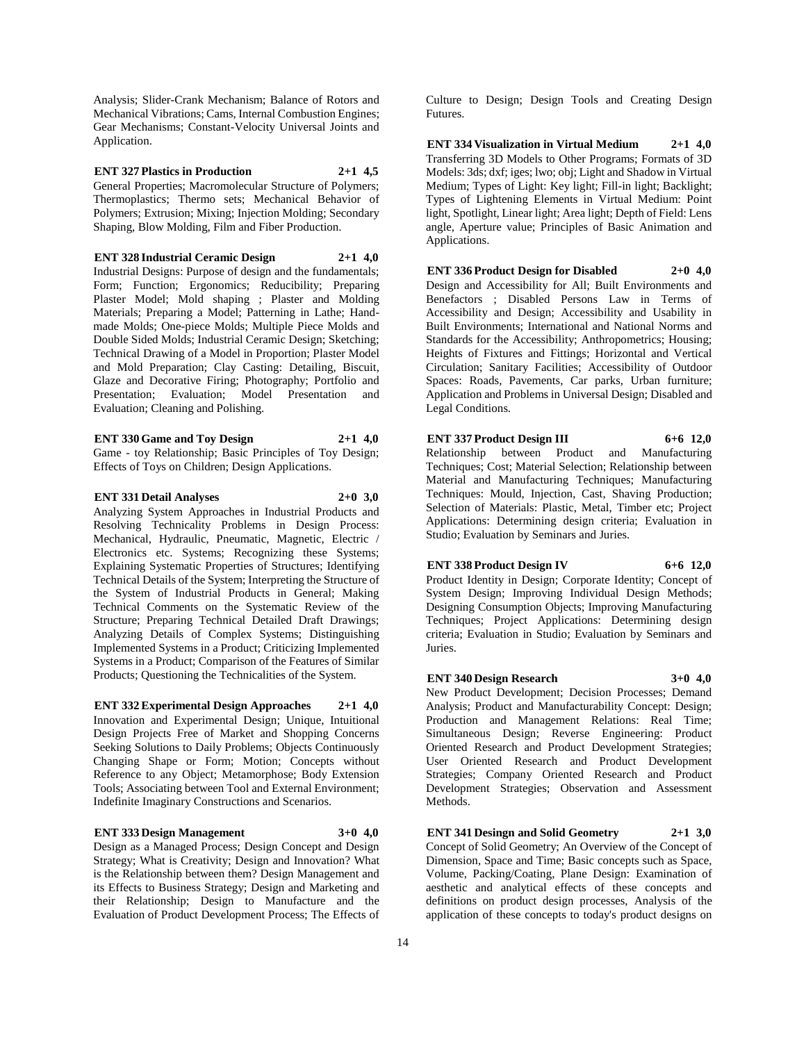Analysis; Slider-Crank Mechanism; Balance of Rotors and Mechanical Vibrations; Cams, Internal Combustion Engines; Gear Mechanisms; Constant-Velocity Universal Joints and Application.

**ENT 327 Plastics in Production 2+1 4,5**

General Properties; Macromolecular Structure of Polymers; Thermoplastics; Thermo sets; Mechanical Behavior of Polymers; Extrusion; Mixing; Injection Molding; Secondary Shaping, Blow Molding, Film and Fiber Production.

**ENT 328 Industrial Ceramic Design 2+1 4,0**

Industrial Designs: Purpose of design and the fundamentals; Form; Function; Ergonomics; Reducibility; Preparing Plaster Model; Mold shaping ; Plaster and Molding Materials; Preparing a Model; Patterning in Lathe; Hand-made Molds; One-piece Molds; Multiple Piece Molds and Double Sided Molds; Industrial Ceramic Design; Sketching; Technical Drawing of a Model in Proportion; Plaster Model and Mold Preparation; Clay Casting: Detailing, Biscuit, Glaze and Decorative Firing; Photography; Portfolio and Presentation; Evaluation; Model Presentation and Evaluation; Cleaning and Polishing.

**ENT 330 Game and Toy Design 2+1 4,0**

Game - toy Relationship; Basic Principles of Toy Design; Effects of Toys on Children; Design Applications.

**ENT 331 Detail Analyses 2+0 3,0**

Analyzing System Approaches in Industrial Products and Resolving Technicality Problems in Design Process: Mechanical, Hydraulic, Pneumatic, Magnetic, Electric / Electronics etc. Systems; Recognizing these Systems; Explaining Systematic Properties of Structures; Identifying Technical Details of the System; Interpreting the Structure of the System of Industrial Products in General; Making Technical Comments on the Systematic Review of the Structure; Preparing Technical Detailed Draft Drawings; Analyzing Details of Complex Systems; Distinguishing Implemented Systems in a Product; Criticizing Implemented Systems in a Product; Comparison of the Features of Similar Products; Questioning the Technicalities of the System.

**ENT 332 Experimental Design Approaches 2+1 4,0**

Innovation and Experimental Design; Unique, Intuitional Design Projects Free of Market and Shopping Concerns Seeking Solutions to Daily Problems; Objects Continuously Changing Shape or Form; Motion; Concepts without Reference to any Object; Metamorphose; Body Extension Tools; Associating between Tool and External Environment; Indefinite Imaginary Constructions and Scenarios.

**ENT 333 Design Management 3+0 4,0**

Design as a Managed Process; Design Concept and Design Strategy; What is Creativity; Design and Innovation? What is the Relationship between them? Design Management and its Effects to Business Strategy; Design and Marketing and their Relationship; Design to Manufacture and the Evaluation of Product Development Process; The Effects of Culture to Design; Design Tools and Creating Design Futures.

**ENT 334 Visualization in Virtual Medium 2+1 4,0**

Transferring 3D Models to Other Programs; Formats of 3D Models: 3ds; dxf; iges; lwo; obj; Light and Shadow in Virtual Medium; Types of Light: Key light; Fill-in light; Backlight; Types of Lightening Elements in Virtual Medium: Point light, Spotlight, Linear light; Area light; Depth of Field: Lens angle, Aperture value; Principles of Basic Animation and Applications.

**ENT 336 Product Design for Disabled 2+0 4,0**

Design and Accessibility for All; Built Environments and Benefactors ; Disabled Persons Law in Terms of Accessibility and Design; Accessibility and Usability in Built Environments; International and National Norms and Standards for the Accessibility; Anthropometrics; Housing; Heights of Fixtures and Fittings; Horizontal and Vertical Circulation; Sanitary Facilities; Accessibility of Outdoor Spaces: Roads, Pavements, Car parks, Urban furniture; Application and Problems in Universal Design; Disabled and Legal Conditions.

**ENT 337 Product Design III 6+6 12,0**

Relationship between Product and Manufacturing Techniques; Cost; Material Selection; Relationship between Material and Manufacturing Techniques; Manufacturing Techniques: Mould, Injection, Cast, Shaving Production; Selection of Materials: Plastic, Metal, Timber etc; Project Applications: Determining design criteria; Evaluation in Studio; Evaluation by Seminars and Juries.

**ENT 338 Product Design IV 6+6 12,0**

Product Identity in Design; Corporate Identity; Concept of System Design; Improving Individual Design Methods; Designing Consumption Objects; Improving Manufacturing Techniques; Project Applications: Determining design criteria; Evaluation in Studio; Evaluation by Seminars and Juries.

**ENT 340 Design Research 3+0 4,0**

New Product Development; Decision Processes; Demand Analysis; Product and Manufacturability Concept: Design; Production and Management Relations: Real Time; Simultaneous Design; Reverse Engineering: Product Oriented Research and Product Development Strategies; User Oriented Research and Product Development Strategies; Company Oriented Research and Product Development Strategies; Observation and Assessment Methods.

**ENT 341 Desingn and Solid Geometry 2+1 3,0**

Concept of Solid Geometry; An Overview of the Concept of Dimension, Space and Time; Basic concepts such as Space, Volume, Packing/Coating, Plane Design: Examination of aesthetic and analytical effects of these concepts and definitions on product design processes, Analysis of the application of these concepts to today's product designs on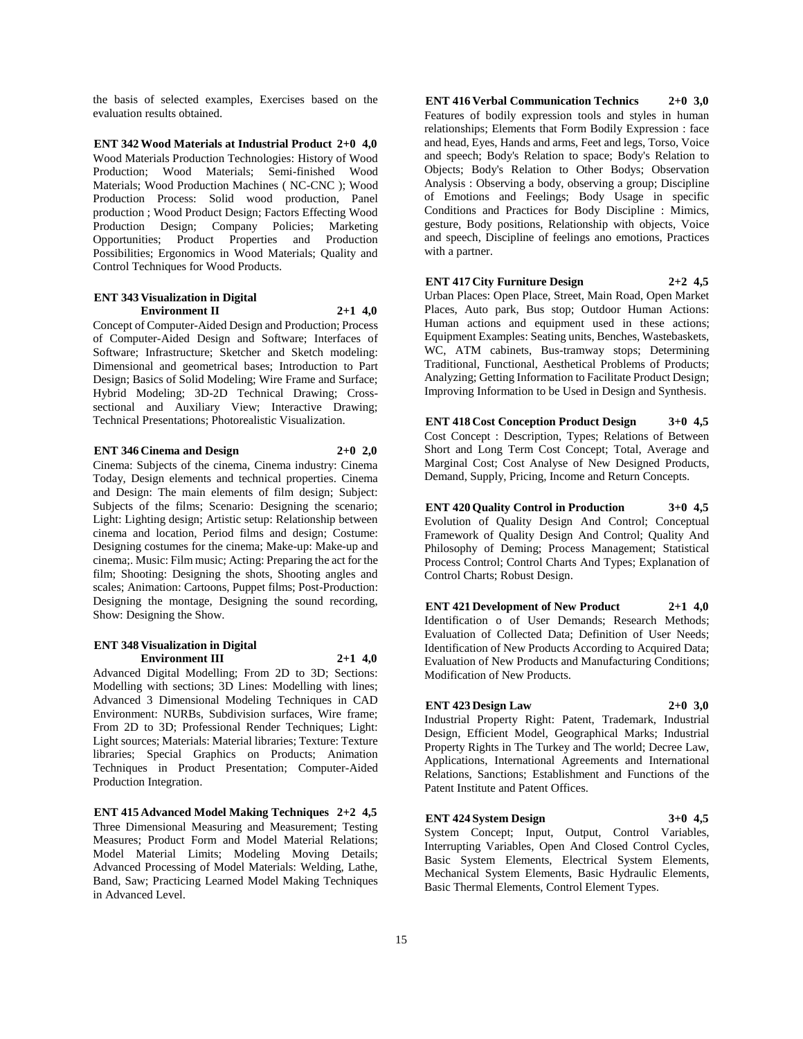the basis of selected examples, Exercises based on the evaluation results obtained.

**ENT 342 Wood Materials at Industrial Product 2+0 4,0**
Wood Materials Production Technologies: History of Wood Production; Wood Materials; Semi-finished Wood Materials; Wood Production Machines ( NC-CNC ); Wood Production Process: Solid wood production, Panel production ; Wood Product Design; Factors Effecting Wood Production Design; Company Policies; Marketing Opportunities; Product Properties and Production Possibilities; Ergonomics in Wood Materials; Quality and Control Techniques for Wood Products.

**ENT 343 Visualization in Digital Environment II 2+1 4,0**
Concept of Computer-Aided Design and Production; Process of Computer-Aided Design and Software; Interfaces of Software; Infrastructure; Sketcher and Sketch modeling: Dimensional and geometrical bases; Introduction to Part Design; Basics of Solid Modeling; Wire Frame and Surface; Hybrid Modeling; 3D-2D Technical Drawing; Cross-sectional and Auxiliary View; Interactive Drawing; Technical Presentations; Photorealistic Visualization.

**ENT 346 Cinema and Design 2+0 2,0**
Cinema: Subjects of the cinema, Cinema industry: Cinema Today, Design elements and technical properties. Cinema and Design: The main elements of film design; Subject: Subjects of the films; Scenario: Designing the scenario; Light: Lighting design; Artistic setup: Relationship between cinema and location, Period films and design; Costume: Designing costumes for the cinema; Make-up: Make-up and cinema;. Music: Film music; Acting: Preparing the act for the film; Shooting: Designing the shots, Shooting angles and scales; Animation: Cartoons, Puppet films; Post-Production: Designing the montage, Designing the sound recording, Show: Designing the Show.

**ENT 348 Visualization in Digital Environment III 2+1 4,0**
Advanced Digital Modelling; From 2D to 3D; Sections: Modelling with sections; 3D Lines: Modelling with lines; Advanced 3 Dimensional Modeling Techniques in CAD Environment: NURBs, Subdivision surfaces, Wire frame; From 2D to 3D; Professional Render Techniques; Light: Light sources; Materials: Material libraries; Texture: Texture libraries; Special Graphics on Products; Animation Techniques in Product Presentation; Computer-Aided Production Integration.

**ENT 415 Advanced Model Making Techniques 2+2 4,5**
Three Dimensional Measuring and Measurement; Testing Measures; Product Form and Model Material Relations; Model Material Limits; Modeling Moving Details; Advanced Processing of Model Materials: Welding, Lathe, Band, Saw; Practicing Learned Model Making Techniques in Advanced Level.

**ENT 416 Verbal Communication Technics 2+0 3,0**
Features of bodily expression tools and styles in human relationships; Elements that Form Bodily Expression : face and head, Eyes, Hands and arms, Feet and legs, Torso, Voice and speech; Body's Relation to space; Body's Relation to Objects; Body's Relation to Other Bodys; Observation Analysis : Observing a body, observing a group; Discipline of Emotions and Feelings; Body Usage in specific Conditions and Practices for Body Discipline : Mimics, gesture, Body positions, Relationship with objects, Voice and speech, Discipline of feelings ano emotions, Practices with a partner.

**ENT 417 City Furniture Design 2+2 4,5**
Urban Places: Open Place, Street, Main Road, Open Market Places, Auto park, Bus stop; Outdoor Human Actions: Human actions and equipment used in these actions; Equipment Examples: Seating units, Benches, Wastebaskets, WC, ATM cabinets, Bus-tramway stops; Determining Traditional, Functional, Aesthetical Problems of Products; Analyzing; Getting Information to Facilitate Product Design; Improving Information to be Used in Design and Synthesis.

**ENT 418 Cost Conception Product Design 3+0 4,5**
Cost Concept : Description, Types; Relations of Between Short and Long Term Cost Concept; Total, Average and Marginal Cost; Cost Analyse of New Designed Products, Demand, Supply, Pricing, Income and Return Concepts.

**ENT 420 Quality Control in Production 3+0 4,5**
Evolution of Quality Design And Control; Conceptual Framework of Quality Design And Control; Quality And Philosophy of Deming; Process Management; Statistical Process Control; Control Charts And Types; Explanation of Control Charts; Robust Design.

**ENT 421 Development of New Product 2+1 4,0**
Identification o of User Demands; Research Methods; Evaluation of Collected Data; Definition of User Needs; Identification of New Products According to Acquired Data; Evaluation of New Products and Manufacturing Conditions; Modification of New Products.

**ENT 423 Design Law 2+0 3,0**
Industrial Property Right: Patent, Trademark, Industrial Design, Efficient Model, Geographical Marks; Industrial Property Rights in The Turkey and The world; Decree Law, Applications, International Agreements and International Relations, Sanctions; Establishment and Functions of the Patent Institute and Patent Offices.

**ENT 424 System Design 3+0 4,5**
System Concept; Input, Output, Control Variables, Interrupting Variables, Open And Closed Control Cycles, Basic System Elements, Electrical System Elements, Mechanical System Elements, Basic Hydraulic Elements, Basic Thermal Elements, Control Element Types.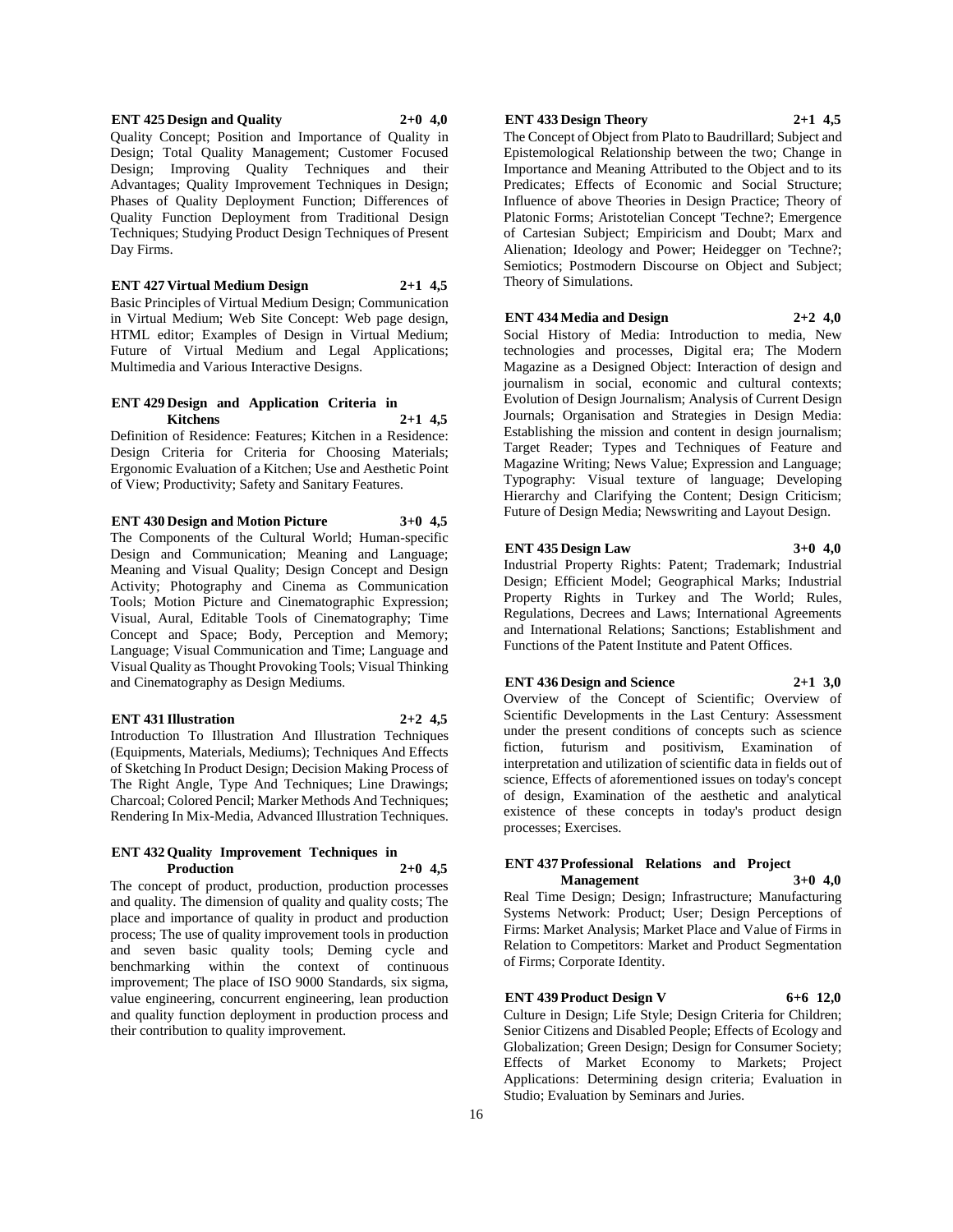**ENT 425 Design and Quality 2+0 4,0**

Quality Concept; Position and Importance of Quality in Design; Total Quality Management; Customer Focused Design; Improving Quality Techniques and their Advantages; Quality Improvement Techniques in Design; Phases of Quality Deployment Function; Differences of Quality Function Deployment from Traditional Design Techniques; Studying Product Design Techniques of Present Day Firms.

**ENT 427 Virtual Medium Design 2+1 4,5**

Basic Principles of Virtual Medium Design; Communication in Virtual Medium; Web Site Concept: Web page design, HTML editor; Examples of Design in Virtual Medium; Future of Virtual Medium and Legal Applications; Multimedia and Various Interactive Designs.

**ENT 429 Design and Application Criteria in Kitchens 2+1 4,5**

Definition of Residence: Features; Kitchen in a Residence: Design Criteria for Criteria for Choosing Materials; Ergonomic Evaluation of a Kitchen; Use and Aesthetic Point of View; Productivity; Safety and Sanitary Features.

**ENT 430 Design and Motion Picture 3+0 4,5**

The Components of the Cultural World; Human-specific Design and Communication; Meaning and Language; Meaning and Visual Quality; Design Concept and Design Activity; Photography and Cinema as Communication Tools; Motion Picture and Cinematographic Expression; Visual, Aural, Editable Tools of Cinematography; Time Concept and Space; Body, Perception and Memory; Language; Visual Communication and Time; Language and Visual Quality as Thought Provoking Tools; Visual Thinking and Cinematography as Design Mediums.

**ENT 431 Illustration 2+2 4,5**

Introduction To Illustration And Illustration Techniques (Equipments, Materials, Mediums); Techniques And Effects of Sketching In Product Design; Decision Making Process of The Right Angle, Type And Techniques; Line Drawings; Charcoal; Colored Pencil; Marker Methods And Techniques; Rendering In Mix-Media, Advanced Illustration Techniques.

**ENT 432 Quality Improvement Techniques in Production 2+0 4,5**

The concept of product, production, production processes and quality. The dimension of quality and quality costs; The place and importance of quality in product and production process; The use of quality improvement tools in production and seven basic quality tools; Deming cycle and benchmarking within the context of continuous improvement; The place of ISO 9000 Standards, six sigma, value engineering, concurrent engineering, lean production and quality function deployment in production process and their contribution to quality improvement.

**ENT 433 Design Theory 2+1 4,5**

The Concept of Object from Plato to Baudrillard; Subject and Epistemological Relationship between the two; Change in Importance and Meaning Attributed to the Object and to its Predicates; Effects of Economic and Social Structure; Influence of above Theories in Design Practice; Theory of Platonic Forms; Aristotelian Concept 'Techne?; Emergence of Cartesian Subject; Empiricism and Doubt; Marx and Alienation; Ideology and Power; Heidegger on 'Techne?; Semiotics; Postmodern Discourse on Object and Subject; Theory of Simulations.

**ENT 434 Media and Design 2+2 4,0**

Social History of Media: Introduction to media, New technologies and processes, Digital era; The Modern Magazine as a Designed Object: Interaction of design and journalism in social, economic and cultural contexts; Evolution of Design Journalism; Analysis of Current Design Journals; Organisation and Strategies in Design Media: Establishing the mission and content in design journalism; Target Reader; Types and Techniques of Feature and Magazine Writing; News Value; Expression and Language; Typography: Visual texture of language; Developing Hierarchy and Clarifying the Content; Design Criticism; Future of Design Media; Newswriting and Layout Design.

**ENT 435 Design Law 3+0 4,0**

Industrial Property Rights: Patent; Trademark; Industrial Design; Efficient Model; Geographical Marks; Industrial Property Rights in Turkey and The World; Rules, Regulations, Decrees and Laws; International Agreements and International Relations; Sanctions; Establishment and Functions of the Patent Institute and Patent Offices.

**ENT 436 Design and Science 2+1 3,0**

Overview of the Concept of Scientific; Overview of Scientific Developments in the Last Century: Assessment under the present conditions of concepts such as science fiction, futurism and positivism, Examination of interpretation and utilization of scientific data in fields out of science, Effects of aforementioned issues on today's concept of design, Examination of the aesthetic and analytical existence of these concepts in today's product design processes; Exercises.

**ENT 437 Professional Relations and Project Management 3+0 4,0**

Real Time Design; Design; Infrastructure; Manufacturing Systems Network: Product; User; Design Perceptions of Firms: Market Analysis; Market Place and Value of Firms in Relation to Competitors: Market and Product Segmentation of Firms; Corporate Identity.

**ENT 439 Product Design V 6+6 12,0**

Culture in Design; Life Style; Design Criteria for Children; Senior Citizens and Disabled People; Effects of Ecology and Globalization; Green Design; Design for Consumer Society; Effects of Market Economy to Markets; Project Applications: Determining design criteria; Evaluation in Studio; Evaluation by Seminars and Juries.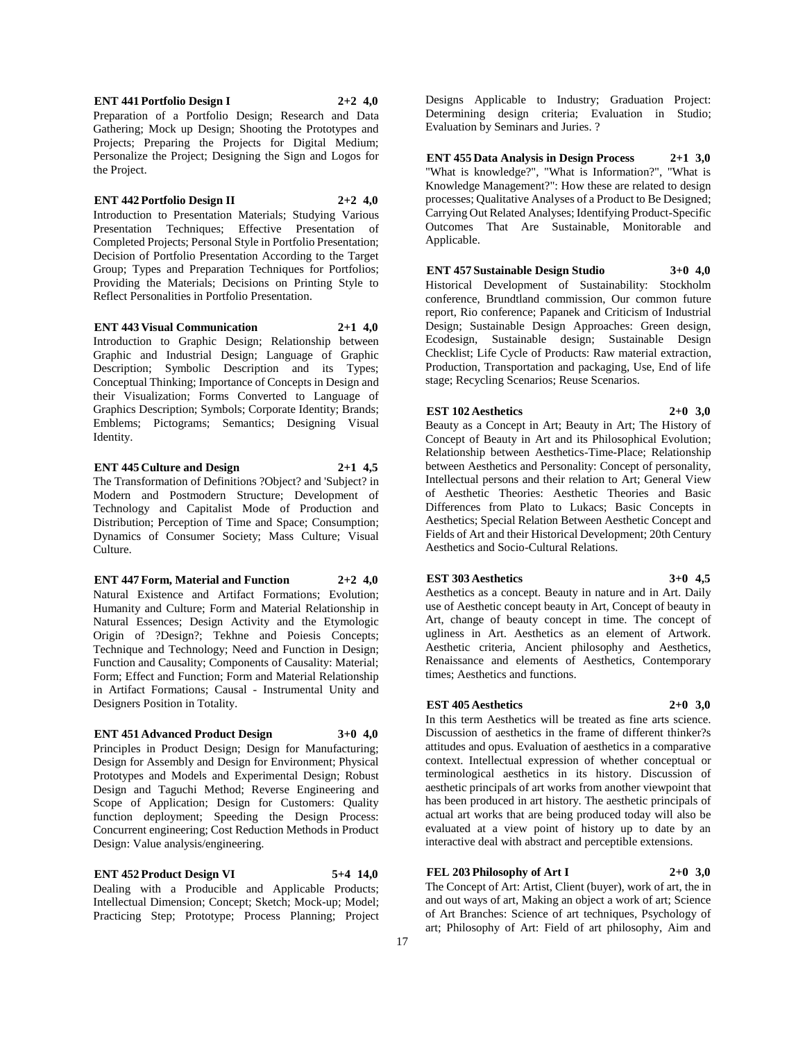**ENT 441 Portfolio Design I 2+2 4,0**

Preparation of a Portfolio Design; Research and Data Gathering; Mock up Design; Shooting the Prototypes and Projects; Preparing the Projects for Digital Medium; Personalize the Project; Designing the Sign and Logos for the Project.

**ENT 442 Portfolio Design II 2+2 4,0**

Introduction to Presentation Materials; Studying Various Presentation Techniques; Effective Presentation of Completed Projects; Personal Style in Portfolio Presentation; Decision of Portfolio Presentation According to the Target Group; Types and Preparation Techniques for Portfolios; Providing the Materials; Decisions on Printing Style to Reflect Personalities in Portfolio Presentation.

**ENT 443 Visual Communication 2+1 4,0**

Introduction to Graphic Design; Relationship between Graphic and Industrial Design; Language of Graphic Description; Symbolic Description and its Types; Conceptual Thinking; Importance of Concepts in Design and their Visualization; Forms Converted to Language of Graphics Description; Symbols; Corporate Identity; Brands; Emblems; Pictograms; Semantics; Designing Visual Identity.

**ENT 445 Culture and Design 2+1 4,5**

The Transformation of Definitions ?Object? and 'Subject? in Modern and Postmodern Structure; Development of Technology and Capitalist Mode of Production and Distribution; Perception of Time and Space; Consumption; Dynamics of Consumer Society; Mass Culture; Visual Culture.

**ENT 447 Form, Material and Function 2+2 4,0**

Natural Existence and Artifact Formations; Evolution; Humanity and Culture; Form and Material Relationship in Natural Essences; Design Activity and the Etymologic Origin of ?Design?; Tekhne and Poiesis Concepts; Technique and Technology; Need and Function in Design; Function and Causality; Components of Causality: Material; Form; Effect and Function; Form and Material Relationship in Artifact Formations; Causal - Instrumental Unity and Designers Position in Totality.

**ENT 451 Advanced Product Design 3+0 4,0**

Principles in Product Design; Design for Manufacturing; Design for Assembly and Design for Environment; Physical Prototypes and Models and Experimental Design; Robust Design and Taguchi Method; Reverse Engineering and Scope of Application; Design for Customers: Quality function deployment; Speeding the Design Process: Concurrent engineering; Cost Reduction Methods in Product Design: Value analysis/engineering.

**ENT 452 Product Design VI 5+4 14,0**

Dealing with a Producible and Applicable Products; Intellectual Dimension; Concept; Sketch; Mock-up; Model; Practicing Step; Prototype; Process Planning; Project Designs Applicable to Industry; Graduation Project: Determining design criteria; Evaluation in Studio; Evaluation by Seminars and Juries. ?

**ENT 455 Data Analysis in Design Process 2+1 3,0**

"What is knowledge?", "What is Information?", "What is Knowledge Management?": How these are related to design processes; Qualitative Analyses of a Product to Be Designed; Carrying Out Related Analyses; Identifying Product-Specific Outcomes That Are Sustainable, Monitorable and Applicable.

**ENT 457 Sustainable Design Studio 3+0 4,0**

Historical Development of Sustainability: Stockholm conference, Brundtland commission, Our common future report, Rio conference; Papanek and Criticism of Industrial Design; Sustainable Design Approaches: Green design, Ecodesign, Sustainable design; Sustainable Design Checklist; Life Cycle of Products: Raw material extraction, Production, Transportation and packaging, Use, End of life stage; Recycling Scenarios; Reuse Scenarios.

**EST 102 Aesthetics 2+0 3,0**

Beauty as a Concept in Art; Beauty in Art; The History of Concept of Beauty in Art and its Philosophical Evolution; Relationship between Aesthetics-Time-Place; Relationship between Aesthetics and Personality: Concept of personality, Intellectual persons and their relation to Art; General View of Aesthetic Theories: Aesthetic Theories and Basic Differences from Plato to Lukacs; Basic Concepts in Aesthetics; Special Relation Between Aesthetic Concept and Fields of Art and their Historical Development; 20th Century Aesthetics and Socio-Cultural Relations.

**EST 303 Aesthetics 3+0 4,5**

Aesthetics as a concept. Beauty in nature and in Art. Daily use of Aesthetic concept beauty in Art, Concept of beauty in Art, change of beauty concept in time. The concept of ugliness in Art. Aesthetics as an element of Artwork. Aesthetic criteria, Ancient philosophy and Aesthetics, Renaissance and elements of Aesthetics, Contemporary times; Aesthetics and functions.

**EST 405 Aesthetics 2+0 3,0**

In this term Aesthetics will be treated as fine arts science. Discussion of aesthetics in the frame of different thinker?s attitudes and opus. Evaluation of aesthetics in a comparative context. Intellectual expression of whether conceptual or terminological aesthetics in its history. Discussion of aesthetic principals of art works from another viewpoint that has been produced in art history. The aesthetic principals of actual art works that are being produced today will also be evaluated at a view point of history up to date by an interactive deal with abstract and perceptible extensions.

**FEL 203 Philosophy of Art I 2+0 3,0**

The Concept of Art: Artist, Client (buyer), work of art, the in and out ways of art, Making an object a work of art; Science of Art Branches: Science of art techniques, Psychology of art; Philosophy of Art: Field of art philosophy, Aim and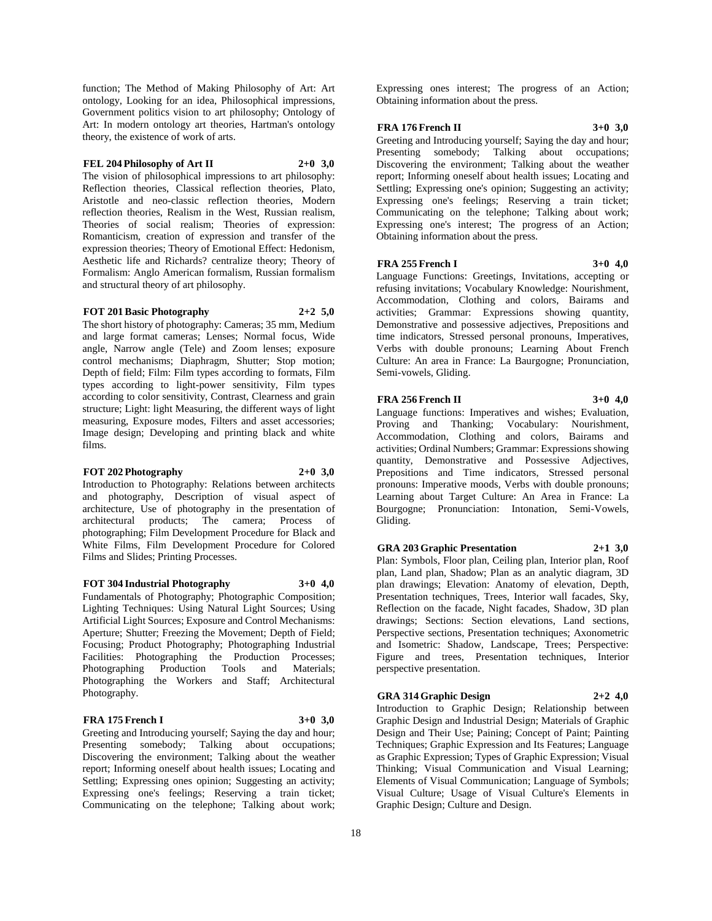function; The Method of Making Philosophy of Art: Art ontology, Looking for an idea, Philosophical impressions, Government politics vision to art philosophy; Ontology of Art: In modern ontology art theories, Hartman's ontology theory, the existence of work of arts.

**FEL 204 Philosophy of Art II 2+0 3,0**

The vision of philosophical impressions to art philosophy: Reflection theories, Classical reflection theories, Plato, Aristotle and neo-classic reflection theories, Modern reflection theories, Realism in the West, Russian realism, Theories of social realism; Theories of expression: Romanticism, creation of expression and transfer of the expression theories; Theory of Emotional Effect: Hedonism, Aesthetic life and Richards? centralize theory; Theory of Formalism: Anglo American formalism, Russian formalism and structural theory of art philosophy.

**FOT 201 Basic Photography 2+2 5,0**

The short history of photography: Cameras; 35 mm, Medium and large format cameras; Lenses; Normal focus, Wide angle, Narrow angle (Tele) and Zoom lenses; exposure control mechanisms; Diaphragm, Shutter; Stop motion; Depth of field; Film: Film types according to formats, Film types according to light-power sensitivity, Film types according to color sensitivity, Contrast, Clearness and grain structure; Light: light Measuring, the different ways of light measuring, Exposure modes, Filters and asset accessories; Image design; Developing and printing black and white films.

**FOT 202 Photography 2+0 3,0**

Introduction to Photography: Relations between architects and photography, Description of visual aspect of architecture, Use of photography in the presentation of architectural products; The camera; Process of photographing; Film Development Procedure for Black and White Films, Film Development Procedure for Colored Films and Slides; Printing Processes.

**FOT 304 Industrial Photography 3+0 4,0**

Fundamentals of Photography; Photographic Composition; Lighting Techniques: Using Natural Light Sources; Using Artificial Light Sources; Exposure and Control Mechanisms: Aperture; Shutter; Freezing the Movement; Depth of Field; Focusing; Product Photography; Photographing Industrial Facilities: Photographing the Production Processes; Photographing Production Tools and Materials; Photographing the Workers and Staff; Architectural Photography.

**FRA 175 French I 3+0 3,0**

Greeting and Introducing yourself; Saying the day and hour; Presenting somebody; Talking about occupations; Discovering the environment; Talking about the weather report; Informing oneself about health issues; Locating and Settling; Expressing ones opinion; Suggesting an activity; Expressing one's feelings; Reserving a train ticket; Communicating on the telephone; Talking about work; Expressing ones interest; The progress of an Action; Obtaining information about the press.

**FRA 176 French II 3+0 3,0**

Greeting and Introducing yourself; Saying the day and hour; Presenting somebody; Talking about occupations; Discovering the environment; Talking about the weather report; Informing oneself about health issues; Locating and Settling; Expressing one's opinion; Suggesting an activity; Expressing one's feelings; Reserving a train ticket; Communicating on the telephone; Talking about work; Expressing one's interest; The progress of an Action; Obtaining information about the press.

**FRA 255 French I 3+0 4,0**

Language Functions: Greetings, Invitations, accepting or refusing invitations; Vocabulary Knowledge: Nourishment, Accommodation, Clothing and colors, Bairams and activities; Grammar: Expressions showing quantity, Demonstrative and possessive adjectives, Prepositions and time indicators, Stressed personal pronouns, Imperatives, Verbs with double pronouns; Learning About French Culture: An area in France: La Baurgogne; Pronunciation, Semi-vowels, Gliding.

**FRA 256 French II 3+0 4,0**

Language functions: Imperatives and wishes; Evaluation, Proving and Thanking; Vocabulary: Nourishment, Accommodation, Clothing and colors, Bairams and activities; Ordinal Numbers; Grammar: Expressions showing quantity, Demonstrative and Possessive Adjectives, Prepositions and Time indicators, Stressed personal pronouns: Imperative moods, Verbs with double pronouns; Learning about Target Culture: An Area in France: La Bourgogne; Pronunciation: Intonation, Semi-Vowels, Gliding.

**GRA 203 Graphic Presentation 2+1 3,0**

Plan: Symbols, Floor plan, Ceiling plan, Interior plan, Roof plan, Land plan, Shadow; Plan as an analytic diagram, 3D plan drawings; Elevation: Anatomy of elevation, Depth, Presentation techniques, Trees, Interior wall facades, Sky, Reflection on the facade, Night facades, Shadow, 3D plan drawings; Sections: Section elevations, Land sections, Perspective sections, Presentation techniques; Axonometric and Isometric: Shadow, Landscape, Trees; Perspective: Figure and trees, Presentation techniques, Interior perspective presentation.

**GRA 314 Graphic Design 2+2 4,0**

Introduction to Graphic Design; Relationship between Graphic Design and Industrial Design; Materials of Graphic Design and Their Use; Paining; Concept of Paint; Painting Techniques; Graphic Expression and Its Features; Language as Graphic Expression; Types of Graphic Expression; Visual Thinking; Visual Communication and Visual Learning; Elements of Visual Communication; Language of Symbols; Visual Culture; Usage of Visual Culture's Elements in Graphic Design; Culture and Design.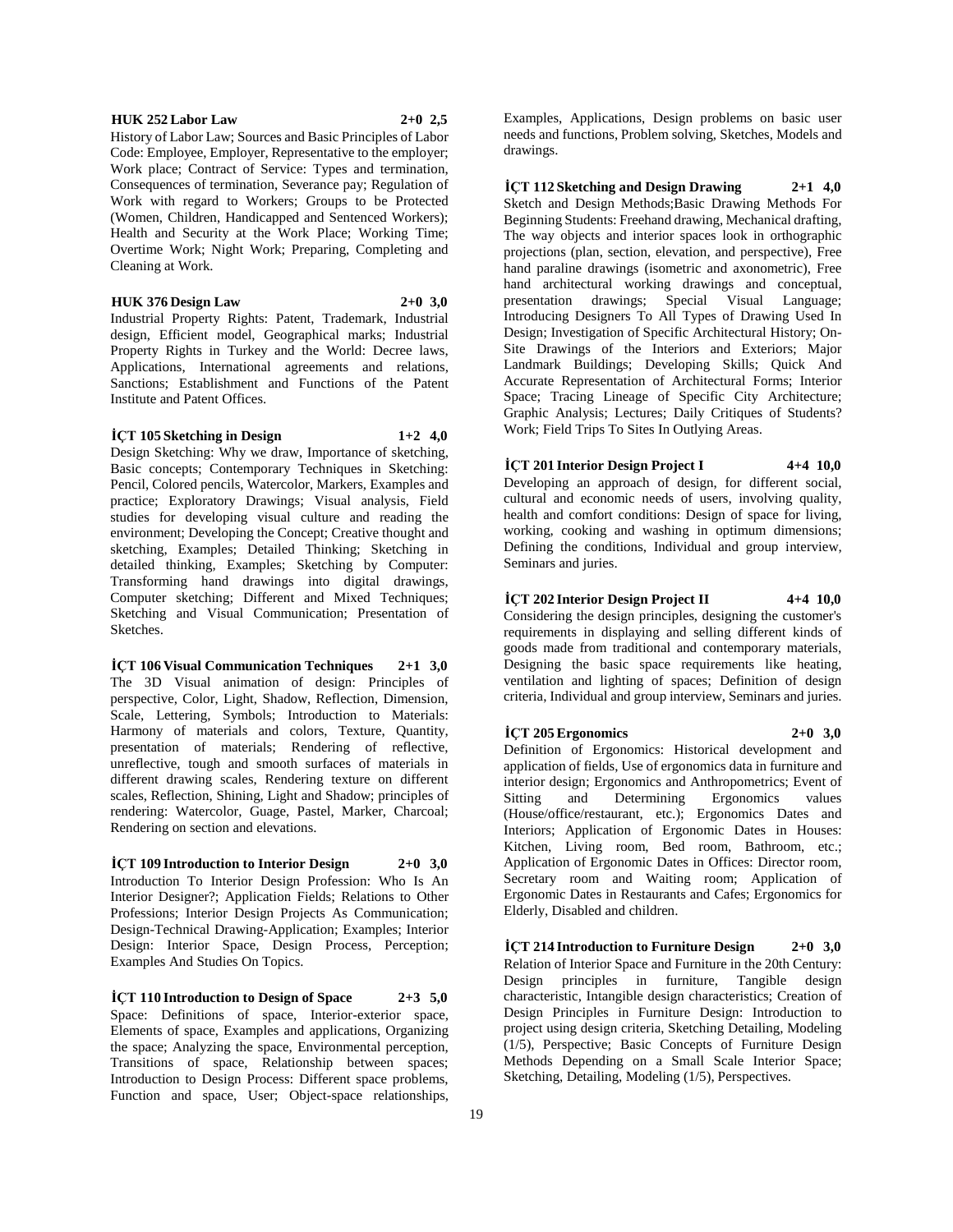**HUK 252 Labor Law 2+0 2,5**

History of Labor Law; Sources and Basic Principles of Labor Code: Employee, Employer, Representative to the employer; Work place; Contract of Service: Types and termination, Consequences of termination, Severance pay; Regulation of Work with regard to Workers; Groups to be Protected (Women, Children, Handicapped and Sentenced Workers); Health and Security at the Work Place; Working Time; Overtime Work; Night Work; Preparing, Completing and Cleaning at Work.

**HUK 376 Design Law 2+0 3,0**

Industrial Property Rights: Patent, Trademark, Industrial design, Efficient model, Geographical marks; Industrial Property Rights in Turkey and the World: Decree laws, Applications, International agreements and relations, Sanctions; Establishment and Functions of the Patent Institute and Patent Offices.

**İÇT 105 Sketching in Design 1+2 4,0**

Design Sketching: Why we draw, Importance of sketching, Basic concepts; Contemporary Techniques in Sketching: Pencil, Colored pencils, Watercolor, Markers, Examples and practice; Exploratory Drawings; Visual analysis, Field studies for developing visual culture and reading the environment; Developing the Concept; Creative thought and sketching, Examples; Detailed Thinking; Sketching in detailed thinking, Examples; Sketching by Computer: Transforming hand drawings into digital drawings, Computer sketching; Different and Mixed Techniques; Sketching and Visual Communication; Presentation of Sketches.

**İÇT 106 Visual Communication Techniques 2+1 3,0**

The 3D Visual animation of design: Principles of perspective, Color, Light, Shadow, Reflection, Dimension, Scale, Lettering, Symbols; Introduction to Materials: Harmony of materials and colors, Texture, Quantity, presentation of materials; Rendering of reflective, unreflective, tough and smooth surfaces of materials in different drawing scales, Rendering texture on different scales, Reflection, Shining, Light and Shadow; principles of rendering: Watercolor, Guage, Pastel, Marker, Charcoal; Rendering on section and elevations.

**İÇT 109 Introduction to Interior Design 2+0 3,0**

Introduction To Interior Design Profession: Who Is An Interior Designer?; Application Fields; Relations to Other Professions; Interior Design Projects As Communication; Design-Technical Drawing-Application; Examples; Interior Design: Interior Space, Design Process, Perception; Examples And Studies On Topics.

**İÇT 110 Introduction to Design of Space 2+3 5,0**

Space: Definitions of space, Interior-exterior space, Elements of space, Examples and applications, Organizing the space; Analyzing the space, Environmental perception, Transitions of space, Relationship between spaces; Introduction to Design Process: Different space problems, Function and space, User; Object-space relationships, Examples, Applications, Design problems on basic user needs and functions, Problem solving, Sketches, Models and drawings.

**İÇT 112 Sketching and Design Drawing 2+1 4,0**

Sketch and Design Methods;Basic Drawing Methods For Beginning Students: Freehand drawing, Mechanical drafting, The way objects and interior spaces look in orthographic projections (plan, section, elevation, and perspective), Free hand paraline drawings (isometric and axonometric), Free hand architectural working drawings and conceptual, presentation drawings; Special Visual Language; Introducing Designers To All Types of Drawing Used In Design; Investigation of Specific Architectural History; On-Site Drawings of the Interiors and Exteriors; Major Landmark Buildings; Developing Skills; Quick And Accurate Representation of Architectural Forms; Interior Space; Tracing Lineage of Specific City Architecture; Graphic Analysis; Lectures; Daily Critiques of Students? Work; Field Trips To Sites In Outlying Areas.

**İÇT 201 Interior Design Project I 4+4 10,0**

Developing an approach of design, for different social, cultural and economic needs of users, involving quality, health and comfort conditions: Design of space for living, working, cooking and washing in optimum dimensions; Defining the conditions, Individual and group interview, Seminars and juries.

**İÇT 202 Interior Design Project II 4+4 10,0**

Considering the design principles, designing the customer's requirements in displaying and selling different kinds of goods made from traditional and contemporary materials, Designing the basic space requirements like heating, ventilation and lighting of spaces; Definition of design criteria, Individual and group interview, Seminars and juries.

**İÇT 205 Ergonomics 2+0 3,0**

Definition of Ergonomics: Historical development and application of fields, Use of ergonomics data in furniture and interior design; Ergonomics and Anthropometrics; Event of Sitting and Determining Ergonomics values (House/office/restaurant, etc.); Ergonomics Dates and Interiors; Application of Ergonomic Dates in Houses: Kitchen, Living room, Bed room, Bathroom, etc.; Application of Ergonomic Dates in Offices: Director room, Secretary room and Waiting room; Application of Ergonomic Dates in Restaurants and Cafes; Ergonomics for Elderly, Disabled and children.

**İÇT 214 Introduction to Furniture Design 2+0 3,0**

Relation of Interior Space and Furniture in the 20th Century: Design principles in furniture, Tangible design characteristic, Intangible design characteristics; Creation of Design Principles in Furniture Design: Introduction to project using design criteria, Sketching Detailing, Modeling (1/5), Perspective; Basic Concepts of Furniture Design Methods Depending on a Small Scale Interior Space; Sketching, Detailing, Modeling (1/5), Perspectives.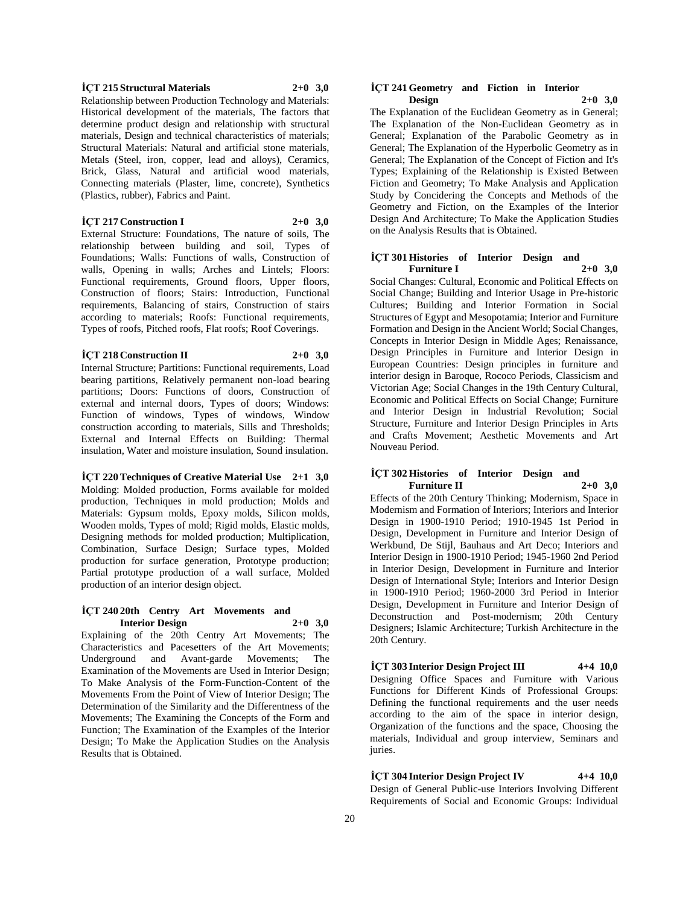**İÇT 215 Structural Materials 2+0 3,0**

Relationship between Production Technology and Materials: Historical development of the materials, The factors that determine product design and relationship with structural materials, Design and technical characteristics of materials; Structural Materials: Natural and artificial stone materials, Metals (Steel, iron, copper, lead and alloys), Ceramics, Brick, Glass, Natural and artificial wood materials, Connecting materials (Plaster, lime, concrete), Synthetics (Plastics, rubber), Fabrics and Paint.

**İÇT 217 Construction I 2+0 3,0**

External Structure: Foundations, The nature of soils, The relationship between building and soil, Types of Foundations; Walls: Functions of walls, Construction of walls, Opening in walls; Arches and Lintels; Floors: Functional requirements, Ground floors, Upper floors, Construction of floors; Stairs: Introduction, Functional requirements, Balancing of stairs, Construction of stairs according to materials; Roofs: Functional requirements, Types of roofs, Pitched roofs, Flat roofs; Roof Coverings.

**İÇT 218 Construction II 2+0 3,0**

Internal Structure; Partitions: Functional requirements, Load bearing partitions, Relatively permanent non-load bearing partitions; Doors: Functions of doors, Construction of external and internal doors, Types of doors; Windows: Function of windows, Types of windows, Window construction according to materials, Sills and Thresholds; External and Internal Effects on Building: Thermal insulation, Water and moisture insulation, Sound insulation.

**İÇT 220 Techniques of Creative Material Use 2+1 3,0**

Molding: Molded production, Forms available for molded production, Techniques in mold production; Molds and Materials: Gypsum molds, Epoxy molds, Silicon molds, Wooden molds, Types of mold; Rigid molds, Elastic molds, Designing methods for molded production; Multiplication, Combination, Surface Design; Surface types, Molded production for surface generation, Prototype production; Partial prototype production of a wall surface, Molded production of an interior design object.

**İÇT 240 20th Centry Art Movements and Interior Design 2+0 3,0**

Explaining of the 20th Centry Art Movements; The Characteristics and Pacesetters of the Art Movements; Underground and Avant-garde Movements; The Examination of the Movements are Used in Interior Design; To Make Analysis of the Form-Function-Content of the Movements From the Point of View of Interior Design; The Determination of the Similarity and the Differentness of the Movements; The Examining the Concepts of the Form and Function; The Examination of the Examples of the Interior Design; To Make the Application Studies on the Analysis Results that is Obtained.

**İÇT 241 Geometry and Fiction in Interior Design 2+0 3,0**

The Explanation of the Euclidean Geometry as in General; The Explanation of the Non-Euclidean Geometry as in General; Explanation of the Parabolic Geometry as in General; The Explanation of the Hyperbolic Geometry as in General; The Explanation of the Concept of Fiction and It's Types; Explaining of the Relationship is Existed Between Fiction and Geometry; To Make Analysis and Application Study by Concidering the Concepts and Methods of the Geometry and Fiction, on the Examples of the Interior Design And Architecture; To Make the Application Studies on the Analysis Results that is Obtained.

**İÇT 301 Histories of Interior Design and Furniture I 2+0 3,0**

Social Changes: Cultural, Economic and Political Effects on Social Change; Building and Interior Usage in Pre-historic Cultures; Building and Interior Formation in Social Structures of Egypt and Mesopotamia; Interior and Furniture Formation and Design in the Ancient World; Social Changes, Concepts in Interior Design in Middle Ages; Renaissance, Design Principles in Furniture and Interior Design in European Countries: Design principles in furniture and interior design in Baroque, Rococo Periods, Classicism and Victorian Age; Social Changes in the 19th Century Cultural, Economic and Political Effects on Social Change; Furniture and Interior Design in Industrial Revolution; Social Structure, Furniture and Interior Design Principles in Arts and Crafts Movement; Aesthetic Movements and Art Nouveau Period.

**İÇT 302 Histories of Interior Design and Furniture II 2+0 3,0**

Effects of the 20th Century Thinking; Modernism, Space in Modernism and Formation of Interiors; Interiors and Interior Design in 1900-1910 Period; 1910-1945 1st Period in Design, Development in Furniture and Interior Design of Werkbund, De Stijl, Bauhaus and Art Deco; Interiors and Interior Design in 1900-1910 Period; 1945-1960 2nd Period in Interior Design, Development in Furniture and Interior Design of International Style; Interiors and Interior Design in 1900-1910 Period; 1960-2000 3rd Period in Interior Design, Development in Furniture and Interior Design of Deconstruction and Post-modernism; 20th Century Designers; Islamic Architecture; Turkish Architecture in the 20th Century.

**İÇT 303 Interior Design Project III 4+4 10,0**

Designing Office Spaces and Furniture with Various Functions for Different Kinds of Professional Groups: Defining the functional requirements and the user needs according to the aim of the space in interior design, Organization of the functions and the space, Choosing the materials, Individual and group interview, Seminars and juries.

**İÇT 304 Interior Design Project IV 4+4 10,0**

Design of General Public-use Interiors Involving Different Requirements of Social and Economic Groups: Individual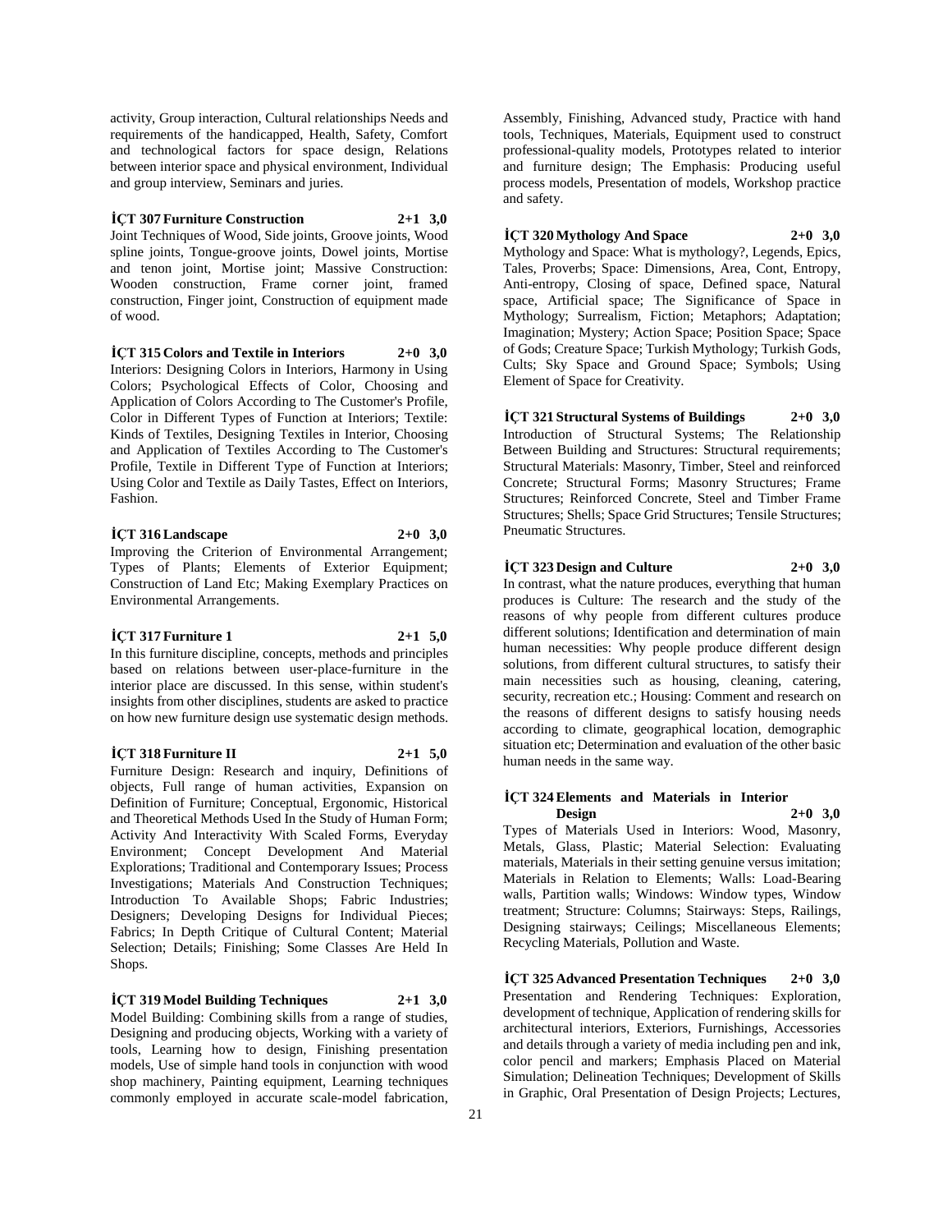activity, Group interaction, Cultural relationships Needs and requirements of the handicapped, Health, Safety, Comfort and technological factors for space design, Relations between interior space and physical environment, Individual and group interview, Seminars and juries.

**İÇT 307 Furniture Construction 2+1 3,0**

Joint Techniques of Wood, Side joints, Groove joints, Wood spline joints, Tongue-groove joints, Dowel joints, Mortise and tenon joint, Mortise joint; Massive Construction: Wooden construction, Frame corner joint, framed construction, Finger joint, Construction of equipment made of wood.

**İÇT 315 Colors and Textile in Interiors 2+0 3,0**

Interiors: Designing Colors in Interiors, Harmony in Using Colors; Psychological Effects of Color, Choosing and Application of Colors According to The Customer's Profile, Color in Different Types of Function at Interiors; Textile: Kinds of Textiles, Designing Textiles in Interior, Choosing and Application of Textiles According to The Customer's Profile, Textile in Different Type of Function at Interiors; Using Color and Textile as Daily Tastes, Effect on Interiors, Fashion.

**İÇT 316 Landscape 2+0 3,0**

Improving the Criterion of Environmental Arrangement; Types of Plants; Elements of Exterior Equipment; Construction of Land Etc; Making Exemplary Practices on Environmental Arrangements.

**İÇT 317 Furniture 1 2+1 5,0**

In this furniture discipline, concepts, methods and principles based on relations between user-place-furniture in the interior place are discussed. In this sense, within student's insights from other disciplines, students are asked to practice on how new furniture design use systematic design methods.

**İÇT 318 Furniture II 2+1 5,0**

Furniture Design: Research and inquiry, Definitions of objects, Full range of human activities, Expansion on Definition of Furniture; Conceptual, Ergonomic, Historical and Theoretical Methods Used In the Study of Human Form; Activity And Interactivity With Scaled Forms, Everyday Environment; Concept Development And Material Explorations; Traditional and Contemporary Issues; Process Investigations; Materials And Construction Techniques; Introduction To Available Shops; Fabric Industries; Designers; Developing Designs for Individual Pieces; Fabrics; In Depth Critique of Cultural Content; Material Selection; Details; Finishing; Some Classes Are Held In Shops.

**İÇT 319 Model Building Techniques 2+1 3,0**

Model Building: Combining skills from a range of studies, Designing and producing objects, Working with a variety of tools, Learning how to design, Finishing presentation models, Use of simple hand tools in conjunction with wood shop machinery, Painting equipment, Learning techniques commonly employed in accurate scale-model fabrication, Assembly, Finishing, Advanced study, Practice with hand tools, Techniques, Materials, Equipment used to construct professional-quality models, Prototypes related to interior and furniture design; The Emphasis: Producing useful process models, Presentation of models, Workshop practice and safety.

**İÇT 320 Mythology And Space 2+0 3,0**

Mythology and Space: What is mythology?, Legends, Epics, Tales, Proverbs; Space: Dimensions, Area, Cont, Entropy, Anti-entropy, Closing of space, Defined space, Natural space, Artificial space; The Significance of Space in Mythology; Surrealism, Fiction; Metaphors; Adaptation; Imagination; Mystery; Action Space; Position Space; Space of Gods; Creature Space; Turkish Mythology; Turkish Gods, Cults; Sky Space and Ground Space; Symbols; Using Element of Space for Creativity.

**İÇT 321 Structural Systems of Buildings 2+0 3,0**

Introduction of Structural Systems; The Relationship Between Building and Structures: Structural requirements; Structural Materials: Masonry, Timber, Steel and reinforced Concrete; Structural Forms; Masonry Structures; Frame Structures; Reinforced Concrete, Steel and Timber Frame Structures; Shells; Space Grid Structures; Tensile Structures; Pneumatic Structures.

**İÇT 323 Design and Culture 2+0 3,0**

In contrast, what the nature produces, everything that human produces is Culture: The research and the study of the reasons of why people from different cultures produce different solutions; Identification and determination of main human necessities: Why people produce different design solutions, from different cultural structures, to satisfy their main necessities such as housing, cleaning, catering, security, recreation etc.; Housing: Comment and research on the reasons of different designs to satisfy housing needs according to climate, geographical location, demographic situation etc; Determination and evaluation of the other basic human needs in the same way.

**İÇT 324 Elements and Materials in Interior Design 2+0 3,0**

Types of Materials Used in Interiors: Wood, Masonry, Metals, Glass, Plastic; Material Selection: Evaluating materials, Materials in their setting genuine versus imitation; Materials in Relation to Elements; Walls: Load-Bearing walls, Partition walls; Windows: Window types, Window treatment; Structure: Columns; Stairways: Steps, Railings, Designing stairways; Ceilings; Miscellaneous Elements; Recycling Materials, Pollution and Waste.

**İÇT 325 Advanced Presentation Techniques 2+0 3,0**

Presentation and Rendering Techniques: Exploration, development of technique, Application of rendering skills for architectural interiors, Exteriors, Furnishings, Accessories and details through a variety of media including pen and ink, color pencil and markers; Emphasis Placed on Material Simulation; Delineation Techniques; Development of Skills in Graphic, Oral Presentation of Design Projects; Lectures,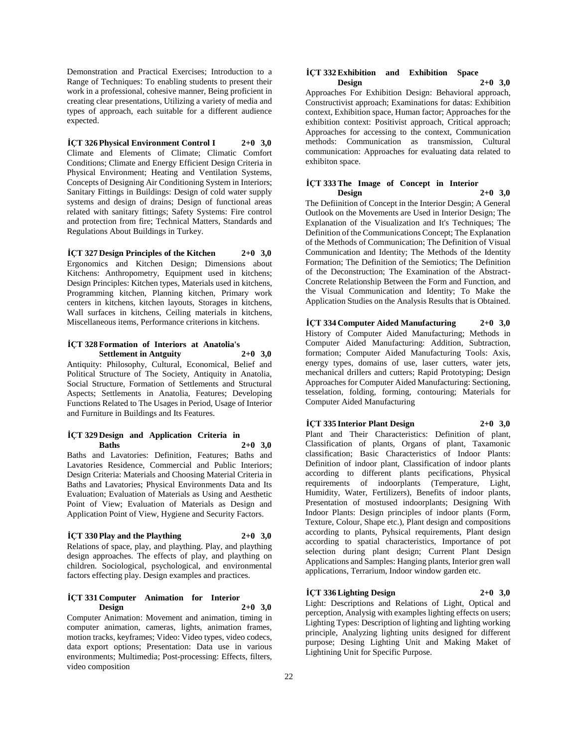Demonstration and Practical Exercises; Introduction to a Range of Techniques: To enabling students to present their work in a professional, cohesive manner, Being proficient in creating clear presentations, Utilizing a variety of media and types of approach, each suitable for a different audience expected.

**İÇT 326 Physical Environment Control I 2+0 3,0**
Climate and Elements of Climate; Climatic Comfort Conditions; Climate and Energy Efficient Design Criteria in Physical Environment; Heating and Ventilation Systems, Concepts of Designing Air Conditioning System in Interiors; Sanitary Fittings in Buildings: Design of cold water supply systems and design of drains; Design of functional areas related with sanitary fittings; Safety Systems: Fire control and protection from fire; Technical Matters, Standards and Regulations About Buildings in Turkey.

**İÇT 327 Design Principles of the Kitchen 2+0 3,0**
Ergonomics and Kitchen Design; Dimensions about Kitchens: Anthropometry, Equipment used in kitchens; Design Principles: Kitchen types, Materials used in kitchens, Programming kitchen, Planning kitchen, Primary work centers in kitchens, kitchen layouts, Storages in kitchens, Wall surfaces in kitchens, Ceiling materials in kitchens, Miscellaneous items, Performance criterions in kitchens.

**İÇT 328 Formation of Interiors at Anatolia's Settlement in Antguity 2+0 3,0**
Antiquity: Philosophy, Cultural, Economical, Belief and Political Structure of The Society, Antiquity in Anatolia, Social Structure, Formation of Settlements and Structural Aspects; Settlements in Anatolia, Features; Developing Functions Related to The Usages in Period, Usage of Interior and Furniture in Buildings and Its Features.

**İÇT 329 Design and Application Criteria in Baths 2+0 3,0**
Baths and Lavatories: Definition, Features; Baths and Lavatories Residence, Commercial and Public Interiors; Design Criteria: Materials and Choosing Material Criteria in Baths and Lavatories; Physical Environments Data and Its Evaluation; Evaluation of Materials as Using and Aesthetic Point of View; Evaluation of Materials as Design and Application Point of View, Hygiene and Security Factors.

**İÇT 330 Play and the Plaything 2+0 3,0**
Relations of space, play, and plaything. Play, and plaything design approaches. The effects of play, and plaything on children. Sociological, psychological, and environmental factors effecting play. Design examples and practices.

**İÇT 331 Computer Animation for Interior Design 2+0 3,0**
Computer Animation: Movement and animation, timing in computer animation, cameras, lights, animation frames, motion tracks, keyframes; Video: Video types, video codecs, data export options; Presentation: Data use in various environments; Multimedia; Post-processing: Effects, filters, video composition

**İÇT 332 Exhibition and Exhibition Space Design 2+0 3,0**
Approaches For Exhibition Design: Behavioral approach, Constructivist approach; Examinations for datas: Exhibition context, Exhibition space, Human factor; Approaches for the exhibition context: Positivist approach, Critical approach; Approaches for accessing to the context, Communication methods: Communication as transmission, Cultural communication: Approaches for evaluating data related to exhibiton space.

**İÇT 333 The Image of Concept in Interior Design 2+0 3,0**
The Defiinition of Concept in the Interior Desgin; A General Outlook on the Movements are Used in Interior Design; The Explanation of the Visualization and It's Techniques; The Definition of the Communications Concept; The Explanation of the Methods of Communication; The Definition of Visual Communication and Identity; The Methods of the Identity Formation; The Definition of the Semiotics; The Definition of the Deconstruction; The Examination of the Abstract-Concrete Relationship Between the Form and Function, and the Visual Communication and Identity; To Make the Application Studies on the Analysis Results that is Obtained.

**İÇT 334 Computer Aided Manufacturing 2+0 3,0**
History of Computer Aided Manufacturing; Methods in Computer Aided Manufacturing: Addition, Subtraction, formation; Computer Aided Manufacturing Tools: Axis, energy types, domains of use, laser cutters, water jets, mechanical drillers and cutters; Rapid Prototyping; Design Approaches for Computer Aided Manufacturing: Sectioning, tesselation, folding, forming, contouring; Materials for Computer Aided Manufacturing

**İÇT 335 Interior Plant Design 2+0 3,0**
Plant and Their Characteristics: Definition of plant, Classification of plants, Organs of plant, Taxamonic classification; Basic Characteristics of Indoor Plants: Definition of indoor plant, Classification of indoor plants according to different plants pecifications, Physical requirements of indoorplants (Temperature, Light, Humidity, Water, Fertilizers), Benefits of indoor plants, Presentation of mostused indoorplants; Designing With Indoor Plants: Design principles of indoor plants (Form, Texture, Colour, Shape etc.), Plant design and compositions according to plants, Pyhsical requirements, Plant design according to spatial characteristics, Importance of pot selection during plant design; Current Plant Design Applications and Samples: Hanging plants, Interior gren wall applications, Terrarium, Indoor window garden etc.

**İÇT 336 Lighting Design 2+0 3,0**
Light: Descriptions and Relations of Light, Optical and perception, Analysig with examples lighting effects on users; Lighting Types: Description of lighting and lighting working principle, Analyzing lighting units designed for different purpose; Desing Lighting Unit and Making Maket of Lightining Unit for Specific Purpose.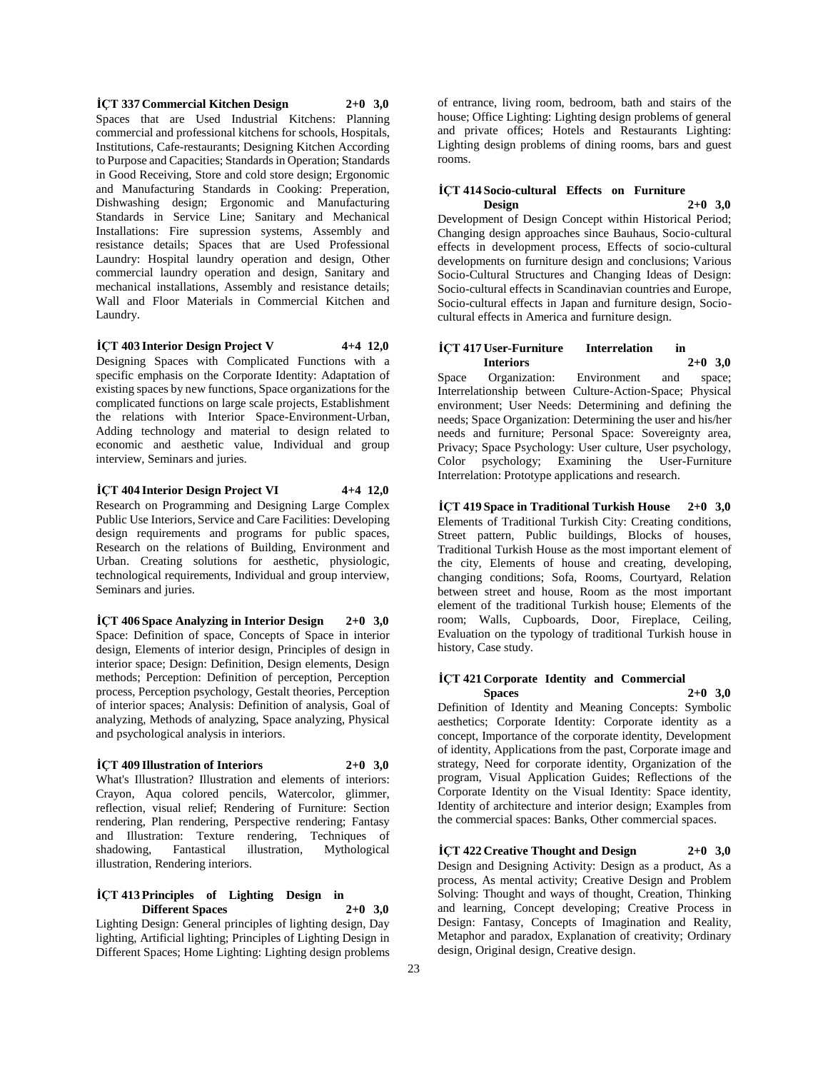**İÇT 337 Commercial Kitchen Design 2+0 3,0**

Spaces that are Used Industrial Kitchens: Planning commercial and professional kitchens for schools, Hospitals, Institutions, Cafe-restaurants; Designing Kitchen According to Purpose and Capacities; Standards in Operation; Standards in Good Receiving, Store and cold store design; Ergonomic and Manufacturing Standards in Cooking: Preperation, Dishwashing design; Ergonomic and Manufacturing Standards in Service Line; Sanitary and Mechanical Installations: Fire supression systems, Assembly and resistance details; Spaces that are Used Professional Laundry: Hospital laundry operation and design, Other commercial laundry operation and design, Sanitary and mechanical installations, Assembly and resistance details; Wall and Floor Materials in Commercial Kitchen and Laundry.

**İÇT 403 Interior Design Project V 4+4 12,0**

Designing Spaces with Complicated Functions with a specific emphasis on the Corporate Identity: Adaptation of existing spaces by new functions, Space organizations for the complicated functions on large scale projects, Establishment the relations with Interior Space-Environment-Urban, Adding technology and material to design related to economic and aesthetic value, Individual and group interview, Seminars and juries.

**İÇT 404 Interior Design Project VI 4+4 12,0**

Research on Programming and Designing Large Complex Public Use Interiors, Service and Care Facilities: Developing design requirements and programs for public spaces, Research on the relations of Building, Environment and Urban. Creating solutions for aesthetic, physiologic, technological requirements, Individual and group interview, Seminars and juries.

**İÇT 406 Space Analyzing in Interior Design 2+0 3,0**

Space: Definition of space, Concepts of Space in interior design, Elements of interior design, Principles of design in interior space; Design: Definition, Design elements, Design methods; Perception: Definition of perception, Perception process, Perception psychology, Gestalt theories, Perception of interior spaces; Analysis: Definition of analysis, Goal of analyzing, Methods of analyzing, Space analyzing, Physical and psychological analysis in interiors.

**İÇT 409 Illustration of Interiors 2+0 3,0**

What's Illustration? Illustration and elements of interiors: Crayon, Aqua colored pencils, Watercolor, glimmer, reflection, visual relief; Rendering of Furniture: Section rendering, Plan rendering, Perspective rendering; Fantasy and Illustration: Texture rendering, Techniques of shadowing, Fantastical illustration, Mythological illustration, Rendering interiors.

**İÇT 413 Principles of Lighting Design in Different Spaces 2+0 3,0**

Lighting Design: General principles of lighting design, Day lighting, Artificial lighting; Principles of Lighting Design in Different Spaces; Home Lighting: Lighting design problems of entrance, living room, bedroom, bath and stairs of the house; Office Lighting: Lighting design problems of general and private offices; Hotels and Restaurants Lighting: Lighting design problems of dining rooms, bars and guest rooms.

**İÇT 414 Socio-cultural Effects on Furniture Design 2+0 3,0**

Development of Design Concept within Historical Period; Changing design approaches since Bauhaus, Socio-cultural effects in development process, Effects of socio-cultural developments on furniture design and conclusions; Various Socio-Cultural Structures and Changing Ideas of Design: Socio-cultural effects in Scandinavian countries and Europe, Socio-cultural effects in Japan and furniture design, Socio-cultural effects in America and furniture design.

**İÇT 417 User-Furniture Interrelation in Interiors 2+0 3,0**

Space Organization: Environment and space; Interrelationship between Culture-Action-Space; Physical environment; User Needs: Determining and defining the needs; Space Organization: Determining the user and his/her needs and furniture; Personal Space: Sovereignty area, Privacy; Space Psychology: User culture, User psychology, Color psychology; Examining the User-Furniture Interrelation: Prototype applications and research.

**İÇT 419 Space in Traditional Turkish House 2+0 3,0**

Elements of Traditional Turkish City: Creating conditions, Street pattern, Public buildings, Blocks of houses, Traditional Turkish House as the most important element of the city, Elements of house and creating, developing, changing conditions; Sofa, Rooms, Courtyard, Relation between street and house, Room as the most important element of the traditional Turkish house; Elements of the room; Walls, Cupboards, Door, Fireplace, Ceiling, Evaluation on the typology of traditional Turkish house in history, Case study.

**İÇT 421 Corporate Identity and Commercial Spaces 2+0 3,0**

Definition of Identity and Meaning Concepts: Symbolic aesthetics; Corporate Identity: Corporate identity as a concept, Importance of the corporate identity, Development of identity, Applications from the past, Corporate image and strategy, Need for corporate identity, Organization of the program, Visual Application Guides; Reflections of the Corporate Identity on the Visual Identity: Space identity, Identity of architecture and interior design; Examples from the commercial spaces: Banks, Other commercial spaces.

**İÇT 422 Creative Thought and Design 2+0 3,0**

Design and Designing Activity: Design as a product, As a process, As mental activity; Creative Design and Problem Solving: Thought and ways of thought, Creation, Thinking and learning, Concept developing; Creative Process in Design: Fantasy, Concepts of Imagination and Reality, Metaphor and paradox, Explanation of creativity; Ordinary design, Original design, Creative design.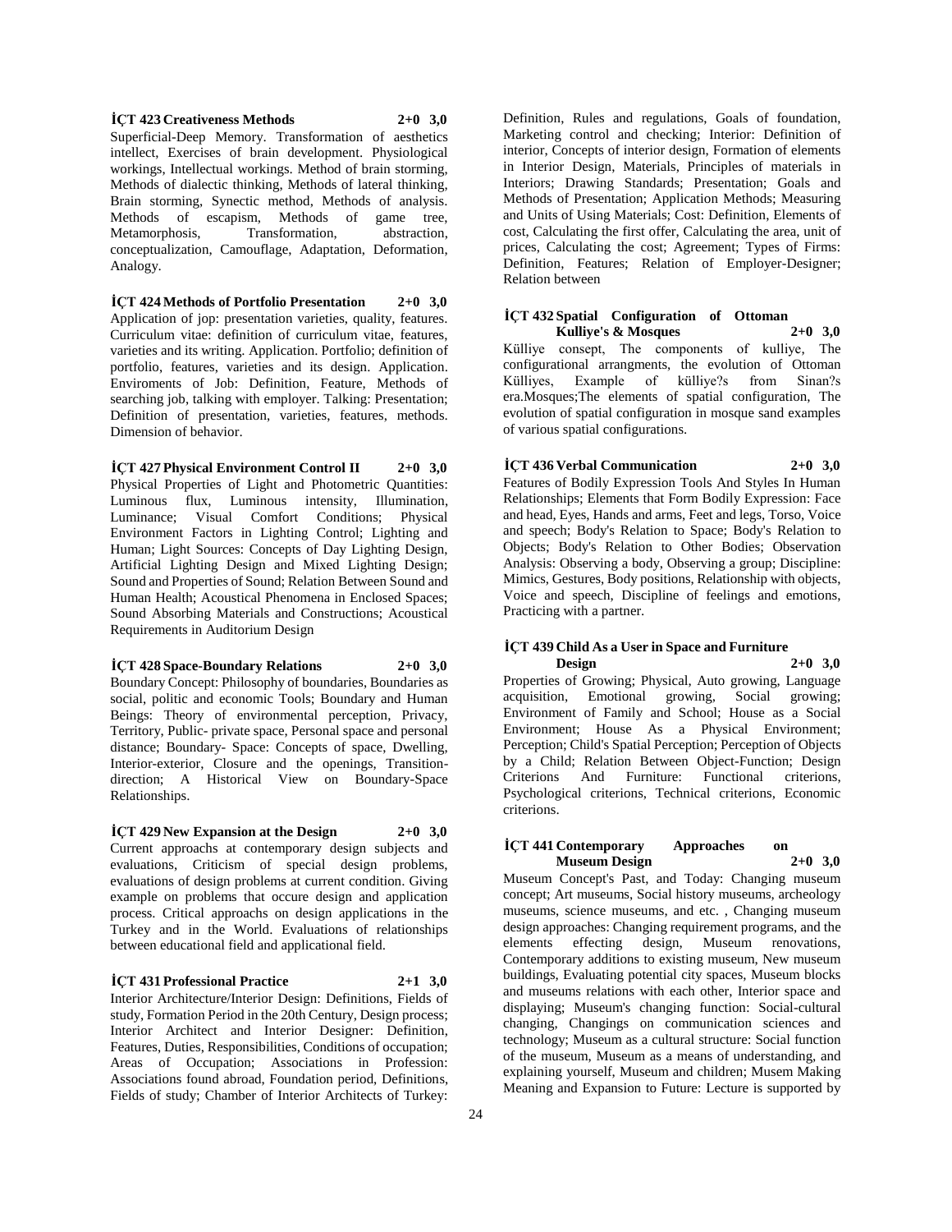**İÇT 423 Creativeness Methods 2+0 3,0**

Superficial-Deep Memory. Transformation of aesthetics intellect, Exercises of brain development. Physiological workings, Intellectual workings. Method of brain storming, Methods of dialectic thinking, Methods of lateral thinking, Brain storming, Synectic method, Methods of analysis. Methods of escapism, Methods of game tree, Metamorphosis, Transformation, abstraction, conceptualization, Camouflage, Adaptation, Deformation, Analogy.

**İÇT 424 Methods of Portfolio Presentation 2+0 3,0**

Application of jop: presentation varieties, quality, features. Curriculum vitae: definition of curriculum vitae, features, varieties and its writing. Application. Portfolio; definition of portfolio, features, varieties and its design. Application. Enviroments of Job: Definition, Feature, Methods of searching job, talking with employer. Talking: Presentation; Definition of presentation, varieties, features, methods. Dimension of behavior.

**İÇT 427 Physical Environment Control II 2+0 3,0**

Physical Properties of Light and Photometric Quantities: Luminous flux, Luminous intensity, Illumination, Luminance; Visual Comfort Conditions; Physical Environment Factors in Lighting Control; Lighting and Human; Light Sources: Concepts of Day Lighting Design, Artificial Lighting Design and Mixed Lighting Design; Sound and Properties of Sound; Relation Between Sound and Human Health; Acoustical Phenomena in Enclosed Spaces; Sound Absorbing Materials and Constructions; Acoustical Requirements in Auditorium Design

**İÇT 428 Space-Boundary Relations 2+0 3,0**

Boundary Concept: Philosophy of boundaries, Boundaries as social, politic and economic Tools; Boundary and Human Beings: Theory of environmental perception, Privacy, Territory, Public- private space, Personal space and personal distance; Boundary- Space: Concepts of space, Dwelling, Interior-exterior, Closure and the openings, Transition-direction; A Historical View on Boundary-Space Relationships.

**İÇT 429 New Expansion at the Design 2+0 3,0**

Current approachs at contemporary design subjects and evaluations, Criticism of special design problems, evaluations of design problems at current condition. Giving example on problems that occure design and application process. Critical approachs on design applications in the Turkey and in the World. Evaluations of relationships between educational field and applicational field.

**İÇT 431 Professional Practice 2+1 3,0**

Interior Architecture/Interior Design: Definitions, Fields of study, Formation Period in the 20th Century, Design process; Interior Architect and Interior Designer: Definition, Features, Duties, Responsibilities, Conditions of occupation; Areas of Occupation; Associations in Profession: Associations found abroad, Foundation period, Definitions, Fields of study; Chamber of Interior Architects of Turkey: Definition, Rules and regulations, Goals of foundation, Marketing control and checking; Interior: Definition of interior, Concepts of interior design, Formation of elements in Interior Design, Materials, Principles of materials in Interiors; Drawing Standards; Presentation; Goals and Methods of Presentation; Application Methods; Measuring and Units of Using Materials; Cost: Definition, Elements of cost, Calculating the first offer, Calculating the area, unit of prices, Calculating the cost; Agreement; Types of Firms: Definition, Features; Relation of Employer-Designer; Relation between

**İÇT 432 Spatial Configuration of Ottoman Kulliye's & Mosques 2+0 3,0**

Külliye consept, The components of kulliye, The configurational arrangments, the evolution of Ottoman Külliyes, Example of külliye?s from Sinan?s era.Mosques;The elements of spatial configuration, The evolution of spatial configuration in mosque sand examples of various spatial configurations.

**İÇT 436 Verbal Communication 2+0 3,0**

Features of Bodily Expression Tools And Styles In Human Relationships; Elements that Form Bodily Expression: Face and head, Eyes, Hands and arms, Feet and legs, Torso, Voice and speech; Body's Relation to Space; Body's Relation to Objects; Body's Relation to Other Bodies; Observation Analysis: Observing a body, Observing a group; Discipline: Mimics, Gestures, Body positions, Relationship with objects, Voice and speech, Discipline of feelings and emotions, Practicing with a partner.

**İÇT 439 Child As a User in Space and Furniture Design 2+0 3,0**

Properties of Growing; Physical, Auto growing, Language acquisition, Emotional growing, Social growing; Environment of Family and School; House as a Social Environment; House As a Physical Environment; Perception; Child's Spatial Perception; Perception of Objects by a Child; Relation Between Object-Function; Design Criterions And Furniture: Functional criterions, Psychological criterions, Technical criterions, Economic criterions.

**İÇT 441 Contemporary Approaches on Museum Design 2+0 3,0**

Museum Concept's Past, and Today: Changing museum concept; Art museums, Social history museums, archeology museums, science museums, and etc. , Changing museum design approaches: Changing requirement programs, and the elements effecting design, Museum renovations, Contemporary additions to existing museum, New museum buildings, Evaluating potential city spaces, Museum blocks and museums relations with each other, Interior space and displaying; Museum's changing function: Social-cultural changing, Changings on communication sciences and technology; Museum as a cultural structure: Social function of the museum, Museum as a means of understanding, and explaining yourself, Museum and children; Musem Making Meaning and Expansion to Future: Lecture is supported by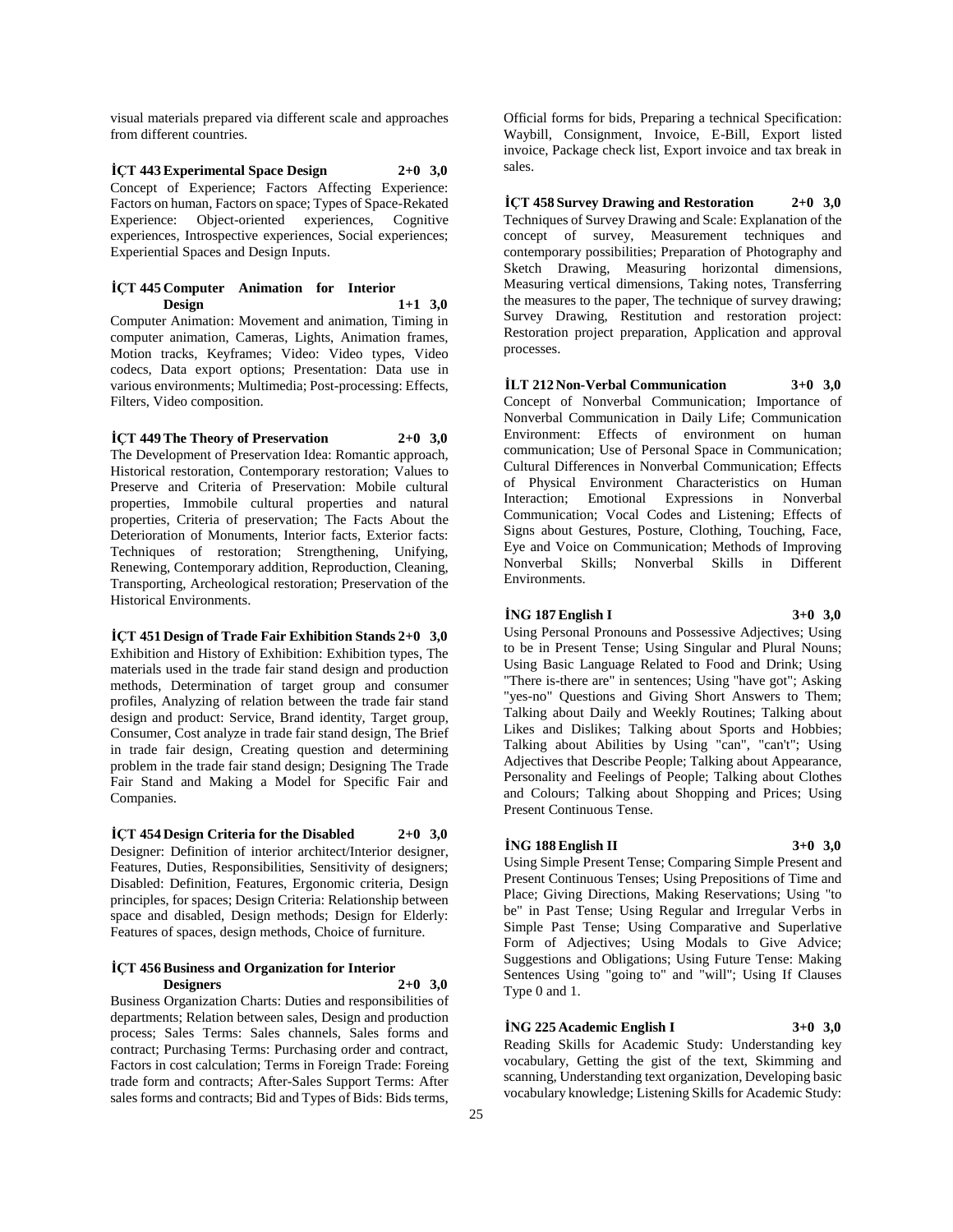visual materials prepared via different scale and approaches from different countries.

**İÇT 443 Experimental Space Design 2+0 3,0**

Concept of Experience; Factors Affecting Experience: Factors on human, Factors on space; Types of Space-Rekated Experience: Object-oriented experiences, Cognitive experiences, Introspective experiences, Social experiences; Experiential Spaces and Design Inputs.

**İÇT 445 Computer Animation for Interior Design 1+1 3,0**

Computer Animation: Movement and animation, Timing in computer animation, Cameras, Lights, Animation frames, Motion tracks, Keyframes; Video: Video types, Video codecs, Data export options; Presentation: Data use in various environments; Multimedia; Post-processing: Effects, Filters, Video composition.

**İÇT 449 The Theory of Preservation 2+0 3,0**

The Development of Preservation Idea: Romantic approach, Historical restoration, Contemporary restoration; Values to Preserve and Criteria of Preservation: Mobile cultural properties, Immobile cultural properties and natural properties, Criteria of preservation; The Facts About the Deterioration of Monuments, Interior facts, Exterior facts: Techniques of restoration; Strengthening, Unifying, Renewing, Contemporary addition, Reproduction, Cleaning, Transporting, Archeological restoration; Preservation of the Historical Environments.

**İÇT 451 Design of Trade Fair Exhibition Stands 2+0 3,0**

Exhibition and History of Exhibition: Exhibition types, The materials used in the trade fair stand design and production methods, Determination of target group and consumer profiles, Analyzing of relation between the trade fair stand design and product: Service, Brand identity, Target group, Consumer, Cost analyze in trade fair stand design, The Brief in trade fair design, Creating question and determining problem in the trade fair stand design; Designing The Trade Fair Stand and Making a Model for Specific Fair and Companies.

**İÇT 454 Design Criteria for the Disabled 2+0 3,0**

Designer: Definition of interior architect/Interior designer, Features, Duties, Responsibilities, Sensitivity of designers; Disabled: Definition, Features, Ergonomic criteria, Design principles, for spaces; Design Criteria: Relationship between space and disabled, Design methods; Design for Elderly: Features of spaces, design methods, Choice of furniture.

**İÇT 456 Business and Organization for Interior Designers 2+0 3,0**

Business Organization Charts: Duties and responsibilities of departments; Relation between sales, Design and production process; Sales Terms: Sales channels, Sales forms and contract; Purchasing Terms: Purchasing order and contract, Factors in cost calculation; Terms in Foreign Trade: Foreing trade form and contracts; After-Sales Support Terms: After sales forms and contracts; Bid and Types of Bids: Bids terms, Official forms for bids, Preparing a technical Specification: Waybill, Consignment, Invoice, E-Bill, Export listed invoice, Package check list, Export invoice and tax break in sales.

**İÇT 458 Survey Drawing and Restoration 2+0 3,0**

Techniques of Survey Drawing and Scale: Explanation of the concept of survey, Measurement techniques and contemporary possibilities; Preparation of Photography and Sketch Drawing, Measuring horizontal dimensions, Measuring vertical dimensions, Taking notes, Transferring the measures to the paper, The technique of survey drawing; Survey Drawing, Restitution and restoration project: Restoration project preparation, Application and approval processes.

**İLT 212 Non-Verbal Communication 3+0 3,0**

Concept of Nonverbal Communication; Importance of Nonverbal Communication in Daily Life; Communication Environment: Effects of environment on human communication; Use of Personal Space in Communication; Cultural Differences in Nonverbal Communication; Effects of Physical Environment Characteristics on Human Interaction; Emotional Expressions in Nonverbal Communication; Vocal Codes and Listening; Effects of Signs about Gestures, Posture, Clothing, Touching, Face, Eye and Voice on Communication; Methods of Improving Nonverbal Skills; Nonverbal Skills in Different Environments.

**İNG 187 English I 3+0 3,0**

Using Personal Pronouns and Possessive Adjectives; Using to be in Present Tense; Using Singular and Plural Nouns; Using Basic Language Related to Food and Drink; Using "There is-there are" in sentences; Using "have got"; Asking "yes-no" Questions and Giving Short Answers to Them; Talking about Daily and Weekly Routines; Talking about Likes and Dislikes; Talking about Sports and Hobbies; Talking about Abilities by Using "can", "can't"; Using Adjectives that Describe People; Talking about Appearance, Personality and Feelings of People; Talking about Clothes and Colours; Talking about Shopping and Prices; Using Present Continuous Tense.

**İNG 188 English II 3+0 3,0**

Using Simple Present Tense; Comparing Simple Present and Present Continuous Tenses; Using Prepositions of Time and Place; Giving Directions, Making Reservations; Using "to be" in Past Tense; Using Regular and Irregular Verbs in Simple Past Tense; Using Comparative and Superlative Form of Adjectives; Using Modals to Give Advice; Suggestions and Obligations; Using Future Tense: Making Sentences Using "going to" and "will"; Using If Clauses Type 0 and 1.

**İNG 225 Academic English I 3+0 3,0**

Reading Skills for Academic Study: Understanding key vocabulary, Getting the gist of the text, Skimming and scanning, Understanding text organization, Developing basic vocabulary knowledge; Listening Skills for Academic Study: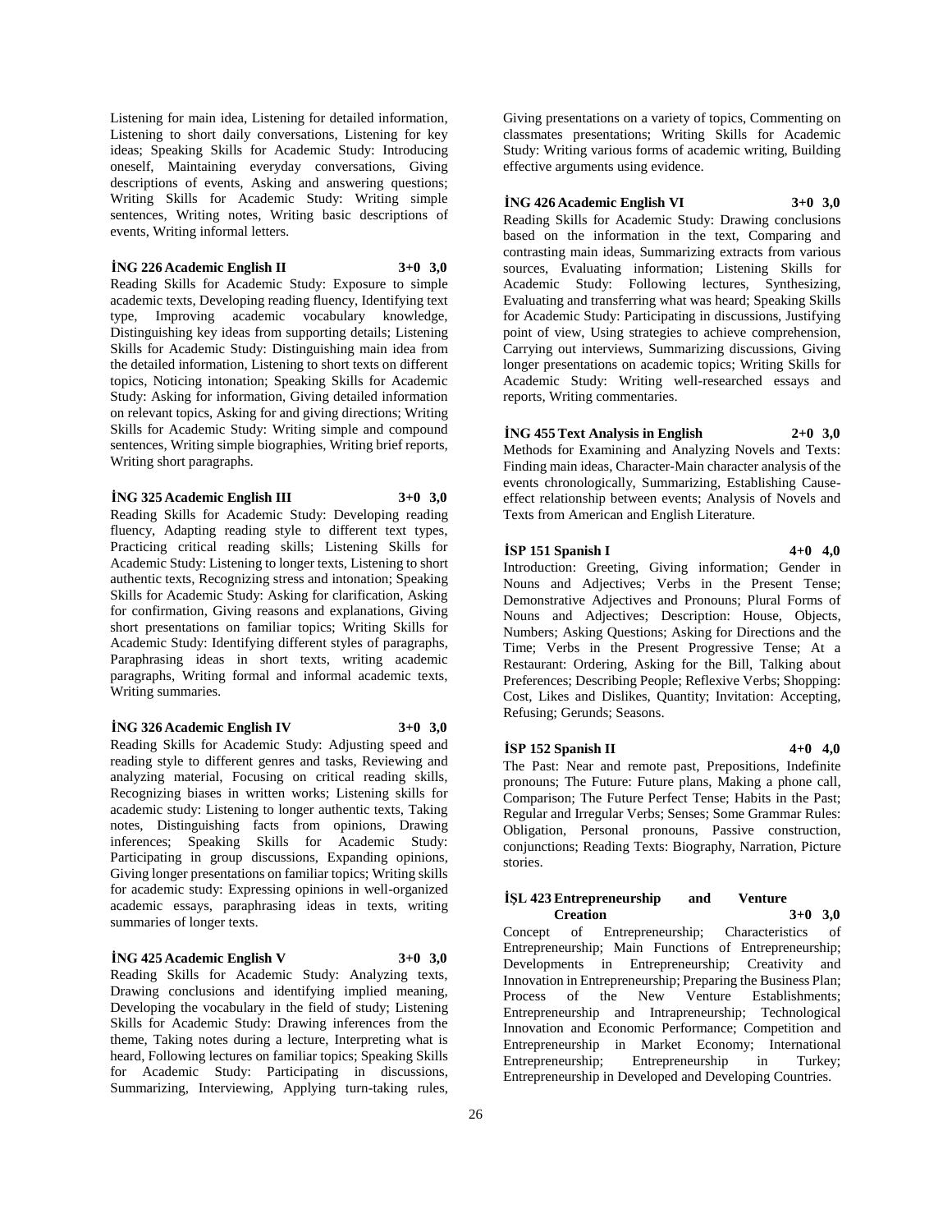Listening for main idea, Listening for detailed information, Listening to short daily conversations, Listening for key ideas; Speaking Skills for Academic Study: Introducing oneself, Maintaining everyday conversations, Giving descriptions of events, Asking and answering questions; Writing Skills for Academic Study: Writing simple sentences, Writing notes, Writing basic descriptions of events, Writing informal letters.

**İNG 226 Academic English II 3+0 3,0**

Reading Skills for Academic Study: Exposure to simple academic texts, Developing reading fluency, Identifying text type, Improving academic vocabulary knowledge, Distinguishing key ideas from supporting details; Listening Skills for Academic Study: Distinguishing main idea from the detailed information, Listening to short texts on different topics, Noticing intonation; Speaking Skills for Academic Study: Asking for information, Giving detailed information on relevant topics, Asking for and giving directions; Writing Skills for Academic Study: Writing simple and compound sentences, Writing simple biographies, Writing brief reports, Writing short paragraphs.

**İNG 325 Academic English III 3+0 3,0**

Reading Skills for Academic Study: Developing reading fluency, Adapting reading style to different text types, Practicing critical reading skills; Listening Skills for Academic Study: Listening to longer texts, Listening to short authentic texts, Recognizing stress and intonation; Speaking Skills for Academic Study: Asking for clarification, Asking for confirmation, Giving reasons and explanations, Giving short presentations on familiar topics; Writing Skills for Academic Study: Identifying different styles of paragraphs, Paraphrasing ideas in short texts, writing academic paragraphs, Writing formal and informal academic texts, Writing summaries.

**İNG 326 Academic English IV 3+0 3,0**

Reading Skills for Academic Study: Adjusting speed and reading style to different genres and tasks, Reviewing and analyzing material, Focusing on critical reading skills, Recognizing biases in written works; Listening skills for academic study: Listening to longer authentic texts, Taking notes, Distinguishing facts from opinions, Drawing inferences; Speaking Skills for Academic Study: Participating in group discussions, Expanding opinions, Giving longer presentations on familiar topics; Writing skills for academic study: Expressing opinions in well-organized academic essays, paraphrasing ideas in texts, writing summaries of longer texts.

**İNG 425 Academic English V 3+0 3,0**

Reading Skills for Academic Study: Analyzing texts, Drawing conclusions and identifying implied meaning, Developing the vocabulary in the field of study; Listening Skills for Academic Study: Drawing inferences from the theme, Taking notes during a lecture, Interpreting what is heard, Following lectures on familiar topics; Speaking Skills for Academic Study: Participating in discussions, Summarizing, Interviewing, Applying turn-taking rules, Giving presentations on a variety of topics, Commenting on classmates presentations; Writing Skills for Academic Study: Writing various forms of academic writing, Building effective arguments using evidence.

**İNG 426 Academic English VI 3+0 3,0**

Reading Skills for Academic Study: Drawing conclusions based on the information in the text, Comparing and contrasting main ideas, Summarizing extracts from various sources, Evaluating information; Listening Skills for Academic Study: Following lectures, Synthesizing, Evaluating and transferring what was heard; Speaking Skills for Academic Study: Participating in discussions, Justifying point of view, Using strategies to achieve comprehension, Carrying out interviews, Summarizing discussions, Giving longer presentations on academic topics; Writing Skills for Academic Study: Writing well-researched essays and reports, Writing commentaries.

**İNG 455 Text Analysis in English 2+0 3,0**

Methods for Examining and Analyzing Novels and Texts: Finding main ideas, Character-Main character analysis of the events chronologically, Summarizing, Establishing Cause-effect relationship between events; Analysis of Novels and Texts from American and English Literature.

**İSP 151 Spanish I 4+0 4,0**

Introduction: Greeting, Giving information; Gender in Nouns and Adjectives; Verbs in the Present Tense; Demonstrative Adjectives and Pronouns; Plural Forms of Nouns and Adjectives; Description: House, Objects, Numbers; Asking Questions; Asking for Directions and the Time; Verbs in the Present Progressive Tense; At a Restaurant: Ordering, Asking for the Bill, Talking about Preferences; Describing People; Reflexive Verbs; Shopping: Cost, Likes and Dislikes, Quantity; Invitation: Accepting, Refusing; Gerunds; Seasons.

**İSP 152 Spanish II 4+0 4,0**

The Past: Near and remote past, Prepositions, Indefinite pronouns; The Future: Future plans, Making a phone call, Comparison; The Future Perfect Tense; Habits in the Past; Regular and Irregular Verbs; Senses; Some Grammar Rules: Obligation, Personal pronouns, Passive construction, conjunctions; Reading Texts: Biography, Narration, Picture stories.

**İŞL 423 Entrepreneurship and Venture Creation 3+0 3,0**

Concept of Entrepreneurship; Characteristics of Entrepreneurship; Main Functions of Entrepreneurship; Developments in Entrepreneurship; Creativity and Innovation in Entrepreneurship; Preparing the Business Plan; Process of the New Venture Establishments; Entrepreneurship and Intrapreneurship; Technological Innovation and Economic Performance; Competition and Entrepreneurship in Market Economy; International Entrepreneurship; Entrepreneurship in Turkey; Entrepreneurship in Developed and Developing Countries.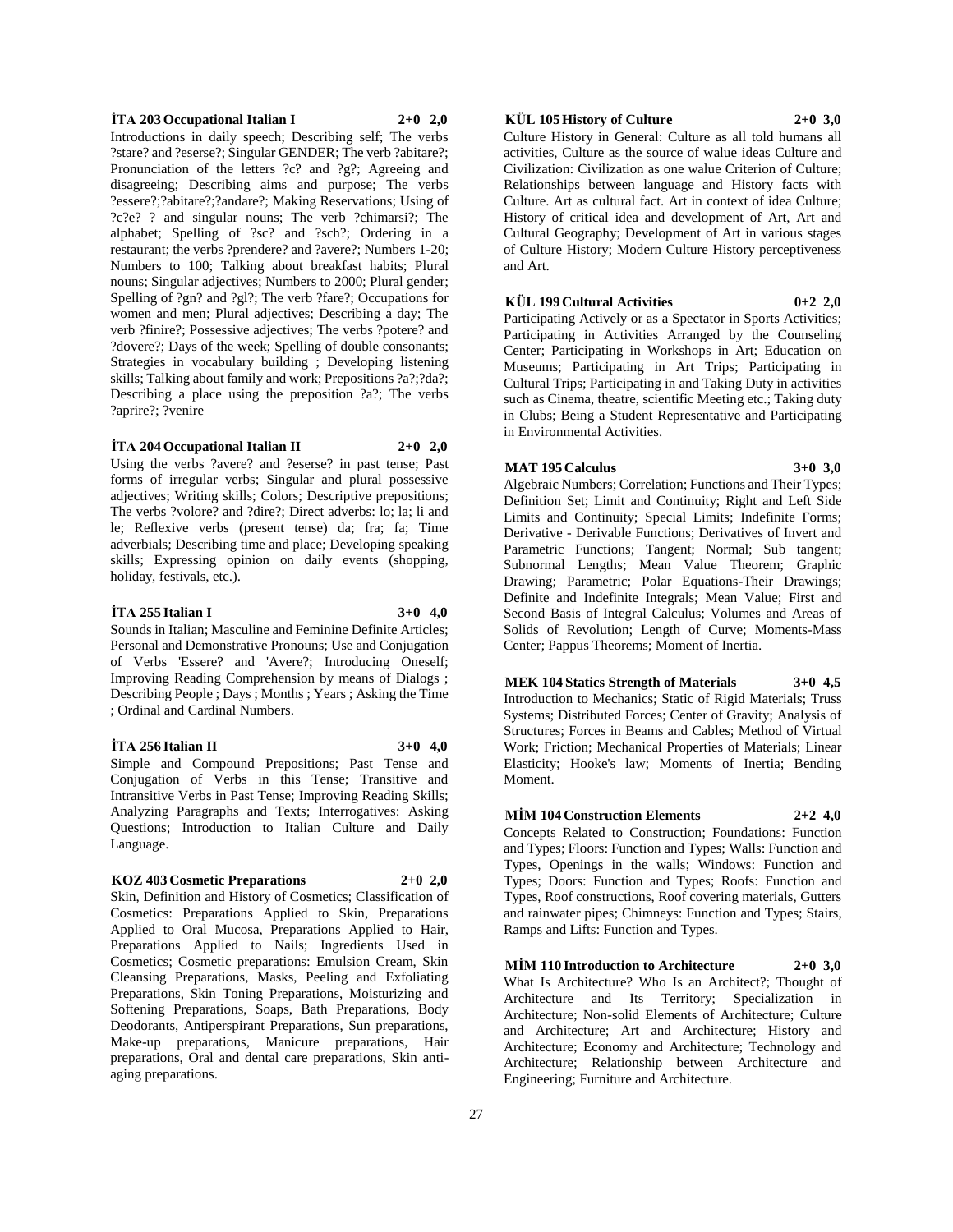**İTA 203 Occupational Italian I 2+0 2,0**

Introductions in daily speech; Describing self; The verbs ?stare? and ?eserse?; Singular GENDER; The verb ?abitare?; Pronunciation of the letters ?c? and ?g?; Agreeing and disagreeing; Describing aims and purpose; The verbs ?essere?;?abitare?;?andare?; Making Reservations; Using of ?c?e? ? and singular nouns; The verb ?chimarsi?; The alphabet; Spelling of ?sc? and ?sch?; Ordering in a restaurant; the verbs ?prendere? and ?avere?; Numbers 1-20; Numbers to 100; Talking about breakfast habits; Plural nouns; Singular adjectives; Numbers to 2000; Plural gender; Spelling of ?gn? and ?gl?; The verb ?fare?; Occupations for women and men; Plural adjectives; Describing a day; The verb ?finire?; Possessive adjectives; The verbs ?potere? and ?dovere?; Days of the week; Spelling of double consonants; Strategies in vocabulary building ; Developing listening skills; Talking about family and work; Prepositions ?a?;?da?; Describing a place using the preposition ?a?; The verbs ?aprire?; ?venire

**İTA 204 Occupational Italian II 2+0 2,0**

Using the verbs ?avere? and ?eserse? in past tense; Past forms of irregular verbs; Singular and plural possessive adjectives; Writing skills; Colors; Descriptive prepositions; The verbs ?volore? and ?dire?; Direct adverbs: lo; la; li and le; Reflexive verbs (present tense) da; fra; fa; Time adverbials; Describing time and place; Developing speaking skills; Expressing opinion on daily events (shopping, holiday, festivals, etc.).

**İTA 255 Italian I 3+0 4,0**

Sounds in Italian; Masculine and Feminine Definite Articles; Personal and Demonstrative Pronouns; Use and Conjugation of Verbs 'Essere? and 'Avere?; Introducing Oneself; Improving Reading Comprehension by means of Dialogs ; Describing People ; Days ; Months ; Years ; Asking the Time ; Ordinal and Cardinal Numbers.

**İTA 256 Italian II 3+0 4,0**

Simple and Compound Prepositions; Past Tense and Conjugation of Verbs in this Tense; Transitive and Intransitive Verbs in Past Tense; Improving Reading Skills; Analyzing Paragraphs and Texts; Interrogatives: Asking Questions; Introduction to Italian Culture and Daily Language.

**KOZ 403 Cosmetic Preparations 2+0 2,0**

Skin, Definition and History of Cosmetics; Classification of Cosmetics: Preparations Applied to Skin, Preparations Applied to Oral Mucosa, Preparations Applied to Hair, Preparations Applied to Nails; Ingredients Used in Cosmetics; Cosmetic preparations: Emulsion Cream, Skin Cleansing Preparations, Masks, Peeling and Exfoliating Preparations, Skin Toning Preparations, Moisturizing and Softening Preparations, Soaps, Bath Preparations, Body Deodorants, Antiperspirant Preparations, Sun preparations, Make-up preparations, Manicure preparations, Hair preparations, Oral and dental care preparations, Skin anti-aging preparations.

**KÜL 105 History of Culture 2+0 3,0**

Culture History in General: Culture as all told humans all activities, Culture as the source of walue ideas Culture and Civilization: Civilization as one walue Criterion of Culture; Relationships between language and History facts with Culture. Art as cultural fact. Art in context of idea Culture; History of critical idea and development of Art, Art and Cultural Geography; Development of Art in various stages of Culture History; Modern Culture History perceptiveness and Art.

**KÜL 199 Cultural Activities 0+2 2,0**

Participating Actively or as a Spectator in Sports Activities; Participating in Activities Arranged by the Counseling Center; Participating in Workshops in Art; Education on Museums; Participating in Art Trips; Participating in Cultural Trips; Participating in and Taking Duty in activities such as Cinema, theatre, scientific Meeting etc.; Taking duty in Clubs; Being a Student Representative and Participating in Environmental Activities.

**MAT 195 Calculus 3+0 3,0**

Algebraic Numbers; Correlation; Functions and Their Types; Definition Set; Limit and Continuity; Right and Left Side Limits and Continuity; Special Limits; Indefinite Forms; Derivative - Derivable Functions; Derivatives of Invert and Parametric Functions; Tangent; Normal; Sub tangent; Subnormal Lengths; Mean Value Theorem; Graphic Drawing; Parametric; Polar Equations-Their Drawings; Definite and Indefinite Integrals; Mean Value; First and Second Basis of Integral Calculus; Volumes and Areas of Solids of Revolution; Length of Curve; Moments-Mass Center; Pappus Theorems; Moment of Inertia.

**MEK 104 Statics Strength of Materials 3+0 4,5**

Introduction to Mechanics; Static of Rigid Materials; Truss Systems; Distributed Forces; Center of Gravity; Analysis of Structures; Forces in Beams and Cables; Method of Virtual Work; Friction; Mechanical Properties of Materials; Linear Elasticity; Hooke's law; Moments of Inertia; Bending Moment.

**MİM 104 Construction Elements 2+2 4,0**

Concepts Related to Construction; Foundations: Function and Types; Floors: Function and Types; Walls: Function and Types, Openings in the walls; Windows: Function and Types; Doors: Function and Types; Roofs: Function and Types, Roof constructions, Roof covering materials, Gutters and rainwater pipes; Chimneys: Function and Types; Stairs, Ramps and Lifts: Function and Types.

**MİM 110 Introduction to Architecture 2+0 3,0**

What Is Architecture? Who Is an Architect?; Thought of Architecture and Its Territory; Specialization in Architecture; Non-solid Elements of Architecture; Culture and Architecture; Art and Architecture; History and Architecture; Economy and Architecture; Technology and Architecture; Relationship between Architecture and Engineering; Furniture and Architecture.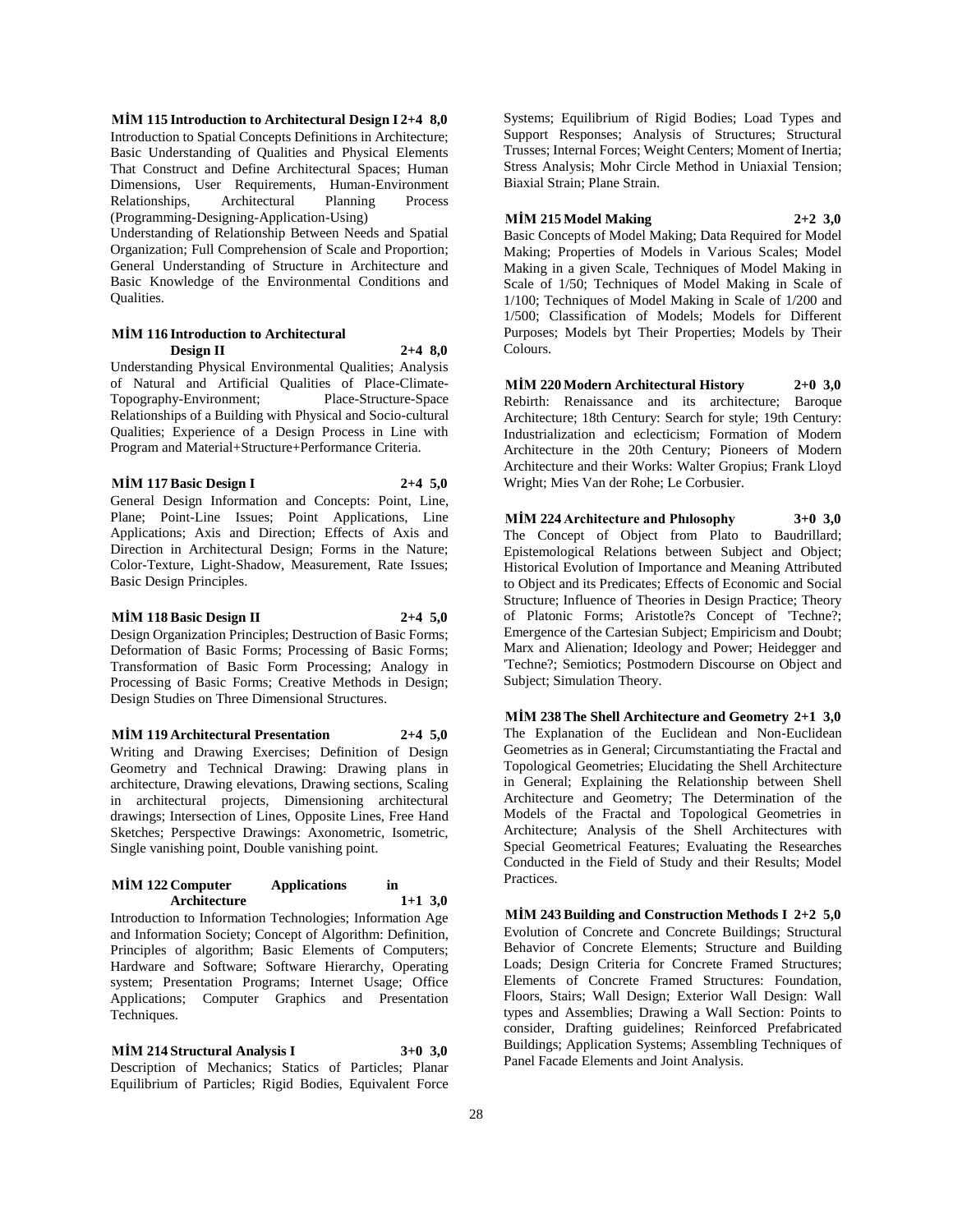**MİM 115 Introduction to Architectural Design I 2+4 8,0**
Introduction to Spatial Concepts Definitions in Architecture; Basic Understanding of Qualities and Physical Elements That Construct and Define Architectural Spaces; Human Dimensions, User Requirements, Human-Environment Relationships, Architectural Planning Process (Programming-Designing-Application-Using)
Understanding of Relationship Between Needs and Spatial Organization; Full Comprehension of Scale and Proportion; General Understanding of Structure in Architecture and Basic Knowledge of the Environmental Conditions and Qualities.

**MİM 116 Introduction to Architectural Design II 2+4 8,0**
Understanding Physical Environmental Qualities; Analysis of Natural and Artificial Qualities of Place-Climate-Topography-Environment; Place-Structure-Space Relationships of a Building with Physical and Socio-cultural Qualities; Experience of a Design Process in Line with Program and Material+Structure+Performance Criteria.

**MİM 117 Basic Design I 2+4 5,0**
General Design Information and Concepts: Point, Line, Plane; Point-Line Issues; Point Applications, Line Applications; Axis and Direction; Effects of Axis and Direction in Architectural Design; Forms in the Nature; Color-Texture, Light-Shadow, Measurement, Rate Issues; Basic Design Principles.

**MİM 118 Basic Design II 2+4 5,0**
Design Organization Principles; Destruction of Basic Forms; Deformation of Basic Forms; Processing of Basic Forms; Transformation of Basic Form Processing; Analogy in Processing of Basic Forms; Creative Methods in Design; Design Studies on Three Dimensional Structures.

**MİM 119 Architectural Presentation 2+4 5,0**
Writing and Drawing Exercises; Definition of Design Geometry and Technical Drawing: Drawing plans in architecture, Drawing elevations, Drawing sections, Scaling in architectural projects, Dimensioning architectural drawings; Intersection of Lines, Opposite Lines, Free Hand Sketches; Perspective Drawings: Axonometric, Isometric, Single vanishing point, Double vanishing point.

**MİM 122 Computer Applications in Architecture 1+1 3,0**
Introduction to Information Technologies; Information Age and Information Society; Concept of Algorithm: Definition, Principles of algorithm; Basic Elements of Computers; Hardware and Software; Software Hierarchy, Operating system; Presentation Programs; Internet Usage; Office Applications; Computer Graphics and Presentation Techniques.

**MİM 214 Structural Analysis I 3+0 3,0**
Description of Mechanics; Statics of Particles; Planar Equilibrium of Particles; Rigid Bodies, Equivalent Force Systems; Equilibrium of Rigid Bodies; Load Types and Support Responses; Analysis of Structures; Structural Trusses; Internal Forces; Weight Centers; Moment of Inertia; Stress Analysis; Mohr Circle Method in Uniaxial Tension; Biaxial Strain; Plane Strain.

**MİM 215 Model Making 2+2 3,0**
Basic Concepts of Model Making; Data Required for Model Making; Properties of Models in Various Scales; Model Making in a given Scale, Techniques of Model Making in Scale of 1/50; Techniques of Model Making in Scale of 1/100; Techniques of Model Making in Scale of 1/200 and 1/500; Classification of Models; Models for Different Purposes; Models byt Their Properties; Models by Their Colours.

**MİM 220 Modern Architectural History 2+0 3,0**
Rebirth: Renaissance and its architecture; Baroque Architecture; 18th Century: Search for style; 19th Century: Industrialization and eclecticism; Formation of Modern Architecture in the 20th Century; Pioneers of Modern Architecture and their Works: Walter Gropius; Frank Lloyd Wright; Mies Van der Rohe; Le Corbusier.

**MİM 224 Architecture and Phılosophy 3+0 3,0**
The Concept of Object from Plato to Baudrillard; Epistemological Relations between Subject and Object; Historical Evolution of Importance and Meaning Attributed to Object and its Predicates; Effects of Economic and Social Structure; Influence of Theories in Design Practice; Theory of Platonic Forms; Aristotle?s Concept of 'Techne?; Emergence of the Cartesian Subject; Empiricism and Doubt; Marx and Alienation; Ideology and Power; Heidegger and 'Techne?; Semiotics; Postmodern Discourse on Object and Subject; Simulation Theory.

**MİM 238 The Shell Architecture and Geometry 2+1 3,0**
The Explanation of the Euclidean and Non-Euclidean Geometries as in General; Circumstantiating the Fractal and Topological Geometries; Elucidating the Shell Architecture in General; Explaining the Relationship between Shell Architecture and Geometry; The Determination of the Models of the Fractal and Topological Geometries in Architecture; Analysis of the Shell Architectures with Special Geometrical Features; Evaluating the Researches Conducted in the Field of Study and their Results; Model Practices.

**MİM 243 Building and Construction Methods I 2+2 5,0**
Evolution of Concrete and Concrete Buildings; Structural Behavior of Concrete Elements; Structure and Building Loads; Design Criteria for Concrete Framed Structures; Elements of Concrete Framed Structures: Foundation, Floors, Stairs; Wall Design; Exterior Wall Design: Wall types and Assemblies; Drawing a Wall Section: Points to consider, Drafting guidelines; Reinforced Prefabricated Buildings; Application Systems; Assembling Techniques of Panel Facade Elements and Joint Analysis.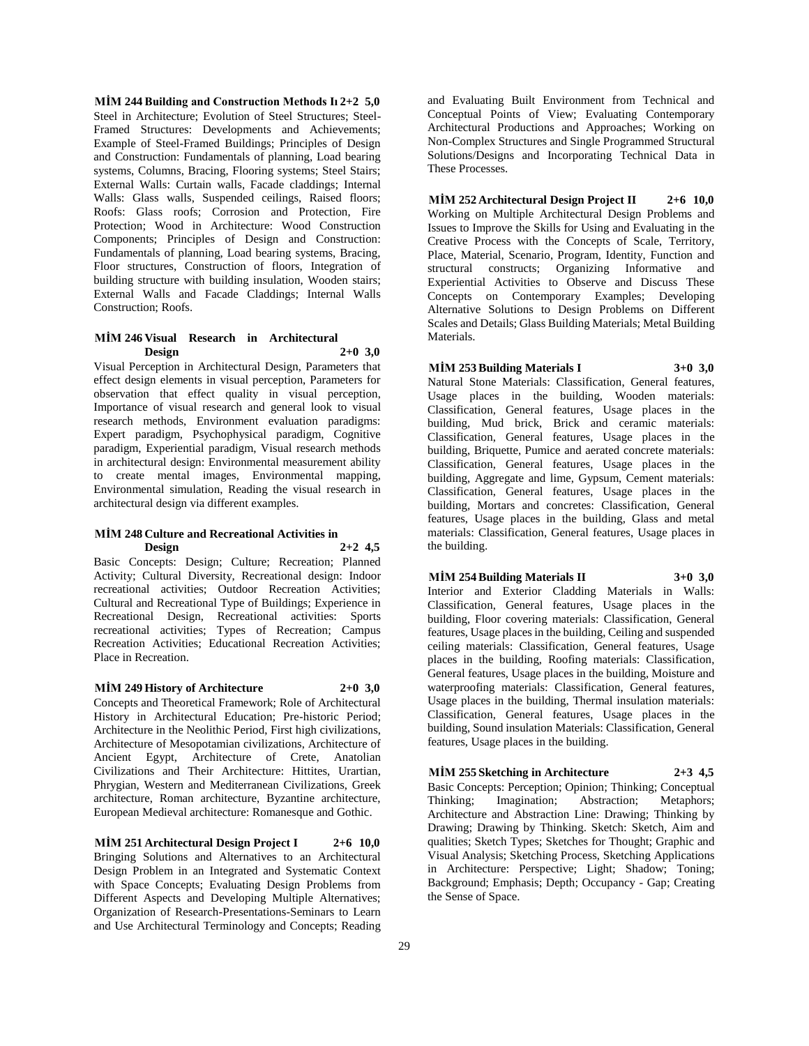**MİM 244 Building and Construction Methods II 2+2 5,0**

Steel in Architecture; Evolution of Steel Structures; Steel-Framed Structures: Developments and Achievements; Example of Steel-Framed Buildings; Principles of Design and Construction: Fundamentals of planning, Load bearing systems, Columns, Bracing, Flooring systems; Steel Stairs; External Walls: Curtain walls, Facade claddings; Internal Walls: Glass walls, Suspended ceilings, Raised floors; Roofs: Glass roofs; Corrosion and Protection, Fire Protection; Wood in Architecture: Wood Construction Components; Principles of Design and Construction: Fundamentals of planning, Load bearing systems, Bracing, Floor structures, Construction of floors, Integration of building structure with building insulation, Wooden stairs; External Walls and Facade Claddings; Internal Walls Construction; Roofs.

**MİM 246 Visual Research in Architectural Design 2+0 3,0**

Visual Perception in Architectural Design, Parameters that effect design elements in visual perception, Parameters for observation that effect quality in visual perception, Importance of visual research and general look to visual research methods, Environment evaluation paradigms: Expert paradigm, Psychophysical paradigm, Cognitive paradigm, Experiential paradigm, Visual research methods in architectural design: Environmental measurement ability to create mental images, Environmental mapping, Environmental simulation, Reading the visual research in architectural design via different examples.

**MİM 248 Culture and Recreational Activities in Design 2+2 4,5**

Basic Concepts: Design; Culture; Recreation; Planned Activity; Cultural Diversity, Recreational design: Indoor recreational activities; Outdoor Recreation Activities; Cultural and Recreational Type of Buildings; Experience in Recreational Design, Recreational activities: Sports recreational activities; Types of Recreation; Campus Recreation Activities; Educational Recreation Activities; Place in Recreation.

**MİM 249 History of Architecture 2+0 3,0**

Concepts and Theoretical Framework; Role of Architectural History in Architectural Education; Pre-historic Period; Architecture in the Neolithic Period, First high civilizations, Architecture of Mesopotamian civilizations, Architecture of Ancient Egypt, Architecture of Crete, Anatolian Civilizations and Their Architecture: Hittites, Urartian, Phrygian, Western and Mediterranean Civilizations, Greek architecture, Roman architecture, Byzantine architecture, European Medieval architecture: Romanesque and Gothic.

**MİM 251 Architectural Design Project I 2+6 10,0**

Bringing Solutions and Alternatives to an Architectural Design Problem in an Integrated and Systematic Context with Space Concepts; Evaluating Design Problems from Different Aspects and Developing Multiple Alternatives; Organization of Research-Presentations-Seminars to Learn and Use Architectural Terminology and Concepts; Reading and Evaluating Built Environment from Technical and Conceptual Points of View; Evaluating Contemporary Architectural Productions and Approaches; Working on Non-Complex Structures and Single Programmed Structural Solutions/Designs and Incorporating Technical Data in These Processes.

**MİM 252 Architectural Design Project II 2+6 10,0**

Working on Multiple Architectural Design Problems and Issues to Improve the Skills for Using and Evaluating in the Creative Process with the Concepts of Scale, Territory, Place, Material, Scenario, Program, Identity, Function and structural constructs; Organizing Informative and Experiential Activities to Observe and Discuss These Concepts on Contemporary Examples; Developing Alternative Solutions to Design Problems on Different Scales and Details; Glass Building Materials; Metal Building Materials.

**MİM 253 Building Materials I 3+0 3,0**

Natural Stone Materials: Classification, General features, Usage places in the building, Wooden materials: Classification, General features, Usage places in the building, Mud brick, Brick and ceramic materials: Classification, General features, Usage places in the building, Briquette, Pumice and aerated concrete materials: Classification, General features, Usage places in the building, Aggregate and lime, Gypsum, Cement materials: Classification, General features, Usage places in the building, Mortars and concretes: Classification, General features, Usage places in the building, Glass and metal materials: Classification, General features, Usage places in the building.

**MİM 254 Building Materials II 3+0 3,0**

Interior and Exterior Cladding Materials in Walls: Classification, General features, Usage places in the building, Floor covering materials: Classification, General features, Usage places in the building, Ceiling and suspended ceiling materials: Classification, General features, Usage places in the building, Roofing materials: Classification, General features, Usage places in the building, Moisture and waterproofing materials: Classification, General features, Usage places in the building, Thermal insulation materials: Classification, General features, Usage places in the building, Sound insulation Materials: Classification, General features, Usage places in the building.

**MİM 255 Sketching in Architecture 2+3 4,5**

Basic Concepts: Perception; Opinion; Thinking; Conceptual Thinking; Imagination; Abstraction; Metaphors; Architecture and Abstraction Line: Drawing; Thinking by Drawing; Drawing by Thinking. Sketch: Sketch, Aim and qualities; Sketch Types; Sketches for Thought; Graphic and Visual Analysis; Sketching Process, Sketching Applications in Architecture: Perspective; Light; Shadow; Toning; Background; Emphasis; Depth; Occupancy - Gap; Creating the Sense of Space.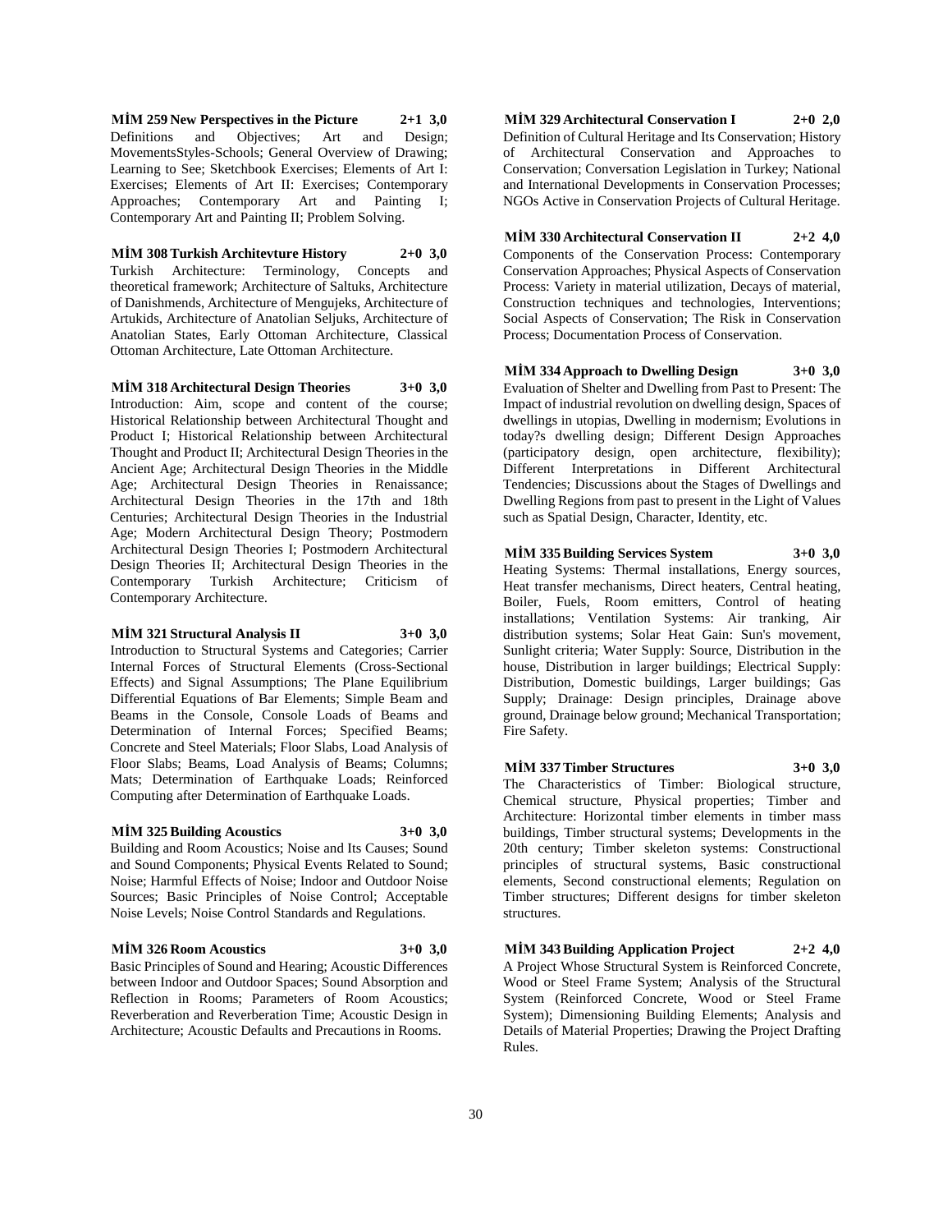**MİM 259 New Perspectives in the Picture 2+1 3,0**
Definitions and Objectives; Art and Design; MovementsStyles-Schools; General Overview of Drawing; Learning to See; Sketchbook Exercises; Elements of Art I: Exercises; Elements of Art II: Exercises; Contemporary Approaches; Contemporary Art and Painting I; Contemporary Art and Painting II; Problem Solving.

**MİM 308 Turkish Architevture History 2+0 3,0**
Turkish Architecture: Terminology, Concepts and theoretical framework; Architecture of Saltuks, Architecture of Danishmends, Architecture of Mengujeks, Architecture of Artukids, Architecture of Anatolian Seljuks, Architecture of Anatolian States, Early Ottoman Architecture, Classical Ottoman Architecture, Late Ottoman Architecture.

**MİM 318 Architectural Design Theories 3+0 3,0**
Introduction: Aim, scope and content of the course; Historical Relationship between Architectural Thought and Product I; Historical Relationship between Architectural Thought and Product II; Architectural Design Theories in the Ancient Age; Architectural Design Theories in the Middle Age; Architectural Design Theories in Renaissance; Architectural Design Theories in the 17th and 18th Centuries; Architectural Design Theories in the Industrial Age; Modern Architectural Design Theory; Postmodern Architectural Design Theories I; Postmodern Architectural Design Theories II; Architectural Design Theories in the Contemporary Turkish Architecture; Criticism of Contemporary Architecture.

**MİM 321 Structural Analysis II 3+0 3,0**
Introduction to Structural Systems and Categories; Carrier Internal Forces of Structural Elements (Cross-Sectional Effects) and Signal Assumptions; The Plane Equilibrium Differential Equations of Bar Elements; Simple Beam and Beams in the Console, Console Loads of Beams and Determination of Internal Forces; Specified Beams; Concrete and Steel Materials; Floor Slabs, Load Analysis of Floor Slabs; Beams, Load Analysis of Beams; Columns; Mats; Determination of Earthquake Loads; Reinforced Computing after Determination of Earthquake Loads.

**MİM 325 Building Acoustics 3+0 3,0**
Building and Room Acoustics; Noise and Its Causes; Sound and Sound Components; Physical Events Related to Sound; Noise; Harmful Effects of Noise; Indoor and Outdoor Noise Sources; Basic Principles of Noise Control; Acceptable Noise Levels; Noise Control Standards and Regulations.

**MİM 326 Room Acoustics 3+0 3,0**
Basic Principles of Sound and Hearing; Acoustic Differences between Indoor and Outdoor Spaces; Sound Absorption and Reflection in Rooms; Parameters of Room Acoustics; Reverberation and Reverberation Time; Acoustic Design in Architecture; Acoustic Defaults and Precautions in Rooms.

**MİM 329 Architectural Conservation I 2+0 2,0**
Definition of Cultural Heritage and Its Conservation; History of Architectural Conservation and Approaches to Conservation; Conversation Legislation in Turkey; National and International Developments in Conservation Processes; NGOs Active in Conservation Projects of Cultural Heritage.

**MİM 330 Architectural Conservation II 2+2 4,0**
Components of the Conservation Process: Contemporary Conservation Approaches; Physical Aspects of Conservation Process: Variety in material utilization, Decays of material, Construction techniques and technologies, Interventions; Social Aspects of Conservation; The Risk in Conservation Process; Documentation Process of Conservation.

**MİM 334 Approach to Dwelling Design 3+0 3,0**
Evaluation of Shelter and Dwelling from Past to Present: The Impact of industrial revolution on dwelling design, Spaces of dwellings in utopias, Dwelling in modernism; Evolutions in today?s dwelling design; Different Design Approaches (participatory design, open architecture, flexibility); Different Interpretations in Different Architectural Tendencies; Discussions about the Stages of Dwellings and Dwelling Regions from past to present in the Light of Values such as Spatial Design, Character, Identity, etc.

**MİM 335 Building Services System 3+0 3,0**
Heating Systems: Thermal installations, Energy sources, Heat transfer mechanisms, Direct heaters, Central heating, Boiler, Fuels, Room emitters, Control of heating installations; Ventilation Systems: Air tranking, Air distribution systems; Solar Heat Gain: Sun's movement, Sunlight criteria; Water Supply: Source, Distribution in the house, Distribution in larger buildings; Electrical Supply: Distribution, Domestic buildings, Larger buildings; Gas Supply; Drainage: Design principles, Drainage above ground, Drainage below ground; Mechanical Transportation; Fire Safety.

**MİM 337 Timber Structures 3+0 3,0**
The Characteristics of Timber: Biological structure, Chemical structure, Physical properties; Timber and Architecture: Horizontal timber elements in timber mass buildings, Timber structural systems; Developments in the 20th century; Timber skeleton systems: Constructional principles of structural systems, Basic constructional elements, Second constructional elements; Regulation on Timber structures; Different designs for timber skeleton structures.

**MİM 343 Building Application Project 2+2 4,0**
A Project Whose Structural System is Reinforced Concrete, Wood or Steel Frame System; Analysis of the Structural System (Reinforced Concrete, Wood or Steel Frame System); Dimensioning Building Elements; Analysis and Details of Material Properties; Drawing the Project Drafting Rules.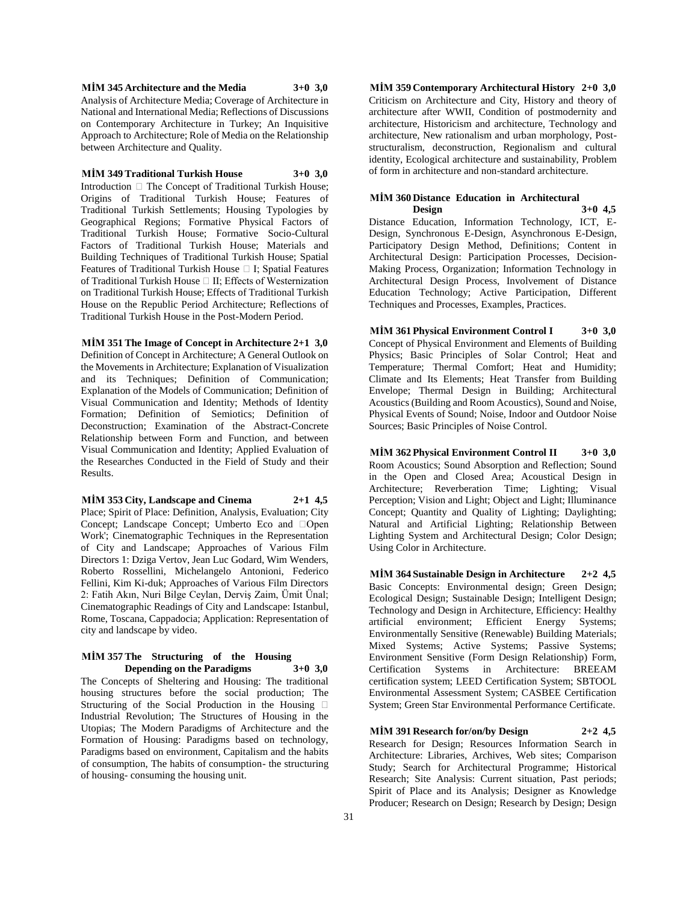**MİM 345 Architecture and the Media 3+0 3,0**

Analysis of Architecture Media; Coverage of Architecture in National and International Media; Reflections of Discussions on Contemporary Architecture in Turkey; An Inquisitive Approach to Architecture; Role of Media on the Relationship between Architecture and Quality.

**MİM 349 Traditional Turkish House 3+0 3,0**

Introduction  The Concept of Traditional Turkish House; Origins of Traditional Turkish House; Features of Traditional Turkish Settlements; Housing Typologies by Geographical Regions; Formative Physical Factors of Traditional Turkish House; Formative Socio-Cultural Factors of Traditional Turkish House; Materials and Building Techniques of Traditional Turkish House; Spatial Features of Traditional Turkish House  I; Spatial Features of Traditional Turkish House  II; Effects of Westernization on Traditional Turkish House; Effects of Traditional Turkish House on the Republic Period Architecture; Reflections of Traditional Turkish House in the Post-Modern Period.

**MİM 351 The Image of Concept in Architecture 2+1 3,0**

Definition of Concept in Architecture; A General Outlook on the Movements in Architecture; Explanation of Visualization and its Techniques; Definition of Communication; Explanation of the Models of Communication; Definition of Visual Communication and Identity; Methods of Identity Formation; Definition of Semiotics; Definition of Deconstruction; Examination of the Abstract-Concrete Relationship between Form and Function, and between Visual Communication and Identity; Applied Evaluation of the Researches Conducted in the Field of Study and their Results.

**MİM 353 City, Landscape and Cinema 2+1 4,5**

Place; Spirit of Place: Definition, Analysis, Evaluation; City Concept; Landscape Concept; Umberto Eco and Open Work'; Cinematographic Techniques in the Representation of City and Landscape; Approaches of Various Film Directors 1: Dziga Vertov, Jean Luc Godard, Wim Wenders, Roberto Rossellini, Michelangelo Antonioni, Federico Fellini, Kim Ki-duk; Approaches of Various Film Directors 2: Fatih Akın, Nuri Bilge Ceylan, Derviş Zaim, Ümit Ünal; Cinematographic Readings of City and Landscape: Istanbul, Rome, Toscana, Cappadocia; Application: Representation of city and landscape by video.

**MİM 357 The Structuring of the Housing Depending on the Paradigms 3+0 3,0**

The Concepts of Sheltering and Housing: The traditional housing structures before the social production; The Structuring of the Social Production in the Housing  Industrial Revolution; The Structures of Housing in the Utopias; The Modern Paradigms of Architecture and the Formation of Housing: Paradigms based on technology, Paradigms based on environment, Capitalism and the habits of consumption, The habits of consumption- the structuring of housing- consuming the housing unit.

**MİM 359 Contemporary Architectural History 2+0 3,0**

Criticism on Architecture and City, History and theory of architecture after WWII, Condition of postmodernity and architecture, Historicism and architecture, Technology and architecture, New rationalism and urban morphology, Post-structuralism, deconstruction, Regionalism and cultural identity, Ecological architecture and sustainability, Problem of form in architecture and non-standard architecture.

**MİM 360 Distance Education in Architectural Design 3+0 4,5**

Distance Education, Information Technology, ICT, E-Design, Synchronous E-Design, Asynchronous E-Design, Participatory Design Method, Definitions; Content in Architectural Design: Participation Processes, Decision-Making Process, Organization; Information Technology in Architectural Design Process, Involvement of Distance Education Technology; Active Participation, Different Techniques and Processes, Examples, Practices.

**MİM 361 Physical Environment Control I 3+0 3,0**

Concept of Physical Environment and Elements of Building Physics; Basic Principles of Solar Control; Heat and Temperature; Thermal Comfort; Heat and Humidity; Climate and Its Elements; Heat Transfer from Building Envelope; Thermal Design in Building; Architectural Acoustics (Building and Room Acoustics), Sound and Noise, Physical Events of Sound; Noise, Indoor and Outdoor Noise Sources; Basic Principles of Noise Control.

**MİM 362 Physical Environment Control II 3+0 3,0**

Room Acoustics; Sound Absorption and Reflection; Sound in the Open and Closed Area; Acoustical Design in Architecture; Reverberation Time; Lighting; Visual Perception; Vision and Light; Object and Light; Illuminance Concept; Quantity and Quality of Lighting; Daylighting; Natural and Artificial Lighting; Relationship Between Lighting System and Architectural Design; Color Design; Using Color in Architecture.

**MİM 364 Sustainable Design in Architecture 2+2 4,5**

Basic Concepts: Environmental design; Green Design; Ecological Design; Sustainable Design; Intelligent Design; Technology and Design in Architecture, Efficiency: Healthy artificial environment; Efficient Energy Systems; Environmentally Sensitive (Renewable) Building Materials; Mixed Systems; Active Systems; Passive Systems; Environment Sensitive (Form Design Relationship) Form, Certification Systems in Architecture: BREEAM certification system; LEED Certification System; SBTOOL Environmental Assessment System; CASBEE Certification System; Green Star Environmental Performance Certificate.

**MİM 391 Research for/on/by Design 2+2 4,5**

Research for Design; Resources Information Search in Architecture: Libraries, Archives, Web sites; Comparison Study; Search for Architectural Programme; Historical Research; Site Analysis: Current situation, Past periods; Spirit of Place and its Analysis; Designer as Knowledge Producer; Research on Design; Research by Design; Design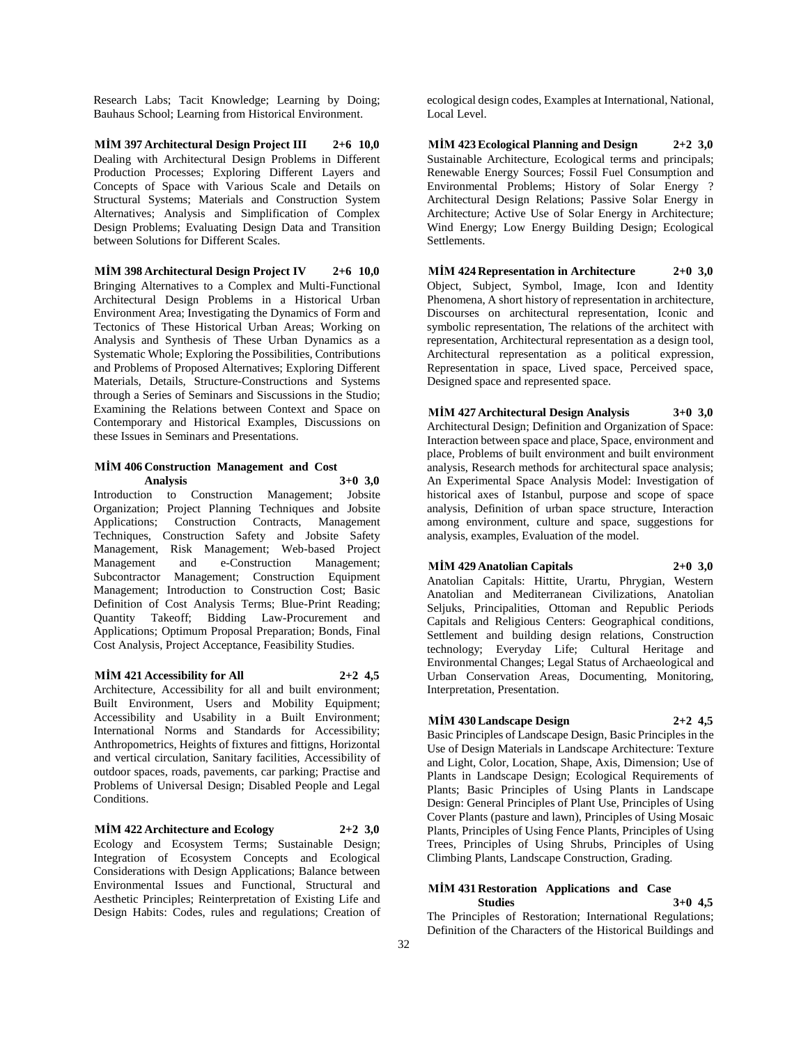Research Labs; Tacit Knowledge; Learning by Doing; Bauhaus School; Learning from Historical Environment.

**MİM 397 Architectural Design Project III 2+6 10,0**
Dealing with Architectural Design Problems in Different Production Processes; Exploring Different Layers and Concepts of Space with Various Scale and Details on Structural Systems; Materials and Construction System Alternatives; Analysis and Simplification of Complex Design Problems; Evaluating Design Data and Transition between Solutions for Different Scales.

**MİM 398 Architectural Design Project IV 2+6 10,0**
Bringing Alternatives to a Complex and Multi-Functional Architectural Design Problems in a Historical Urban Environment Area; Investigating the Dynamics of Form and Tectonics of These Historical Urban Areas; Working on Analysis and Synthesis of These Urban Dynamics as a Systematic Whole; Exploring the Possibilities, Contributions and Problems of Proposed Alternatives; Exploring Different Materials, Details, Structure-Constructions and Systems through a Series of Seminars and Siscussions in the Studio; Examining the Relations between Context and Space on Contemporary and Historical Examples, Discussions on these Issues in Seminars and Presentations.

**MİM 406 Construction Management and Cost Analysis 3+0 3,0**
Introduction to Construction Management; Jobsite Organization; Project Planning Techniques and Jobsite Applications; Construction Contracts, Management Techniques, Construction Safety and Jobsite Safety Management, Risk Management; Web-based Project Management and e-Construction Management; Subcontractor Management; Construction Equipment Management; Introduction to Construction Cost; Basic Definition of Cost Analysis Terms; Blue-Print Reading; Quantity Takeoff; Bidding Law-Procurement and Applications; Optimum Proposal Preparation; Bonds, Final Cost Analysis, Project Acceptance, Feasibility Studies.

**MİM 421 Accessibility for All 2+2 4,5**
Architecture, Accessibility for all and built environment; Built Environment, Users and Mobility Equipment; Accessibility and Usability in a Built Environment; International Norms and Standards for Accessibility; Anthropometrics, Heights of fixtures and fittigns, Horizontal and vertical circulation, Sanitary facilities, Accessibility of outdoor spaces, roads, pavements, car parking; Practise and Problems of Universal Design; Disabled People and Legal Conditions.

**MİM 422 Architecture and Ecology 2+2 3,0**
Ecology and Ecosystem Terms; Sustainable Design; Integration of Ecosystem Concepts and Ecological Considerations with Design Applications; Balance between Environmental Issues and Functional, Structural and Aesthetic Principles; Reinterpretation of Existing Life and Design Habits: Codes, rules and regulations; Creation of ecological design codes, Examples at International, National, Local Level.

**MİM 423 Ecological Planning and Design 2+2 3,0**
Sustainable Architecture, Ecological terms and principals; Renewable Energy Sources; Fossil Fuel Consumption and Environmental Problems; History of Solar Energy ? Architectural Design Relations; Passive Solar Energy in Architecture; Active Use of Solar Energy in Architecture; Wind Energy; Low Energy Building Design; Ecological Settlements.

**MİM 424 Representation in Architecture 2+0 3,0**
Object, Subject, Symbol, Image, Icon and Identity Phenomena, A short history of representation in architecture, Discourses on architectural representation, Iconic and symbolic representation, The relations of the architect with representation, Architectural representation as a design tool, Architectural representation as a political expression, Representation in space, Lived space, Perceived space, Designed space and represented space.

**MİM 427 Architectural Design Analysis 3+0 3,0**
Architectural Design; Definition and Organization of Space: Interaction between space and place, Space, environment and place, Problems of built environment and built environment analysis, Research methods for architectural space analysis; An Experimental Space Analysis Model: Investigation of historical axes of Istanbul, purpose and scope of space analysis, Definition of urban space structure, Interaction among environment, culture and space, suggestions for analysis, examples, Evaluation of the model.

**MİM 429 Anatolian Capitals 2+0 3,0**
Anatolian Capitals: Hittite, Urartu, Phrygian, Western Anatolian and Mediterranean Civilizations, Anatolian Seljuks, Principalities, Ottoman and Republic Periods Capitals and Religious Centers: Geographical conditions, Settlement and building design relations, Construction technology; Everyday Life; Cultural Heritage and Environmental Changes; Legal Status of Archaeological and Urban Conservation Areas, Documenting, Monitoring, Interpretation, Presentation.

**MİM 430 Landscape Design 2+2 4,5**
Basic Principles of Landscape Design, Basic Principles in the Use of Design Materials in Landscape Architecture: Texture and Light, Color, Location, Shape, Axis, Dimension; Use of Plants in Landscape Design; Ecological Requirements of Plants; Basic Principles of Using Plants in Landscape Design: General Principles of Plant Use, Principles of Using Cover Plants (pasture and lawn), Principles of Using Mosaic Plants, Principles of Using Fence Plants, Principles of Using Trees, Principles of Using Shrubs, Principles of Using Climbing Plants, Landscape Construction, Grading.

**MİM 431 Restoration Applications and Case Studies 3+0 4,5**
The Principles of Restoration; International Regulations; Definition of the Characters of the Historical Buildings and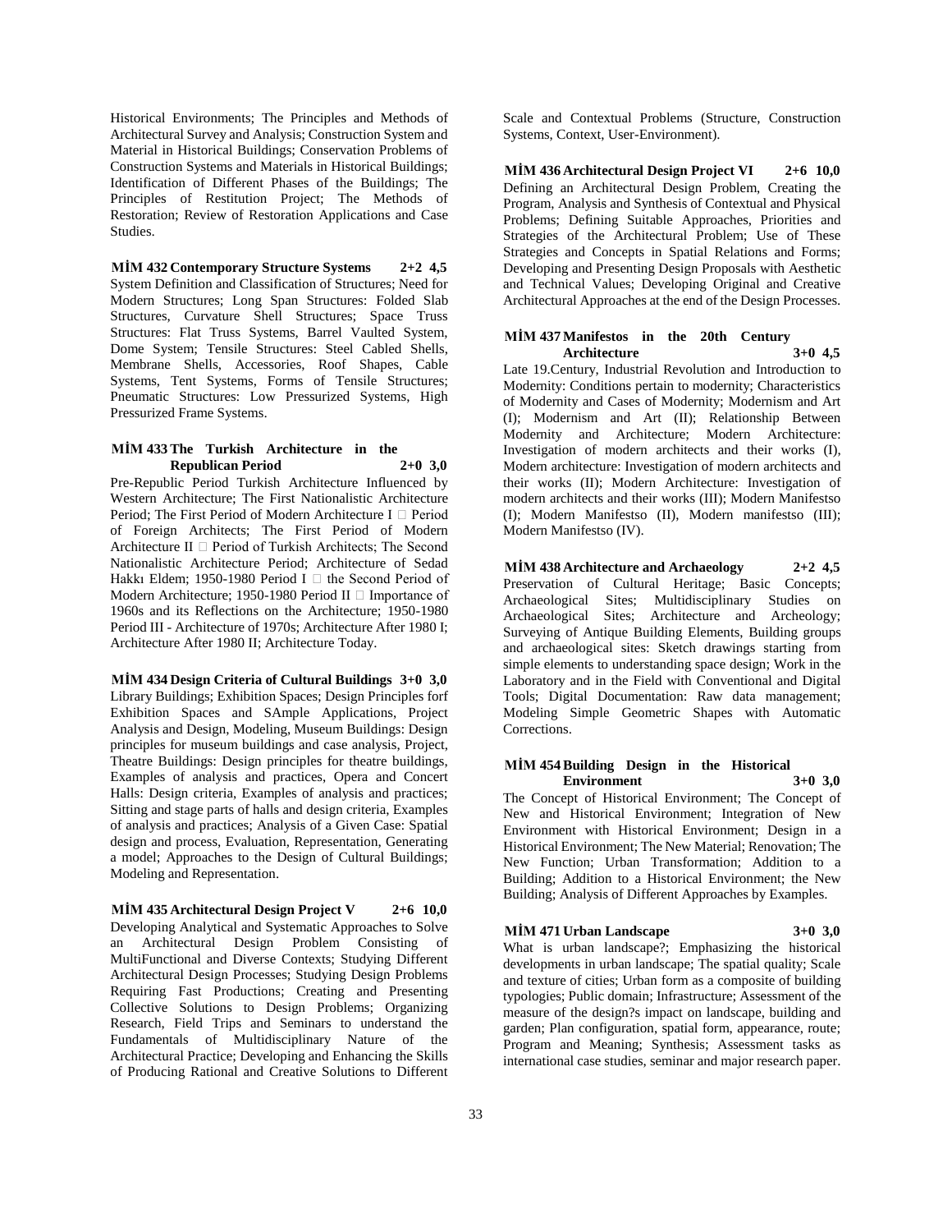Historical Environments; The Principles and Methods of Architectural Survey and Analysis; Construction System and Material in Historical Buildings; Conservation Problems of Construction Systems and Materials in Historical Buildings; Identification of Different Phases of the Buildings; The Principles of Restitution Project; The Methods of Restoration; Review of Restoration Applications and Case Studies.

**MİM 432 Contemporary Structure Systems 2+2 4,5**
System Definition and Classification of Structures; Need for Modern Structures; Long Span Structures: Folded Slab Structures, Curvature Shell Structures; Space Truss Structures: Flat Truss Systems, Barrel Vaulted System, Dome System; Tensile Structures: Steel Cabled Shells, Membrane Shells, Accessories, Roof Shapes, Cable Systems, Tent Systems, Forms of Tensile Structures; Pneumatic Structures: Low Pressurized Systems, High Pressurized Frame Systems.

**MİM 433 The Turkish Architecture in the Republican Period 2+0 3,0**
Pre-Republic Period Turkish Architecture Influenced by Western Architecture; The First Nationalistic Architecture Period; The First Period of Modern Architecture I  Period of Foreign Architects; The First Period of Modern Architecture II  Period of Turkish Architects; The Second Nationalistic Architecture Period; Architecture of Sedad Hakkı Eldem; 1950-1980 Period I  the Second Period of Modern Architecture; 1950-1980 Period II  Importance of 1960s and its Reflections on the Architecture; 1950-1980 Period III - Architecture of 1970s; Architecture After 1980 I; Architecture After 1980 II; Architecture Today.

**MİM 434 Design Criteria of Cultural Buildings 3+0 3,0**
Library Buildings; Exhibition Spaces; Design Principles forf Exhibition Spaces and SAmple Applications, Project Analysis and Design, Modeling, Museum Buildings: Design principles for museum buildings and case analysis, Project, Theatre Buildings: Design principles for theatre buildings, Examples of analysis and practices, Opera and Concert Halls: Design criteria, Examples of analysis and practices; Sitting and stage parts of halls and design criteria, Examples of analysis and practices; Analysis of a Given Case: Spatial design and process, Evaluation, Representation, Generating a model; Approaches to the Design of Cultural Buildings; Modeling and Representation.

**MİM 435 Architectural Design Project V 2+6 10,0**
Developing Analytical and Systematic Approaches to Solve an Architectural Design Problem Consisting of MultiFunctional and Diverse Contexts; Studying Different Architectural Design Processes; Studying Design Problems Requiring Fast Productions; Creating and Presenting Collective Solutions to Design Problems; Organizing Research, Field Trips and Seminars to understand the Fundamentals of Multidisciplinary Nature of the Architectural Practice; Developing and Enhancing the Skills of Producing Rational and Creative Solutions to Different Scale and Contextual Problems (Structure, Construction Systems, Context, User-Environment).

**MİM 436 Architectural Design Project VI 2+6 10,0**
Defining an Architectural Design Problem, Creating the Program, Analysis and Synthesis of Contextual and Physical Problems; Defining Suitable Approaches, Priorities and Strategies of the Architectural Problem; Use of These Strategies and Concepts in Spatial Relations and Forms; Developing and Presenting Design Proposals with Aesthetic and Technical Values; Developing Original and Creative Architectural Approaches at the end of the Design Processes.

**MİM 437 Manifestos in the 20th Century Architecture 3+0 4,5**
Late 19.Century, Industrial Revolution and Introduction to Modernity: Conditions pertain to modernity; Characteristics of Modernity and Cases of Modernity; Modernism and Art (I); Modernism and Art (II); Relationship Between Modernity and Architecture; Modern Architecture: Investigation of modern architects and their works (I), Modern architecture: Investigation of modern architects and their works (II); Modern Architecture: Investigation of modern architects and their works (III); Modern Manifestso (I); Modern Manifestso (II), Modern manifestso (III); Modern Manifestso (IV).

**MİM 438 Architecture and Archaeology 2+2 4,5**
Preservation of Cultural Heritage; Basic Concepts; Archaeological Sites; Multidisciplinary Studies on Archaeological Sites; Architecture and Archeology; Surveying of Antique Building Elements, Building groups and archaeological sites: Sketch drawings starting from simple elements to understanding space design; Work in the Laboratory and in the Field with Conventional and Digital Tools; Digital Documentation: Raw data management; Modeling Simple Geometric Shapes with Automatic Corrections.

**MİM 454 Building Design in the Historical Environment 3+0 3,0**
The Concept of Historical Environment; The Concept of New and Historical Environment; Integration of New Environment with Historical Environment; Design in a Historical Environment; The New Material; Renovation; The New Function; Urban Transformation; Addition to a Building; Addition to a Historical Environment; the New Building; Analysis of Different Approaches by Examples.

**MİM 471 Urban Landscape 3+0 3,0**
What is urban landscape?; Emphasizing the historical developments in urban landscape; The spatial quality; Scale and texture of cities; Urban form as a composite of building typologies; Public domain; Infrastructure; Assessment of the measure of the design?s impact on landscape, building and garden; Plan configuration, spatial form, appearance, route; Program and Meaning; Synthesis; Assessment tasks as international case studies, seminar and major research paper.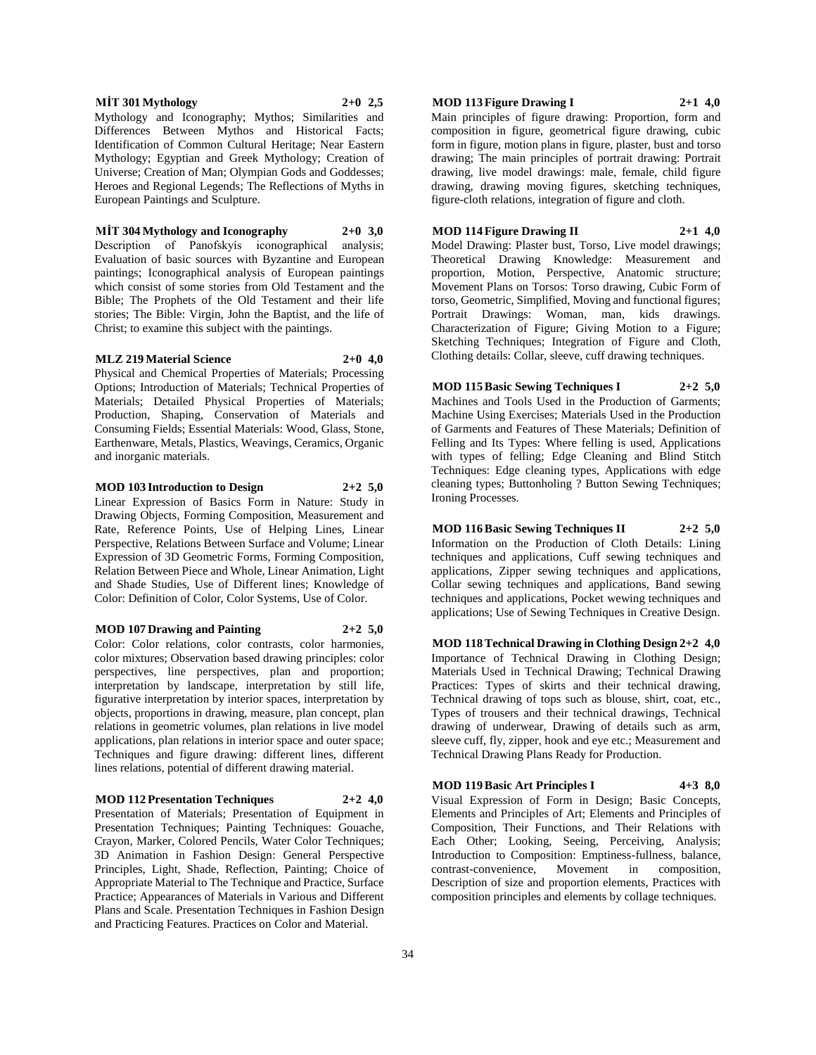**MİT 301 Mythology 2+0 2,5**

Mythology and Iconography; Mythos; Similarities and Differences Between Mythos and Historical Facts; Identification of Common Cultural Heritage; Near Eastern Mythology; Egyptian and Greek Mythology; Creation of Universe; Creation of Man; Olympian Gods and Goddesses; Heroes and Regional Legends; The Reflections of Myths in European Paintings and Sculpture.

**MİT 304 Mythology and Iconography 2+0 3,0**

Description of Panofskyís iconographical analysis; Evaluation of basic sources with Byzantine and European paintings; Iconographical analysis of European paintings which consist of some stories from Old Testament and the Bible; The Prophets of the Old Testament and their life stories; The Bible: Virgin, John the Baptist, and the life of Christ; to examine this subject with the paintings.

**MLZ 219 Material Science 2+0 4,0**

Physical and Chemical Properties of Materials; Processing Options; Introduction of Materials; Technical Properties of Materials; Detailed Physical Properties of Materials; Production, Shaping, Conservation of Materials and Consuming Fields; Essential Materials: Wood, Glass, Stone, Earthenware, Metals, Plastics, Weavings, Ceramics, Organic and inorganic materials.

**MOD 103 Introduction to Design 2+2 5,0**

Linear Expression of Basics Form in Nature: Study in Drawing Objects, Forming Composition, Measurement and Rate, Reference Points, Use of Helping Lines, Linear Perspective, Relations Between Surface and Volume; Linear Expression of 3D Geometric Forms, Forming Composition, Relation Between Piece and Whole, Linear Animation, Light and Shade Studies, Use of Different lines; Knowledge of Color: Definition of Color, Color Systems, Use of Color.

**MOD 107 Drawing and Painting 2+2 5,0**

Color: Color relations, color contrasts, color harmonies, color mixtures; Observation based drawing principles: color perspectives, line perspectives, plan and proportion; interpretation by landscape, interpretation by still life, figurative interpretation by interior spaces, interpretation by objects, proportions in drawing, measure, plan concept, plan relations in geometric volumes, plan relations in live model applications, plan relations in interior space and outer space; Techniques and figure drawing: different lines, different lines relations, potential of different drawing material.

**MOD 112 Presentation Techniques 2+2 4,0**

Presentation of Materials; Presentation of Equipment in Presentation Techniques; Painting Techniques: Gouache, Crayon, Marker, Colored Pencils, Water Color Techniques; 3D Animation in Fashion Design: General Perspective Principles, Light, Shade, Reflection, Painting; Choice of Appropriate Material to The Technique and Practice, Surface Practice; Appearances of Materials in Various and Different Plans and Scale. Presentation Techniques in Fashion Design and Practicing Features. Practices on Color and Material.

**MOD 113 Figure Drawing I 2+1 4,0**

Main principles of figure drawing: Proportion, form and composition in figure, geometrical figure drawing, cubic form in figure, motion plans in figure, plaster, bust and torso drawing; The main principles of portrait drawing: Portrait drawing, live model drawings: male, female, child figure drawing, drawing moving figures, sketching techniques, figure-cloth relations, integration of figure and cloth.

**MOD 114 Figure Drawing II 2+1 4,0**

Model Drawing: Plaster bust, Torso, Live model drawings; Theoretical Drawing Knowledge: Measurement and proportion, Motion, Perspective, Anatomic structure; Movement Plans on Torsos: Torso drawing, Cubic Form of torso, Geometric, Simplified, Moving and functional figures; Portrait Drawings: Woman, man, kids drawings. Characterization of Figure; Giving Motion to a Figure; Sketching Techniques; Integration of Figure and Cloth, Clothing details: Collar, sleeve, cuff drawing techniques.

**MOD 115 Basic Sewing Techniques I 2+2 5,0**

Machines and Tools Used in the Production of Garments; Machine Using Exercises; Materials Used in the Production of Garments and Features of These Materials; Definition of Felling and Its Types: Where felling is used, Applications with types of felling; Edge Cleaning and Blind Stitch Techniques: Edge cleaning types, Applications with edge cleaning types; Buttonholing ? Button Sewing Techniques; Ironing Processes.

**MOD 116 Basic Sewing Techniques II 2+2 5,0**

Information on the Production of Cloth Details: Lining techniques and applications, Cuff sewing techniques and applications, Zipper sewing techniques and applications, Collar sewing techniques and applications, Band sewing techniques and applications, Pocket wewing techniques and applications; Use of Sewing Techniques in Creative Design.

**MOD 118 Technical Drawing in Clothing Design 2+2 4,0**

Importance of Technical Drawing in Clothing Design; Materials Used in Technical Drawing; Technical Drawing Practices: Types of skirts and their technical drawing, Technical drawing of tops such as blouse, shirt, coat, etc., Types of trousers and their technical drawings, Technical drawing of underwear, Drawing of details such as arm, sleeve cuff, fly, zipper, hook and eye etc.; Measurement and Technical Drawing Plans Ready for Production.

**MOD 119 Basic Art Principles I 4+3 8,0**

Visual Expression of Form in Design; Basic Concepts, Elements and Principles of Art; Elements and Principles of Composition, Their Functions, and Their Relations with Each Other; Looking, Seeing, Perceiving, Analysis; Introduction to Composition: Emptiness-fullness, balance, contrast-convenience, Movement in composition, Description of size and proportion elements, Practices with composition principles and elements by collage techniques.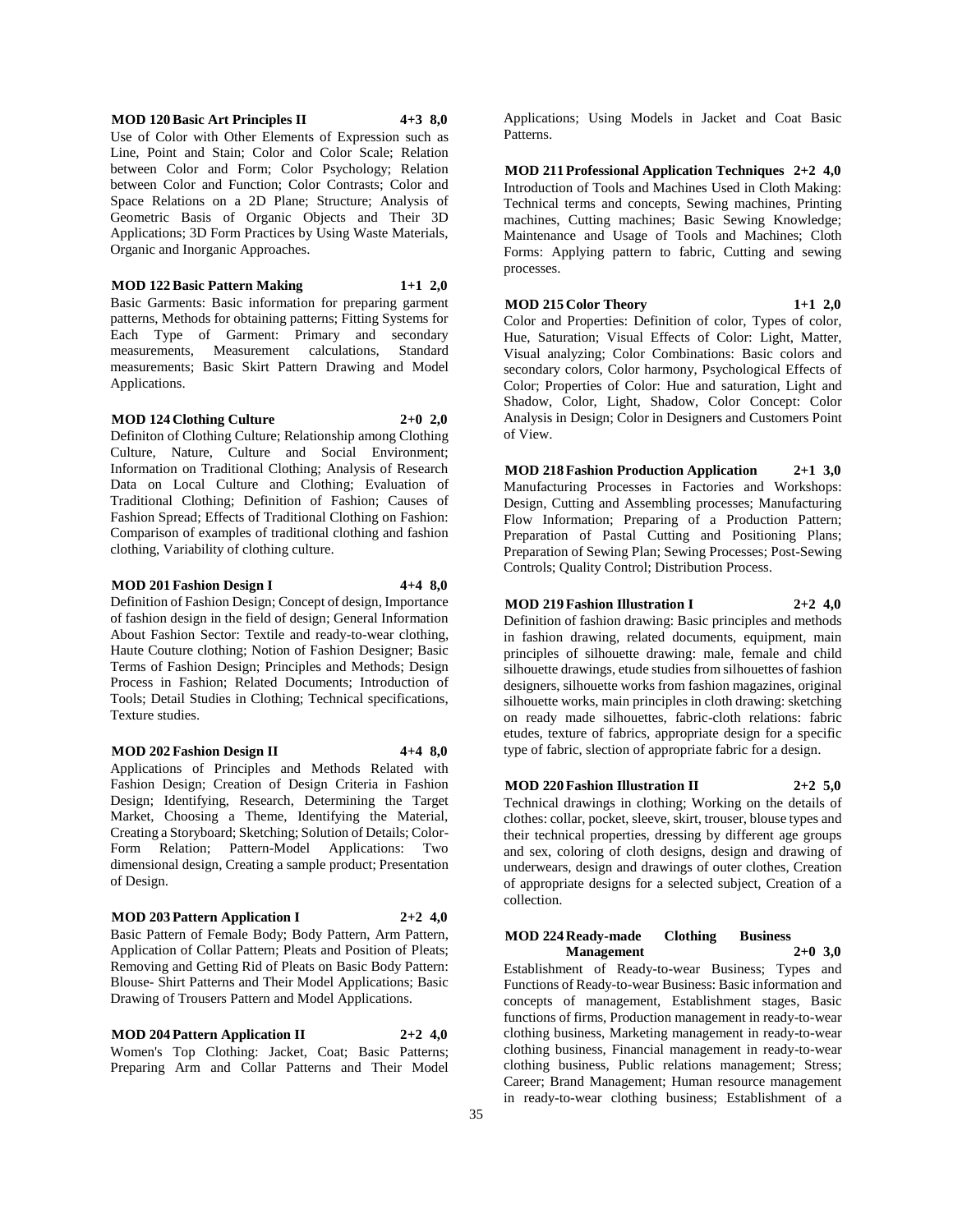**MOD 120 Basic Art Principles II 4+3 8,0**

Use of Color with Other Elements of Expression such as Line, Point and Stain; Color and Color Scale; Relation between Color and Form; Color Psychology; Relation between Color and Function; Color Contrasts; Color and Space Relations on a 2D Plane; Structure; Analysis of Geometric Basis of Organic Objects and Their 3D Applications; 3D Form Practices by Using Waste Materials, Organic and Inorganic Approaches.

**MOD 122 Basic Pattern Making 1+1 2,0**

Basic Garments: Basic information for preparing garment patterns, Methods for obtaining patterns; Fitting Systems for Each Type of Garment: Primary and secondary measurements, Measurement calculations, Standard measurements; Basic Skirt Pattern Drawing and Model Applications.

**MOD 124 Clothing Culture 2+0 2,0**

Definiton of Clothing Culture; Relationship among Clothing Culture, Nature, Culture and Social Environment; Information on Traditional Clothing; Analysis of Research Data on Local Culture and Clothing; Evaluation of Traditional Clothing; Definition of Fashion; Causes of Fashion Spread; Effects of Traditional Clothing on Fashion: Comparison of examples of traditional clothing and fashion clothing, Variability of clothing culture.

**MOD 201 Fashion Design I 4+4 8,0**

Definition of Fashion Design; Concept of design, Importance of fashion design in the field of design; General Information About Fashion Sector: Textile and ready-to-wear clothing, Haute Couture clothing; Notion of Fashion Designer; Basic Terms of Fashion Design; Principles and Methods; Design Process in Fashion; Related Documents; Introduction of Tools; Detail Studies in Clothing; Technical specifications, Texture studies.

**MOD 202 Fashion Design II 4+4 8,0**

Applications of Principles and Methods Related with Fashion Design; Creation of Design Criteria in Fashion Design; Identifying, Research, Determining the Target Market, Choosing a Theme, Identifying the Material, Creating a Storyboard; Sketching; Solution of Details; Color-Form Relation; Pattern-Model Applications: Two dimensional design, Creating a sample product; Presentation of Design.

**MOD 203 Pattern Application I 2+2 4,0**

Basic Pattern of Female Body; Body Pattern, Arm Pattern, Application of Collar Pattern; Pleats and Position of Pleats; Removing and Getting Rid of Pleats on Basic Body Pattern: Blouse- Shirt Patterns and Their Model Applications; Basic Drawing of Trousers Pattern and Model Applications.

**MOD 204 Pattern Application II 2+2 4,0**

Women's Top Clothing: Jacket, Coat; Basic Patterns; Preparing Arm and Collar Patterns and Their Model Applications; Using Models in Jacket and Coat Basic Patterns.

**MOD 211 Professional Application Techniques 2+2 4,0**

Introduction of Tools and Machines Used in Cloth Making: Technical terms and concepts, Sewing machines, Printing machines, Cutting machines; Basic Sewing Knowledge; Maintenance and Usage of Tools and Machines; Cloth Forms: Applying pattern to fabric, Cutting and sewing processes.

**MOD 215 Color Theory 1+1 2,0**

Color and Properties: Definition of color, Types of color, Hue, Saturation; Visual Effects of Color: Light, Matter, Visual analyzing; Color Combinations: Basic colors and secondary colors, Color harmony, Psychological Effects of Color; Properties of Color: Hue and saturation, Light and Shadow, Color, Light, Shadow, Color Concept: Color Analysis in Design; Color in Designers and Customers Point of View.

**MOD 218 Fashion Production Application 2+1 3,0**

Manufacturing Processes in Factories and Workshops: Design, Cutting and Assembling processes; Manufacturing Flow Information; Preparing of a Production Pattern; Preparation of Pastal Cutting and Positioning Plans; Preparation of Sewing Plan; Sewing Processes; Post-Sewing Controls; Quality Control; Distribution Process.

**MOD 219 Fashion Illustration I 2+2 4,0**

Definition of fashion drawing: Basic principles and methods in fashion drawing, related documents, equipment, main principles of silhouette drawing: male, female and child silhouette drawings, etude studies from silhouettes of fashion designers, silhouette works from fashion magazines, original silhouette works, main principles in cloth drawing: sketching on ready made silhouettes, fabric-cloth relations: fabric etudes, texture of fabrics, appropriate design for a specific type of fabric, slection of appropriate fabric for a design.

**MOD 220 Fashion Illustration II 2+2 5,0**

Technical drawings in clothing; Working on the details of clothes: collar, pocket, sleeve, skirt, trouser, blouse types and their technical properties, dressing by different age groups and sex, coloring of cloth designs, design and drawing of underwears, design and drawings of outer clothes, Creation of appropriate designs for a selected subject, Creation of a collection.

**MOD 224 Ready-made Clothing Business Management 2+0 3,0**

Establishment of Ready-to-wear Business; Types and Functions of Ready-to-wear Business: Basic information and concepts of management, Establishment stages, Basic functions of firms, Production management in ready-to-wear clothing business, Marketing management in ready-to-wear clothing business, Financial management in ready-to-wear clothing business, Public relations management; Stress; Career; Brand Management; Human resource management in ready-to-wear clothing business; Establishment of a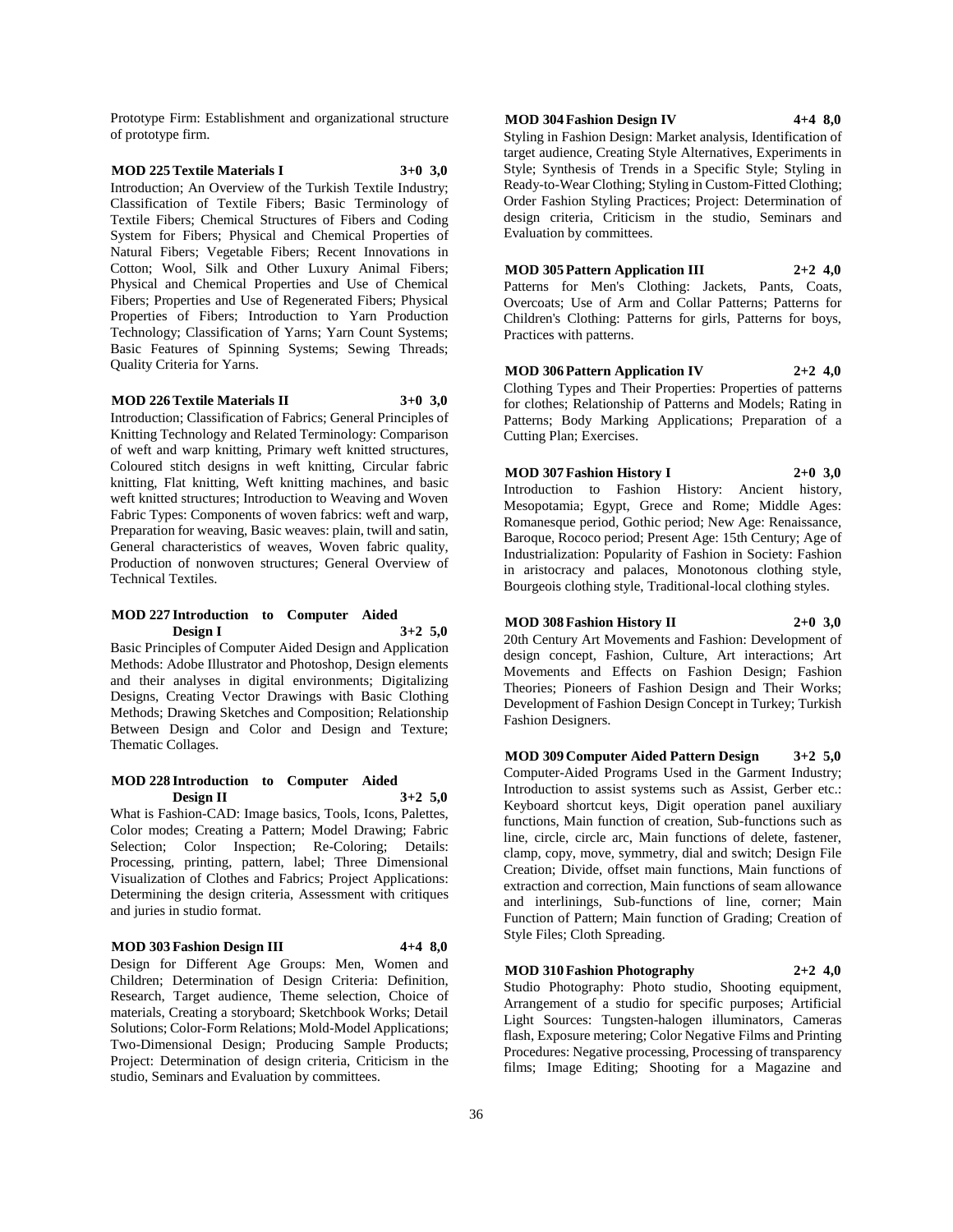Prototype Firm: Establishment and organizational structure of prototype firm.

**MOD 225 Textile Materials I 3+0 3,0**

Introduction; An Overview of the Turkish Textile Industry; Classification of Textile Fibers; Basic Terminology of Textile Fibers; Chemical Structures of Fibers and Coding System for Fibers; Physical and Chemical Properties of Natural Fibers; Vegetable Fibers; Recent Innovations in Cotton; Wool, Silk and Other Luxury Animal Fibers; Physical and Chemical Properties and Use of Chemical Fibers; Properties and Use of Regenerated Fibers; Physical Properties of Fibers; Introduction to Yarn Production Technology; Classification of Yarns; Yarn Count Systems; Basic Features of Spinning Systems; Sewing Threads; Quality Criteria for Yarns.

**MOD 226 Textile Materials II 3+0 3,0**

Introduction; Classification of Fabrics; General Principles of Knitting Technology and Related Terminology: Comparison of weft and warp knitting, Primary weft knitted structures, Coloured stitch designs in weft knitting, Circular fabric knitting, Flat knitting, Weft knitting machines, and basic weft knitted structures; Introduction to Weaving and Woven Fabric Types: Components of woven fabrics: weft and warp, Preparation for weaving, Basic weaves: plain, twill and satin, General characteristics of weaves, Woven fabric quality, Production of nonwoven structures; General Overview of Technical Textiles.

**MOD 227 Introduction to Computer Aided Design I 3+2 5,0**

Basic Principles of Computer Aided Design and Application Methods: Adobe Illustrator and Photoshop, Design elements and their analyses in digital environments; Digitalizing Designs, Creating Vector Drawings with Basic Clothing Methods; Drawing Sketches and Composition; Relationship Between Design and Color and Design and Texture; Thematic Collages.

**MOD 228 Introduction to Computer Aided Design II 3+2 5,0**

What is Fashion-CAD: Image basics, Tools, Icons, Palettes, Color modes; Creating a Pattern; Model Drawing; Fabric Selection; Color Inspection; Re-Coloring; Details: Processing, printing, pattern, label; Three Dimensional Visualization of Clothes and Fabrics; Project Applications: Determining the design criteria, Assessment with critiques and juries in studio format.

**MOD 303 Fashion Design III 4+4 8,0**

Design for Different Age Groups: Men, Women and Children; Determination of Design Criteria: Definition, Research, Target audience, Theme selection, Choice of materials, Creating a storyboard; Sketchbook Works; Detail Solutions; Color-Form Relations; Mold-Model Applications; Two-Dimensional Design; Producing Sample Products; Project: Determination of design criteria, Criticism in the studio, Seminars and Evaluation by committees.

**MOD 304 Fashion Design IV 4+4 8,0**

Styling in Fashion Design: Market analysis, Identification of target audience, Creating Style Alternatives, Experiments in Style; Synthesis of Trends in a Specific Style; Styling in Ready-to-Wear Clothing; Styling in Custom-Fitted Clothing; Order Fashion Styling Practices; Project: Determination of design criteria, Criticism in the studio, Seminars and Evaluation by committees.

**MOD 305 Pattern Application III 2+2 4,0**

Patterns for Men's Clothing: Jackets, Pants, Coats, Overcoats; Use of Arm and Collar Patterns; Patterns for Children's Clothing: Patterns for girls, Patterns for boys, Practices with patterns.

**MOD 306 Pattern Application IV 2+2 4,0**

Clothing Types and Their Properties: Properties of patterns for clothes; Relationship of Patterns and Models; Rating in Patterns; Body Marking Applications; Preparation of a Cutting Plan; Exercises.

**MOD 307 Fashion History I 2+0 3,0**

Introduction to Fashion History: Ancient history, Mesopotamia; Egypt, Grece and Rome; Middle Ages: Romanesque period, Gothic period; New Age: Renaissance, Baroque, Rococo period; Present Age: 15th Century; Age of Industrialization: Popularity of Fashion in Society: Fashion in aristocracy and palaces, Monotonous clothing style, Bourgeois clothing style, Traditional-local clothing styles.

**MOD 308 Fashion History II 2+0 3,0**

20th Century Art Movements and Fashion: Development of design concept, Fashion, Culture, Art interactions; Art Movements and Effects on Fashion Design; Fashion Theories; Pioneers of Fashion Design and Their Works; Development of Fashion Design Concept in Turkey; Turkish Fashion Designers.

**MOD 309 Computer Aided Pattern Design 3+2 5,0**

Computer-Aided Programs Used in the Garment Industry; Introduction to assist systems such as Assist, Gerber etc.: Keyboard shortcut keys, Digit operation panel auxiliary functions, Main function of creation, Sub-functions such as line, circle, circle arc, Main functions of delete, fastener, clamp, copy, move, symmetry, dial and switch; Design File Creation; Divide, offset main functions, Main functions of extraction and correction, Main functions of seam allowance and interlinings, Sub-functions of line, corner; Main Function of Pattern; Main function of Grading; Creation of Style Files; Cloth Spreading.

**MOD 310 Fashion Photography 2+2 4,0**

Studio Photography: Photo studio, Shooting equipment, Arrangement of a studio for specific purposes; Artificial Light Sources: Tungsten-halogen illuminators, Cameras flash, Exposure metering; Color Negative Films and Printing Procedures: Negative processing, Processing of transparency films; Image Editing; Shooting for a Magazine and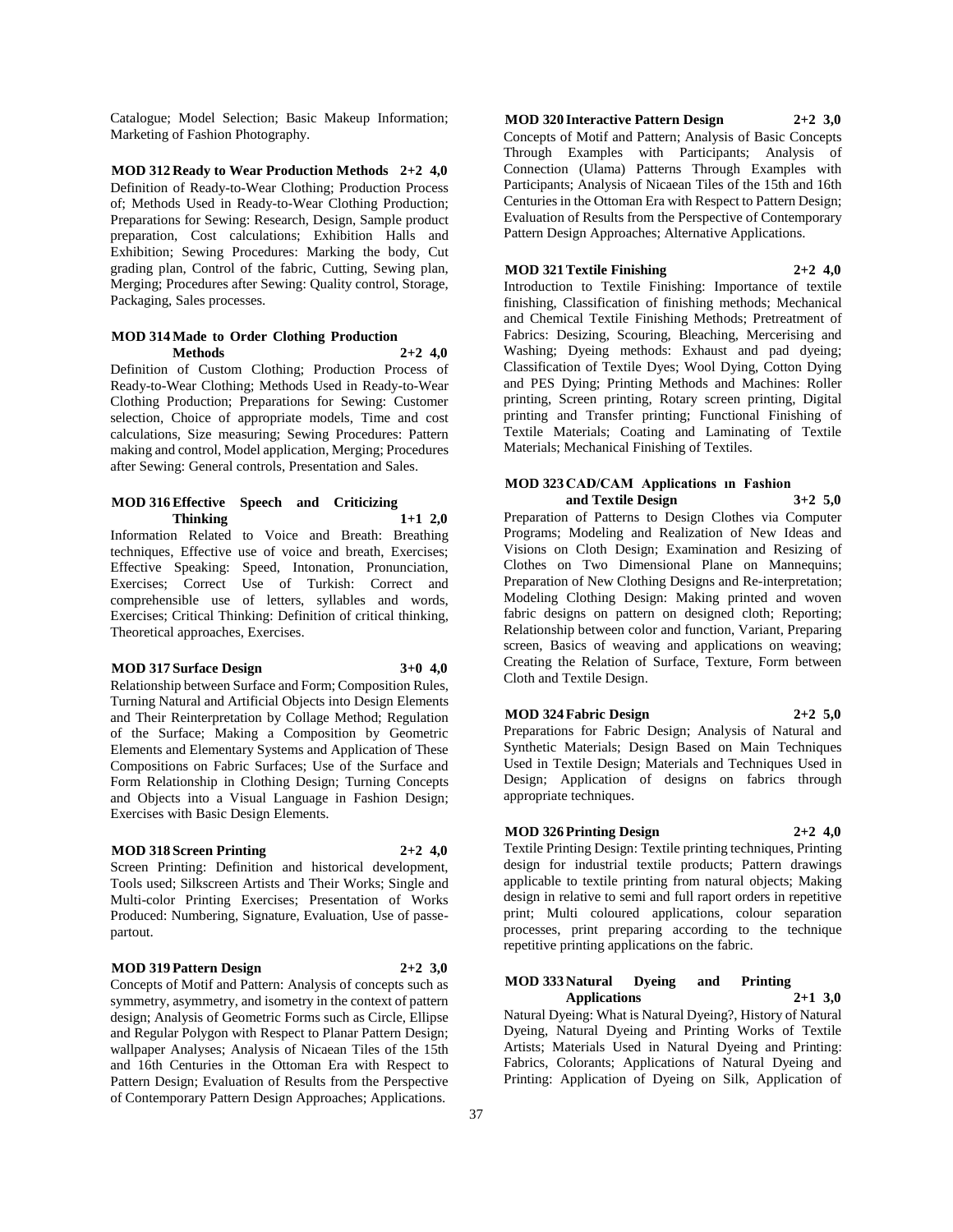Catalogue; Model Selection; Basic Makeup Information; Marketing of Fashion Photography.

**MOD 312 Ready to Wear Production Methods 2+2 4,0**
Definition of Ready-to-Wear Clothing; Production Process of; Methods Used in Ready-to-Wear Clothing Production; Preparations for Sewing: Research, Design, Sample product preparation, Cost calculations; Exhibition Halls and Exhibition; Sewing Procedures: Marking the body, Cut grading plan, Control of the fabric, Cutting, Sewing plan, Merging; Procedures after Sewing: Quality control, Storage, Packaging, Sales processes.

**MOD 314 Made to Order Clothing Production Methods 2+2 4,0**
Definition of Custom Clothing; Production Process of Ready-to-Wear Clothing; Methods Used in Ready-to-Wear Clothing Production; Preparations for Sewing: Customer selection, Choice of appropriate models, Time and cost calculations, Size measuring; Sewing Procedures: Pattern making and control, Model application, Merging; Procedures after Sewing: General controls, Presentation and Sales.

**MOD 316 Effective Speech and Criticizing Thinking 1+1 2,0**
Information Related to Voice and Breath: Breathing techniques, Effective use of voice and breath, Exercises; Effective Speaking: Speed, Intonation, Pronunciation, Exercises; Correct Use of Turkish: Correct and comprehensible use of letters, syllables and words, Exercises; Critical Thinking: Definition of critical thinking, Theoretical approaches, Exercises.

**MOD 317 Surface Design 3+0 4,0**
Relationship between Surface and Form; Composition Rules, Turning Natural and Artificial Objects into Design Elements and Their Reinterpretation by Collage Method; Regulation of the Surface; Making a Composition by Geometric Elements and Elementary Systems and Application of These Compositions on Fabric Surfaces; Use of the Surface and Form Relationship in Clothing Design; Turning Concepts and Objects into a Visual Language in Fashion Design; Exercises with Basic Design Elements.

**MOD 318 Screen Printing 2+2 4,0**
Screen Printing: Definition and historical development, Tools used; Silkscreen Artists and Their Works; Single and Multi-color Printing Exercises; Presentation of Works Produced: Numbering, Signature, Evaluation, Use of passe-partout.

**MOD 319 Pattern Design 2+2 3,0**
Concepts of Motif and Pattern: Analysis of concepts such as symmetry, asymmetry, and isometry in the context of pattern design; Analysis of Geometric Forms such as Circle, Ellipse and Regular Polygon with Respect to Planar Pattern Design; wallpaper Analyses; Analysis of Nicaean Tiles of the 15th and 16th Centuries in the Ottoman Era with Respect to Pattern Design; Evaluation of Results from the Perspective of Contemporary Pattern Design Approaches; Applications.

**MOD 320 Interactive Pattern Design 2+2 3,0**
Concepts of Motif and Pattern; Analysis of Basic Concepts Through Examples with Participants; Analysis of Connection (Ulama) Patterns Through Examples with Participants; Analysis of Nicaean Tiles of the 15th and 16th Centuries in the Ottoman Era with Respect to Pattern Design; Evaluation of Results from the Perspective of Contemporary Pattern Design Approaches; Alternative Applications.

**MOD 321 Textile Finishing 2+2 4,0**
Introduction to Textile Finishing: Importance of textile finishing, Classification of finishing methods; Mechanical and Chemical Textile Finishing Methods; Pretreatment of Fabrics: Desizing, Scouring, Bleaching, Mercerising and Washing; Dyeing methods: Exhaust and pad dyeing; Classification of Textile Dyes; Wool Dying, Cotton Dying and PES Dying; Printing Methods and Machines: Roller printing, Screen printing, Rotary screen printing, Digital printing and Transfer printing; Functional Finishing of Textile Materials; Coating and Laminating of Textile Materials; Mechanical Finishing of Textiles.

**MOD 323 CAD/CAM Applications ın Fashion and Textile Design 3+2 5,0**
Preparation of Patterns to Design Clothes via Computer Programs; Modeling and Realization of New Ideas and Visions on Cloth Design; Examination and Resizing of Clothes on Two Dimensional Plane on Mannequins; Preparation of New Clothing Designs and Re-interpretation; Modeling Clothing Design: Making printed and woven fabric designs on pattern on designed cloth; Reporting; Relationship between color and function, Variant, Preparing screen, Basics of weaving and applications on weaving; Creating the Relation of Surface, Texture, Form between Cloth and Textile Design.

**MOD 324 Fabric Design 2+2 5,0**
Preparations for Fabric Design; Analysis of Natural and Synthetic Materials; Design Based on Main Techniques Used in Textile Design; Materials and Techniques Used in Design; Application of designs on fabrics through appropriate techniques.

**MOD 326 Printing Design 2+2 4,0**
Textile Printing Design: Textile printing techniques, Printing design for industrial textile products; Pattern drawings applicable to textile printing from natural objects; Making design in relative to semi and full raport orders in repetitive print; Multi coloured applications, colour separation processes, print preparing according to the technique repetitive printing applications on the fabric.

**MOD 333 Natural Dyeing and Printing Applications 2+1 3,0**
Natural Dyeing: What is Natural Dyeing?, History of Natural Dyeing, Natural Dyeing and Printing Works of Textile Artists; Materials Used in Natural Dyeing and Printing: Fabrics, Colorants; Applications of Natural Dyeing and Printing: Application of Dyeing on Silk, Application of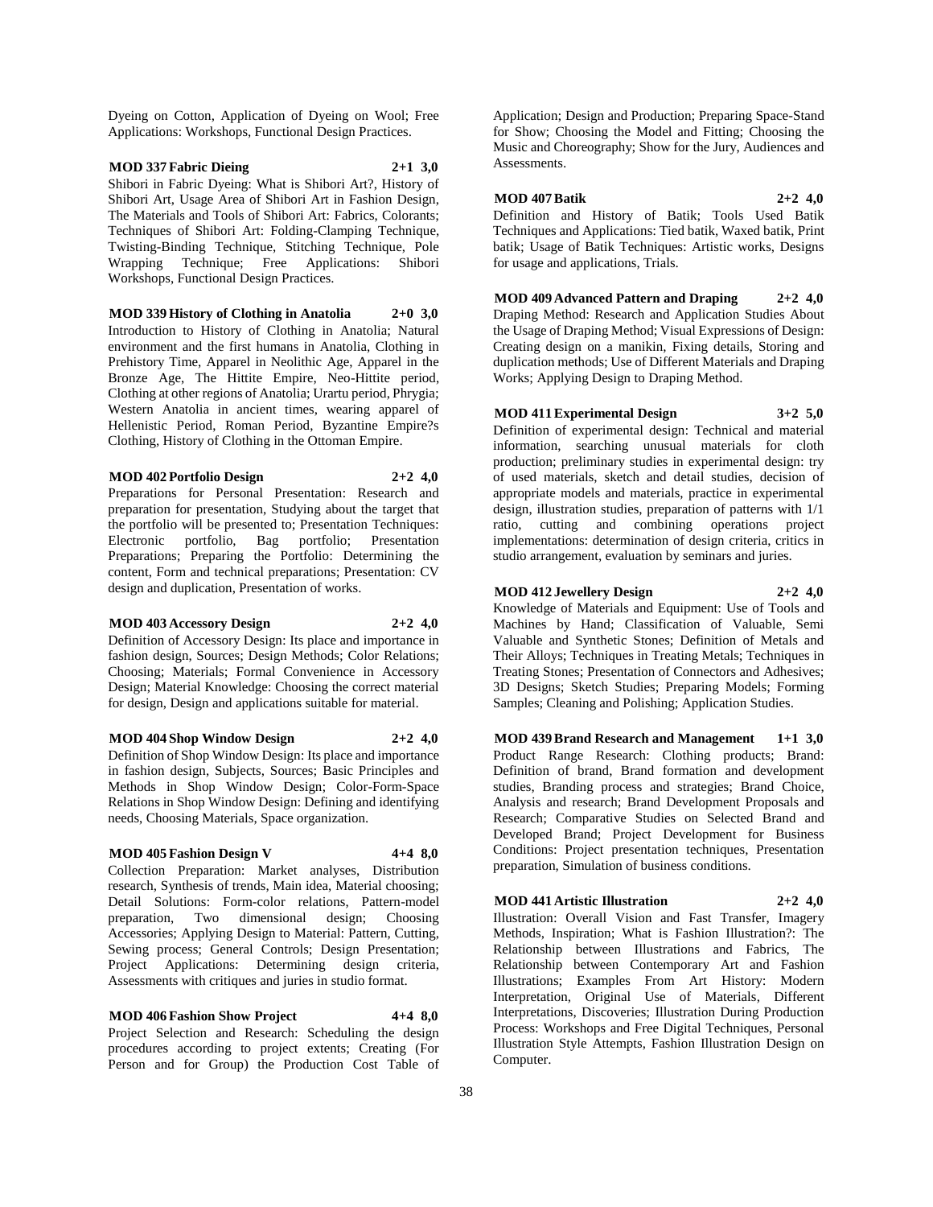Dyeing on Cotton, Application of Dyeing on Wool; Free Applications: Workshops, Functional Design Practices.

**MOD 337 Fabric Dieing 2+1 3,0**

Shibori in Fabric Dyeing: What is Shibori Art?, History of Shibori Art, Usage Area of Shibori Art in Fashion Design, The Materials and Tools of Shibori Art: Fabrics, Colorants; Techniques of Shibori Art: Folding-Clamping Technique, Twisting-Binding Technique, Stitching Technique, Pole Wrapping Technique; Free Applications: Shibori Workshops, Functional Design Practices.

**MOD 339 History of Clothing in Anatolia 2+0 3,0**

Introduction to History of Clothing in Anatolia; Natural environment and the first humans in Anatolia, Clothing in Prehistory Time, Apparel in Neolithic Age, Apparel in the Bronze Age, The Hittite Empire, Neo-Hittite period, Clothing at other regions of Anatolia; Urartu period, Phrygia; Western Anatolia in ancient times, wearing apparel of Hellenistic Period, Roman Period, Byzantine Empire?s Clothing, History of Clothing in the Ottoman Empire.

**MOD 402 Portfolio Design 2+2 4,0**

Preparations for Personal Presentation: Research and preparation for presentation, Studying about the target that the portfolio will be presented to; Presentation Techniques: Electronic portfolio, Bag portfolio; Presentation Preparations; Preparing the Portfolio: Determining the content, Form and technical preparations; Presentation: CV design and duplication, Presentation of works.

**MOD 403 Accessory Design 2+2 4,0**

Definition of Accessory Design: Its place and importance in fashion design, Sources; Design Methods; Color Relations; Choosing; Materials; Formal Convenience in Accessory Design; Material Knowledge: Choosing the correct material for design, Design and applications suitable for material.

**MOD 404 Shop Window Design 2+2 4,0**

Definition of Shop Window Design: Its place and importance in fashion design, Subjects, Sources; Basic Principles and Methods in Shop Window Design; Color-Form-Space Relations in Shop Window Design: Defining and identifying needs, Choosing Materials, Space organization.

**MOD 405 Fashion Design V 4+4 8,0**

Collection Preparation: Market analyses, Distribution research, Synthesis of trends, Main idea, Material choosing; Detail Solutions: Form-color relations, Pattern-model preparation, Two dimensional design; Choosing Accessories; Applying Design to Material: Pattern, Cutting, Sewing process; General Controls; Design Presentation; Project Applications: Determining design criteria, Assessments with critiques and juries in studio format.

**MOD 406 Fashion Show Project 4+4 8,0**

Project Selection and Research: Scheduling the design procedures according to project extents; Creating (For Person and for Group) the Production Cost Table of Application; Design and Production; Preparing Space-Stand for Show; Choosing the Model and Fitting; Choosing the Music and Choreography; Show for the Jury, Audiences and Assessments.

**MOD 407 Batik 2+2 4,0**

Definition and History of Batik; Tools Used Batik Techniques and Applications: Tied batik, Waxed batik, Print batik; Usage of Batik Techniques: Artistic works, Designs for usage and applications, Trials.

**MOD 409 Advanced Pattern and Draping 2+2 4,0**

Draping Method: Research and Application Studies About the Usage of Draping Method; Visual Expressions of Design: Creating design on a manikin, Fixing details, Storing and duplication methods; Use of Different Materials and Draping Works; Applying Design to Draping Method.

**MOD 411 Experimental Design 3+2 5,0**

Definition of experimental design: Technical and material information, searching unusual materials for cloth production; preliminary studies in experimental design: try of used materials, sketch and detail studies, decision of appropriate models and materials, practice in experimental design, illustration studies, preparation of patterns with 1/1 ratio, cutting and combining operations project implementations: determination of design criteria, critics in studio arrangement, evaluation by seminars and juries.

**MOD 412 Jewellery Design 2+2 4,0**

Knowledge of Materials and Equipment: Use of Tools and Machines by Hand; Classification of Valuable, Semi Valuable and Synthetic Stones; Definition of Metals and Their Alloys; Techniques in Treating Metals; Techniques in Treating Stones; Presentation of Connectors and Adhesives; 3D Designs; Sketch Studies; Preparing Models; Forming Samples; Cleaning and Polishing; Application Studies.

**MOD 439 Brand Research and Management 1+1 3,0**

Product Range Research: Clothing products; Brand: Definition of brand, Brand formation and development studies, Branding process and strategies; Brand Choice, Analysis and research; Brand Development Proposals and Research; Comparative Studies on Selected Brand and Developed Brand; Project Development for Business Conditions: Project presentation techniques, Presentation preparation, Simulation of business conditions.

**MOD 441 Artistic Illustration 2+2 4,0**

Illustration: Overall Vision and Fast Transfer, Imagery Methods, Inspiration; What is Fashion Illustration?: The Relationship between Illustrations and Fabrics, The Relationship between Contemporary Art and Fashion Illustrations; Examples From Art History: Modern Interpretation, Original Use of Materials, Different Interpretations, Discoveries; Illustration During Production Process: Workshops and Free Digital Techniques, Personal Illustration Style Attempts, Fashion Illustration Design on Computer.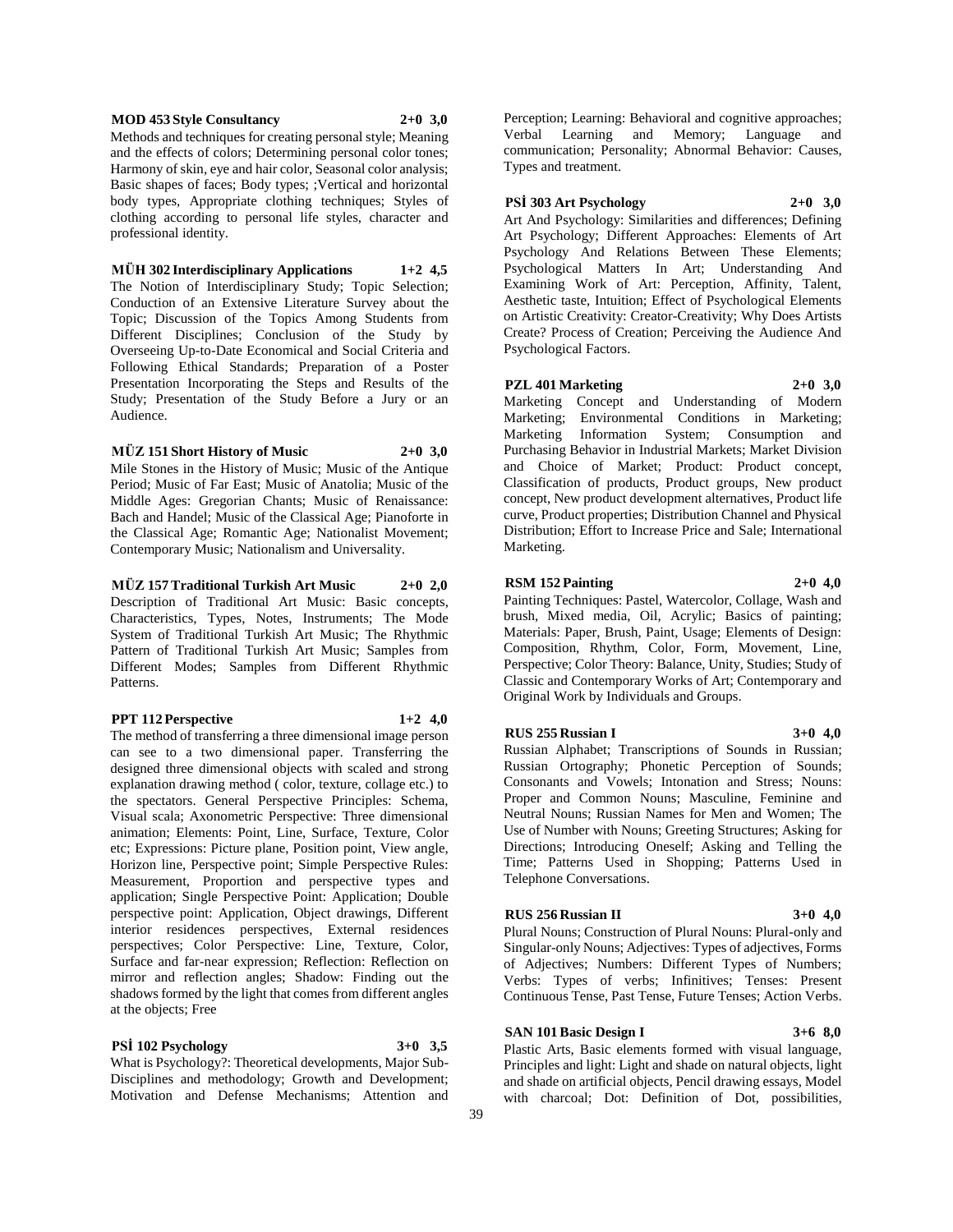**MOD 453 Style Consultancy 2+0 3,0**

Methods and techniques for creating personal style; Meaning and the effects of colors; Determining personal color tones; Harmony of skin, eye and hair color, Seasonal color analysis; Basic shapes of faces; Body types; ;Vertical and horizontal body types, Appropriate clothing techniques; Styles of clothing according to personal life styles, character and professional identity.

**MÜH 302 Interdisciplinary Applications 1+2 4,5**

The Notion of Interdisciplinary Study; Topic Selection; Conduction of an Extensive Literature Survey about the Topic; Discussion of the Topics Among Students from Different Disciplines; Conclusion of the Study by Overseeing Up-to-Date Economical and Social Criteria and Following Ethical Standards; Preparation of a Poster Presentation Incorporating the Steps and Results of the Study; Presentation of the Study Before a Jury or an Audience.

**MÜZ 151 Short History of Music 2+0 3,0**

Mile Stones in the History of Music; Music of the Antique Period; Music of Far East; Music of Anatolia; Music of the Middle Ages: Gregorian Chants; Music of Renaissance: Bach and Handel; Music of the Classical Age; Pianoforte in the Classical Age; Romantic Age; Nationalist Movement; Contemporary Music; Nationalism and Universality.

**MÜZ 157 Traditional Turkish Art Music 2+0 2,0**

Description of Traditional Art Music: Basic concepts, Characteristics, Types, Notes, Instruments; The Mode System of Traditional Turkish Art Music; The Rhythmic Pattern of Traditional Turkish Art Music; Samples from Different Modes; Samples from Different Rhythmic Patterns.

**PPT 112 Perspective 1+2 4,0**

The method of transferring a three dimensional image person can see to a two dimensional paper. Transferring the designed three dimensional objects with scaled and strong explanation drawing method ( color, texture, collage etc.) to the spectators. General Perspective Principles: Schema, Visual scala; Axonometric Perspective: Three dimensional animation; Elements: Point, Line, Surface, Texture, Color etc; Expressions: Picture plane, Position point, View angle, Horizon line, Perspective point; Simple Perspective Rules: Measurement, Proportion and perspective types and application; Single Perspective Point: Application; Double perspective point: Application, Object drawings, Different interior residences perspectives, External residences perspectives; Color Perspective: Line, Texture, Color, Surface and far-near expression; Reflection: Reflection on mirror and reflection angles; Shadow: Finding out the shadows formed by the light that comes from different angles at the objects; Free

**PSİ 102 Psychology 3+0 3,5**

What is Psychology?: Theoretical developments, Major Sub-Disciplines and methodology; Growth and Development; Motivation and Defense Mechanisms; Attention and Perception; Learning: Behavioral and cognitive approaches; Verbal Learning and Memory; Language and communication; Personality; Abnormal Behavior: Causes, Types and treatment.

**PSİ 303 Art Psychology 2+0 3,0**

Art And Psychology: Similarities and differences; Defining Art Psychology; Different Approaches: Elements of Art Psychology And Relations Between These Elements; Psychological Matters In Art; Understanding And Examining Work of Art: Perception, Affinity, Talent, Aesthetic taste, Intuition; Effect of Psychological Elements on Artistic Creativity: Creator-Creativity; Why Does Artists Create? Process of Creation; Perceiving the Audience And Psychological Factors.

**PZL 401 Marketing 2+0 3,0**

Marketing Concept and Understanding of Modern Marketing; Environmental Conditions in Marketing; Marketing Information System; Consumption and Purchasing Behavior in Industrial Markets; Market Division and Choice of Market; Product: Product concept, Classification of products, Product groups, New product concept, New product development alternatives, Product life curve, Product properties; Distribution Channel and Physical Distribution; Effort to Increase Price and Sale; International Marketing.

**RSM 152 Painting 2+0 4,0**

Painting Techniques: Pastel, Watercolor, Collage, Wash and brush, Mixed media, Oil, Acrylic; Basics of painting; Materials: Paper, Brush, Paint, Usage; Elements of Design: Composition, Rhythm, Color, Form, Movement, Line, Perspective; Color Theory: Balance, Unity, Studies; Study of Classic and Contemporary Works of Art; Contemporary and Original Work by Individuals and Groups.

**RUS 255 Russian I 3+0 4,0**

Russian Alphabet; Transcriptions of Sounds in Russian; Russian Ortography; Phonetic Perception of Sounds; Consonants and Vowels; Intonation and Stress; Nouns: Proper and Common Nouns; Masculine, Feminine and Neutral Nouns; Russian Names for Men and Women; The Use of Number with Nouns; Greeting Structures; Asking for Directions; Introducing Oneself; Asking and Telling the Time; Patterns Used in Shopping; Patterns Used in Telephone Conversations.

**RUS 256 Russian II 3+0 4,0**

Plural Nouns; Construction of Plural Nouns: Plural-only and Singular-only Nouns; Adjectives: Types of adjectives, Forms of Adjectives; Numbers: Different Types of Numbers; Verbs: Types of verbs; Infinitives; Tenses: Present Continuous Tense, Past Tense, Future Tenses; Action Verbs.

**SAN 101 Basic Design I 3+6 8,0**

Plastic Arts, Basic elements formed with visual language, Principles and light: Light and shade on natural objects, light and shade on artificial objects, Pencil drawing essays, Model with charcoal; Dot: Definition of Dot, possibilities,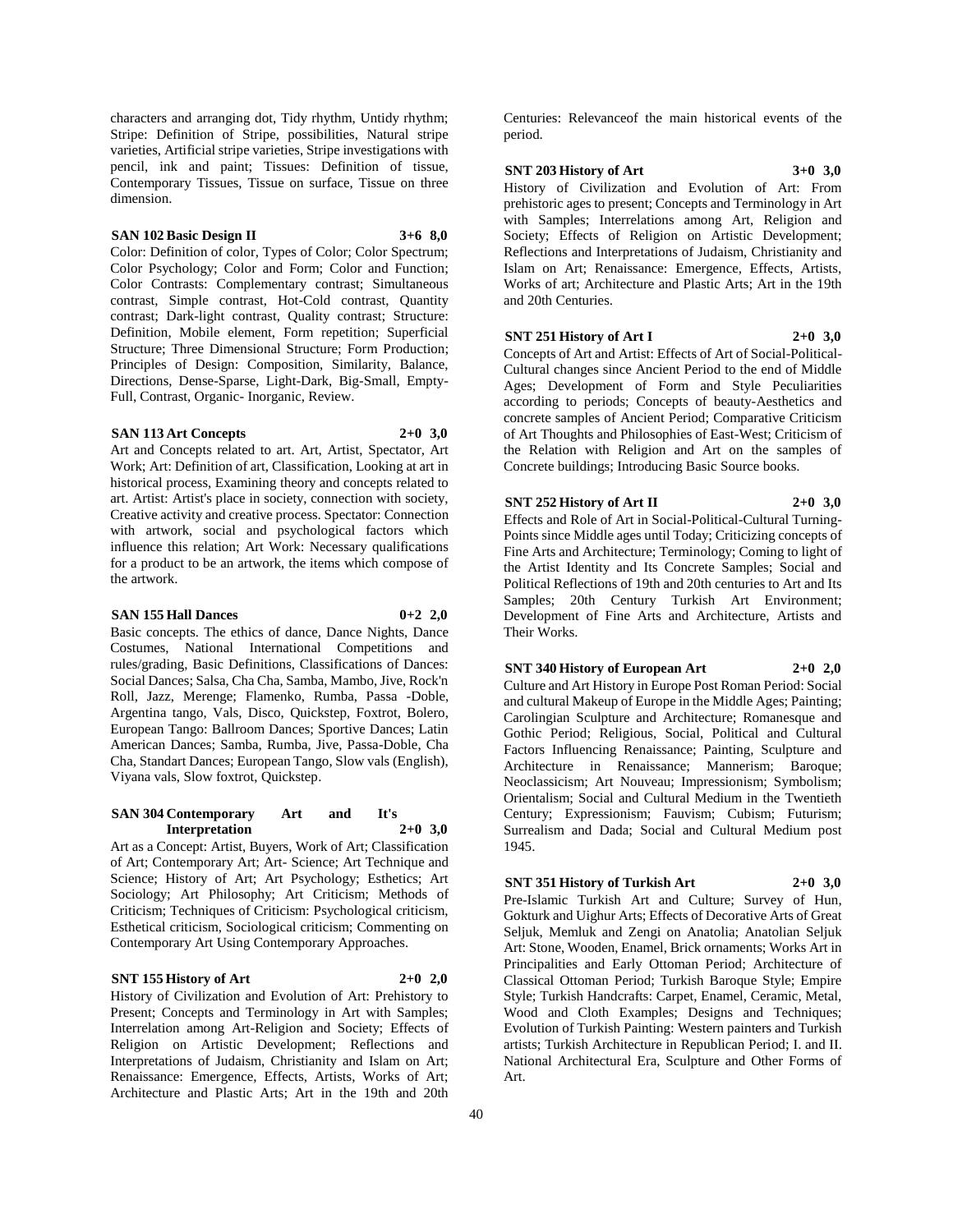characters and arranging dot, Tidy rhythm, Untidy rhythm; Stripe: Definition of Stripe, possibilities, Natural stripe varieties, Artificial stripe varieties, Stripe investigations with pencil, ink and paint; Tissues: Definition of tissue, Contemporary Tissues, Tissue on surface, Tissue on three dimension.

**SAN 102 Basic Design II 3+6 8,0**

Color: Definition of color, Types of Color; Color Spectrum; Color Psychology; Color and Form; Color and Function; Color Contrasts: Complementary contrast; Simultaneous contrast, Simple contrast, Hot-Cold contrast, Quantity contrast; Dark-light contrast, Quality contrast; Structure: Definition, Mobile element, Form repetition; Superficial Structure; Three Dimensional Structure; Form Production; Principles of Design: Composition, Similarity, Balance, Directions, Dense-Sparse, Light-Dark, Big-Small, Empty-Full, Contrast, Organic- Inorganic, Review.

**SAN 113 Art Concepts 2+0 3,0**

Art and Concepts related to art. Art, Artist, Spectator, Art Work; Art: Definition of art, Classification, Looking at art in historical process, Examining theory and concepts related to art. Artist: Artist's place in society, connection with society, Creative activity and creative process. Spectator: Connection with artwork, social and psychological factors which influence this relation; Art Work: Necessary qualifications for a product to be an artwork, the items which compose of the artwork.

**SAN 155 Hall Dances 0+2 2,0**

Basic concepts. The ethics of dance, Dance Nights, Dance Costumes, National International Competitions and rules/grading, Basic Definitions, Classifications of Dances: Social Dances; Salsa, Cha Cha, Samba, Mambo, Jive, Rock'n Roll, Jazz, Merenge; Flamenko, Rumba, Passa -Doble, Argentina tango, Vals, Disco, Quickstep, Foxtrot, Bolero, European Tango: Ballroom Dances; Sportive Dances; Latin American Dances; Samba, Rumba, Jive, Passa-Doble, Cha Cha, Standart Dances; European Tango, Slow vals (English), Viyana vals, Slow foxtrot, Quickstep.

**SAN 304 Contemporary Art and It's Interpretation 2+0 3,0**

Art as a Concept: Artist, Buyers, Work of Art; Classification of Art; Contemporary Art; Art- Science; Art Technique and Science; History of Art; Art Psychology; Esthetics; Art Sociology; Art Philosophy; Art Criticism; Methods of Criticism; Techniques of Criticism: Psychological criticism, Esthetical criticism, Sociological criticism; Commenting on Contemporary Art Using Contemporary Approaches.

**SNT 155 History of Art 2+0 2,0**

History of Civilization and Evolution of Art: Prehistory to Present; Concepts and Terminology in Art with Samples; Interrelation among Art-Religion and Society; Effects of Religion on Artistic Development; Reflections and Interpretations of Judaism, Christianity and Islam on Art; Renaissance: Emergence, Effects, Artists, Works of Art; Architecture and Plastic Arts; Art in the 19th and 20th Centuries: Relevanceof the main historical events of the period.

**SNT 203 History of Art 3+0 3,0**

History of Civilization and Evolution of Art: From prehistoric ages to present; Concepts and Terminology in Art with Samples; Interrelations among Art, Religion and Society; Effects of Religion on Artistic Development; Reflections and Interpretations of Judaism, Christianity and Islam on Art; Renaissance: Emergence, Effects, Artists, Works of art; Architecture and Plastic Arts; Art in the 19th and 20th Centuries.

**SNT 251 History of Art I 2+0 3,0**

Concepts of Art and Artist: Effects of Art of Social-Political-Cultural changes since Ancient Period to the end of Middle Ages; Development of Form and Style Peculiarities according to periods; Concepts of beauty-Aesthetics and concrete samples of Ancient Period; Comparative Criticism of Art Thoughts and Philosophies of East-West; Criticism of the Relation with Religion and Art on the samples of Concrete buildings; Introducing Basic Source books.

**SNT 252 History of Art II 2+0 3,0**

Effects and Role of Art in Social-Political-Cultural Turning-Points since Middle ages until Today; Criticizing concepts of Fine Arts and Architecture; Terminology; Coming to light of the Artist Identity and Its Concrete Samples; Social and Political Reflections of 19th and 20th centuries to Art and Its Samples; 20th Century Turkish Art Environment; Development of Fine Arts and Architecture, Artists and Their Works.

**SNT 340 History of European Art 2+0 2,0**

Culture and Art History in Europe Post Roman Period: Social and cultural Makeup of Europe in the Middle Ages; Painting; Carolingian Sculpture and Architecture; Romanesque and Gothic Period; Religious, Social, Political and Cultural Factors Influencing Renaissance; Painting, Sculpture and Architecture in Renaissance; Mannerism; Baroque; Neoclassicism; Art Nouveau; Impressionism; Symbolism; Orientalism; Social and Cultural Medium in the Twentieth Century; Expressionism; Fauvism; Cubism; Futurism; Surrealism and Dada; Social and Cultural Medium post 1945.

**SNT 351 History of Turkish Art 2+0 3,0**

Pre-Islamic Turkish Art and Culture; Survey of Hun, Gokturk and Uighur Arts; Effects of Decorative Arts of Great Seljuk, Memluk and Zengi on Anatolia; Anatolian Seljuk Art: Stone, Wooden, Enamel, Brick ornaments; Works Art in Principalities and Early Ottoman Period; Architecture of Classical Ottoman Period; Turkish Baroque Style; Empire Style; Turkish Handcrafts: Carpet, Enamel, Ceramic, Metal, Wood and Cloth Examples; Designs and Techniques; Evolution of Turkish Painting: Western painters and Turkish artists; Turkish Architecture in Republican Period; I. and II. National Architectural Era, Sculpture and Other Forms of Art.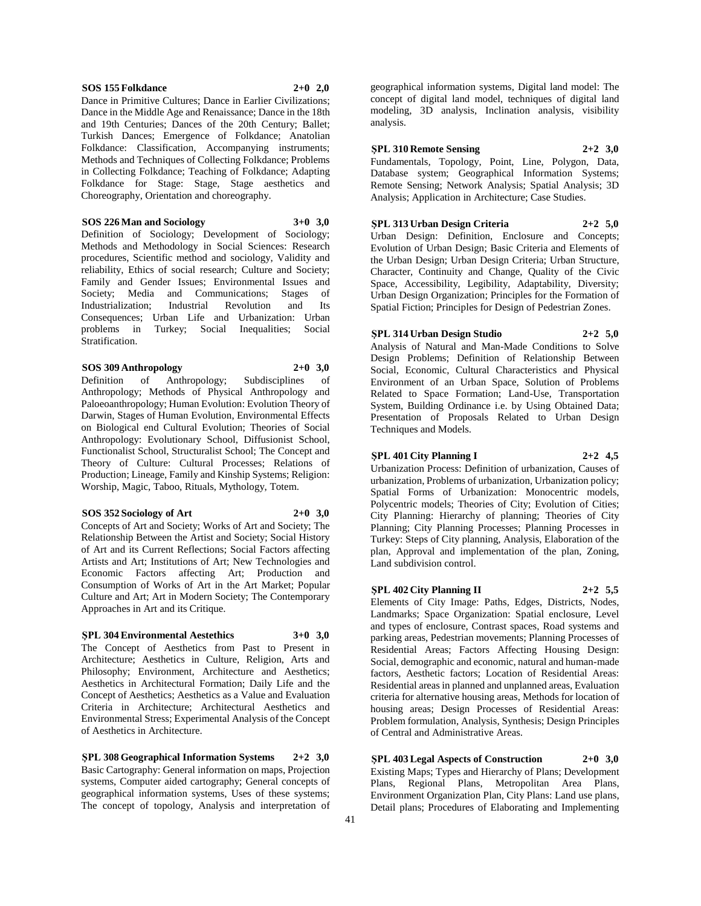**SOS 155 Folkdance 2+0 2,0**

Dance in Primitive Cultures; Dance in Earlier Civilizations; Dance in the Middle Age and Renaissance; Dance in the 18th and 19th Centuries; Dances of the 20th Century; Ballet; Turkish Dances; Emergence of Folkdance; Anatolian Folkdance: Classification, Accompanying instruments; Methods and Techniques of Collecting Folkdance; Problems in Collecting Folkdance; Teaching of Folkdance; Adapting Folkdance for Stage: Stage, Stage aesthetics and Choreography, Orientation and choreography.

**SOS 226 Man and Sociology 3+0 3,0**

Definition of Sociology; Development of Sociology; Methods and Methodology in Social Sciences: Research procedures, Scientific method and sociology, Validity and reliability, Ethics of social research; Culture and Society; Family and Gender Issues; Environmental Issues and Society; Media and Communications; Stages of Industrialization; Industrial Revolution and Its Consequences; Urban Life and Urbanization: Urban problems in Turkey; Social Inequalities; Social Stratification.

**SOS 309 Anthropology 2+0 3,0**

Definition of Anthropology; Subdisciplines of Anthropology; Methods of Physical Anthropology and Paloeoanthropology; Human Evolution: Evolution Theory of Darwin, Stages of Human Evolution, Environmental Effects on Biological end Cultural Evolution; Theories of Social Anthropology: Evolutionary School, Diffusionist School, Functionalist School, Structuralist School; The Concept and Theory of Culture: Cultural Processes; Relations of Production; Lineage, Family and Kinship Systems; Religion: Worship, Magic, Taboo, Rituals, Mythology, Totem.

**SOS 352 Sociology of Art 2+0 3,0**

Concepts of Art and Society; Works of Art and Society; The Relationship Between the Artist and Society; Social History of Art and its Current Reflections; Social Factors affecting Artists and Art; Institutions of Art; New Technologies and Economic Factors affecting Art; Production and Consumption of Works of Art in the Art Market; Popular Culture and Art; Art in Modern Society; The Contemporary Approaches in Art and its Critique.

**ŞPL 304 Environmental Aestethics 3+0 3,0**

The Concept of Aesthetics from Past to Present in Architecture; Aesthetics in Culture, Religion, Arts and Philosophy; Environment, Architecture and Aesthetics; Aesthetics in Architectural Formation; Daily Life and the Concept of Aesthetics; Aesthetics as a Value and Evaluation Criteria in Architecture; Architectural Aesthetics and Environmental Stress; Experimental Analysis of the Concept of Aesthetics in Architecture.

**ŞPL 308 Geographical Information Systems 2+2 3,0**

Basic Cartography: General information on maps, Projection systems, Computer aided cartography; General concepts of geographical information systems, Uses of these systems; The concept of topology, Analysis and interpretation of geographical information systems, Digital land model: The concept of digital land model, techniques of digital land modeling, 3D analysis, Inclination analysis, visibility analysis.

**ŞPL 310 Remote Sensing 2+2 3,0**

Fundamentals, Topology, Point, Line, Polygon, Data, Database system; Geographical Information Systems; Remote Sensing; Network Analysis; Spatial Analysis; 3D Analysis; Application in Architecture; Case Studies.

**ŞPL 313 Urban Design Criteria 2+2 5,0**

Urban Design: Definition, Enclosure and Concepts; Evolution of Urban Design; Basic Criteria and Elements of the Urban Design; Urban Design Criteria; Urban Structure, Character, Continuity and Change, Quality of the Civic Space, Accessibility, Legibility, Adaptability, Diversity; Urban Design Organization; Principles for the Formation of Spatial Fiction; Principles for Design of Pedestrian Zones.

**ŞPL 314 Urban Design Studio 2+2 5,0**

Analysis of Natural and Man-Made Conditions to Solve Design Problems; Definition of Relationship Between Social, Economic, Cultural Characteristics and Physical Environment of an Urban Space, Solution of Problems Related to Space Formation; Land-Use, Transportation System, Building Ordinance i.e. by Using Obtained Data; Presentation of Proposals Related to Urban Design Techniques and Models.

**ŞPL 401 City Planning I 2+2 4,5**

Urbanization Process: Definition of urbanization, Causes of urbanization, Problems of urbanization, Urbanization policy; Spatial Forms of Urbanization: Monocentric models, Polycentric models; Theories of City; Evolution of Cities; City Planning: Hierarchy of planning; Theories of City Planning; City Planning Processes; Planning Processes in Turkey: Steps of City planning, Analysis, Elaboration of the plan, Approval and implementation of the plan, Zoning, Land subdivision control.

**ŞPL 402 City Planning II 2+2 5,5**

Elements of City Image: Paths, Edges, Districts, Nodes, Landmarks; Space Organization: Spatial enclosure, Level and types of enclosure, Contrast spaces, Road systems and parking areas, Pedestrian movements; Planning Processes of Residential Areas; Factors Affecting Housing Design: Social, demographic and economic, natural and human-made factors, Aesthetic factors; Location of Residential Areas: Residential areas in planned and unplanned areas, Evaluation criteria for alternative housing areas, Methods for location of housing areas; Design Processes of Residential Areas: Problem formulation, Analysis, Synthesis; Design Principles of Central and Administrative Areas.

**ŞPL 403 Legal Aspects of Construction 2+0 3,0**

Existing Maps; Types and Hierarchy of Plans; Development Plans, Regional Plans, Metropolitan Area Plans, Environment Organization Plan, City Plans: Land use plans, Detail plans; Procedures of Elaborating and Implementing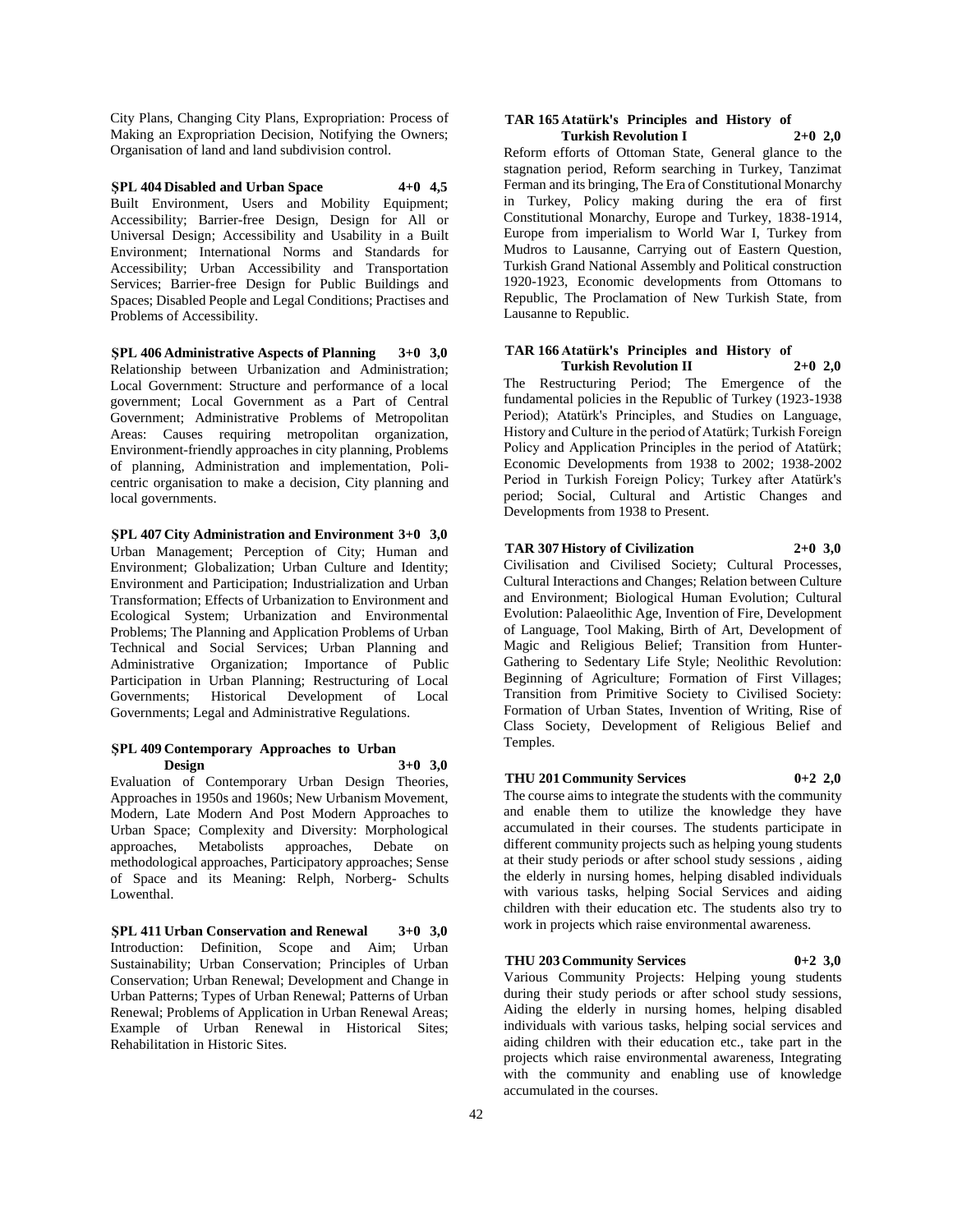City Plans, Changing City Plans, Expropriation: Process of Making an Expropriation Decision, Notifying the Owners; Organisation of land and land subdivision control.

**ŞPL 404 Disabled and Urban Space 4+0 4,5**

Built Environment, Users and Mobility Equipment; Accessibility; Barrier-free Design, Design for All or Universal Design; Accessibility and Usability in a Built Environment; International Norms and Standards for Accessibility; Urban Accessibility and Transportation Services; Barrier-free Design for Public Buildings and Spaces; Disabled People and Legal Conditions; Practises and Problems of Accessibility.

**ŞPL 406 Administrative Aspects of Planning 3+0 3,0**

Relationship between Urbanization and Administration; Local Government: Structure and performance of a local government; Local Government as a Part of Central Government; Administrative Problems of Metropolitan Areas: Causes requiring metropolitan organization, Environment-friendly approaches in city planning, Problems of planning, Administration and implementation, Poli-centric organisation to make a decision, City planning and local governments.

**ŞPL 407 City Administration and Environment 3+0 3,0**

Urban Management; Perception of City; Human and Environment; Globalization; Urban Culture and Identity; Environment and Participation; Industrialization and Urban Transformation; Effects of Urbanization to Environment and Ecological System; Urbanization and Environmental Problems; The Planning and Application Problems of Urban Technical and Social Services; Urban Planning and Administrative Organization; Importance of Public Participation in Urban Planning; Restructuring of Local Governments; Historical Development of Local Governments; Legal and Administrative Regulations.

**ŞPL 409 Contemporary Approaches to Urban Design 3+0 3,0**

Evaluation of Contemporary Urban Design Theories, Approaches in 1950s and 1960s; New Urbanism Movement, Modern, Late Modern And Post Modern Approaches to Urban Space; Complexity and Diversity: Morphological approaches, Metabolists approaches, Debate on methodological approaches, Participatory approaches; Sense of Space and its Meaning: Relph, Norberg- Schults Lowenthal.

**ŞPL 411 Urban Conservation and Renewal 3+0 3,0**

Introduction: Definition, Scope and Aim; Urban Sustainability; Urban Conservation; Principles of Urban Conservation; Urban Renewal; Development and Change in Urban Patterns; Types of Urban Renewal; Patterns of Urban Renewal; Problems of Application in Urban Renewal Areas; Example of Urban Renewal in Historical Sites; Rehabilitation in Historic Sites.

**TAR 165 Atatürk's Principles and History of Turkish Revolution I 2+0 2,0**

Reform efforts of Ottoman State, General glance to the stagnation period, Reform searching in Turkey, Tanzimat Ferman and its bringing, The Era of Constitutional Monarchy in Turkey, Policy making during the era of first Constitutional Monarchy, Europe and Turkey, 1838-1914, Europe from imperialism to World War I, Turkey from Mudros to Lausanne, Carrying out of Eastern Question, Turkish Grand National Assembly and Political construction 1920-1923, Economic developments from Ottomans to Republic, The Proclamation of New Turkish State, from Lausanne to Republic.

**TAR 166 Atatürk's Principles and History of Turkish Revolution II 2+0 2,0**

The Restructuring Period; The Emergence of the fundamental policies in the Republic of Turkey (1923-1938 Period); Atatürk's Principles, and Studies on Language, History and Culture in the period of Atatürk; Turkish Foreign Policy and Application Principles in the period of Atatürk; Economic Developments from 1938 to 2002; 1938-2002 Period in Turkish Foreign Policy; Turkey after Atatürk's period; Social, Cultural and Artistic Changes and Developments from 1938 to Present.

**TAR 307 History of Civilization 2+0 3,0**

Civilisation and Civilised Society; Cultural Processes, Cultural Interactions and Changes; Relation between Culture and Environment; Biological Human Evolution; Cultural Evolution: Palaeolithic Age, Invention of Fire, Development of Language, Tool Making, Birth of Art, Development of Magic and Religious Belief; Transition from Hunter-Gathering to Sedentary Life Style; Neolithic Revolution: Beginning of Agriculture; Formation of First Villages; Transition from Primitive Society to Civilised Society: Formation of Urban States, Invention of Writing, Rise of Class Society, Development of Religious Belief and Temples.

**THU 201 Community Services 0+2 2,0**

The course aims to integrate the students with the community and enable them to utilize the knowledge they have accumulated in their courses. The students participate in different community projects such as helping young students at their study periods or after school study sessions , aiding the elderly in nursing homes, helping disabled individuals with various tasks, helping Social Services and aiding children with their education etc. The students also try to work in projects which raise environmental awareness.

**THU 203 Community Services 0+2 3,0**

Various Community Projects: Helping young students during their study periods or after school study sessions, Aiding the elderly in nursing homes, helping disabled individuals with various tasks, helping social services and aiding children with their education etc., take part in the projects which raise environmental awareness, Integrating with the community and enabling use of knowledge accumulated in the courses.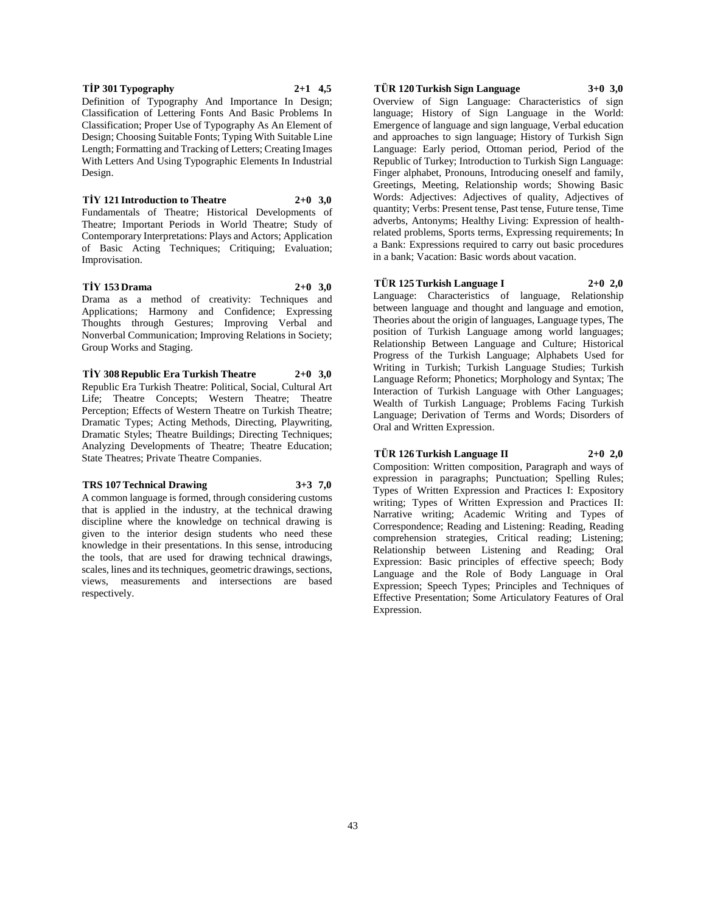**TİP 301 Typography 2+1 4,5**

Definition of Typography And Importance In Design; Classification of Lettering Fonts And Basic Problems In Classification; Proper Use of Typography As An Element of Design; Choosing Suitable Fonts; Typing With Suitable Line Length; Formatting and Tracking of Letters; Creating Images With Letters And Using Typographic Elements In Industrial Design.

**TİY 121 Introduction to Theatre 2+0 3,0**

Fundamentals of Theatre; Historical Developments of Theatre; Important Periods in World Theatre; Study of Contemporary Interpretations: Plays and Actors; Application of Basic Acting Techniques; Critiquing; Evaluation; Improvisation.

**TİY 153 Drama 2+0 3,0**

Drama as a method of creativity: Techniques and Applications; Harmony and Confidence; Expressing Thoughts through Gestures; Improving Verbal and Nonverbal Communication; Improving Relations in Society; Group Works and Staging.

**TİY 308 Republic Era Turkish Theatre 2+0 3,0**

Republic Era Turkish Theatre: Political, Social, Cultural Art Life; Theatre Concepts; Western Theatre; Theatre Perception; Effects of Western Theatre on Turkish Theatre; Dramatic Types; Acting Methods, Directing, Playwriting, Dramatic Styles; Theatre Buildings; Directing Techniques; Analyzing Developments of Theatre; Theatre Education; State Theatres; Private Theatre Companies.

**TRS 107 Technical Drawing 3+3 7,0**

A common language is formed, through considering customs that is applied in the industry, at the technical drawing discipline where the knowledge on technical drawing is given to the interior design students who need these knowledge in their presentations. In this sense, introducing the tools, that are used for drawing technical drawings, scales, lines and its techniques, geometric drawings, sections, views, measurements and intersections are based respectively.

**TÜR 120 Turkish Sign Language 3+0 3,0**

Overview of Sign Language: Characteristics of sign language; History of Sign Language in the World: Emergence of language and sign language, Verbal education and approaches to sign language; History of Turkish Sign Language: Early period, Ottoman period, Period of the Republic of Turkey; Introduction to Turkish Sign Language: Finger alphabet, Pronouns, Introducing oneself and family, Greetings, Meeting, Relationship words; Showing Basic Words: Adjectives: Adjectives of quality, Adjectives of quantity; Verbs: Present tense, Past tense, Future tense, Time adverbs, Antonyms; Healthy Living: Expression of health-related problems, Sports terms, Expressing requirements; In a Bank: Expressions required to carry out basic procedures in a bank; Vacation: Basic words about vacation.

**TÜR 125 Turkish Language I 2+0 2,0**

Language: Characteristics of language, Relationship between language and thought and language and emotion, Theories about the origin of languages, Language types, The position of Turkish Language among world languages; Relationship Between Language and Culture; Historical Progress of the Turkish Language; Alphabets Used for Writing in Turkish; Turkish Language Studies; Turkish Language Reform; Phonetics; Morphology and Syntax; The Interaction of Turkish Language with Other Languages; Wealth of Turkish Language; Problems Facing Turkish Language; Derivation of Terms and Words; Disorders of Oral and Written Expression.

**TÜR 126 Turkish Language II 2+0 2,0**

Composition: Written composition, Paragraph and ways of expression in paragraphs; Punctuation; Spelling Rules; Types of Written Expression and Practices I: Expository writing; Types of Written Expression and Practices II: Narrative writing; Academic Writing and Types of Correspondence; Reading and Listening: Reading, Reading comprehension strategies, Critical reading; Listening; Relationship between Listening and Reading; Oral Expression: Basic principles of effective speech; Body Language and the Role of Body Language in Oral Expression; Speech Types; Principles and Techniques of Effective Presentation; Some Articulatory Features of Oral Expression.